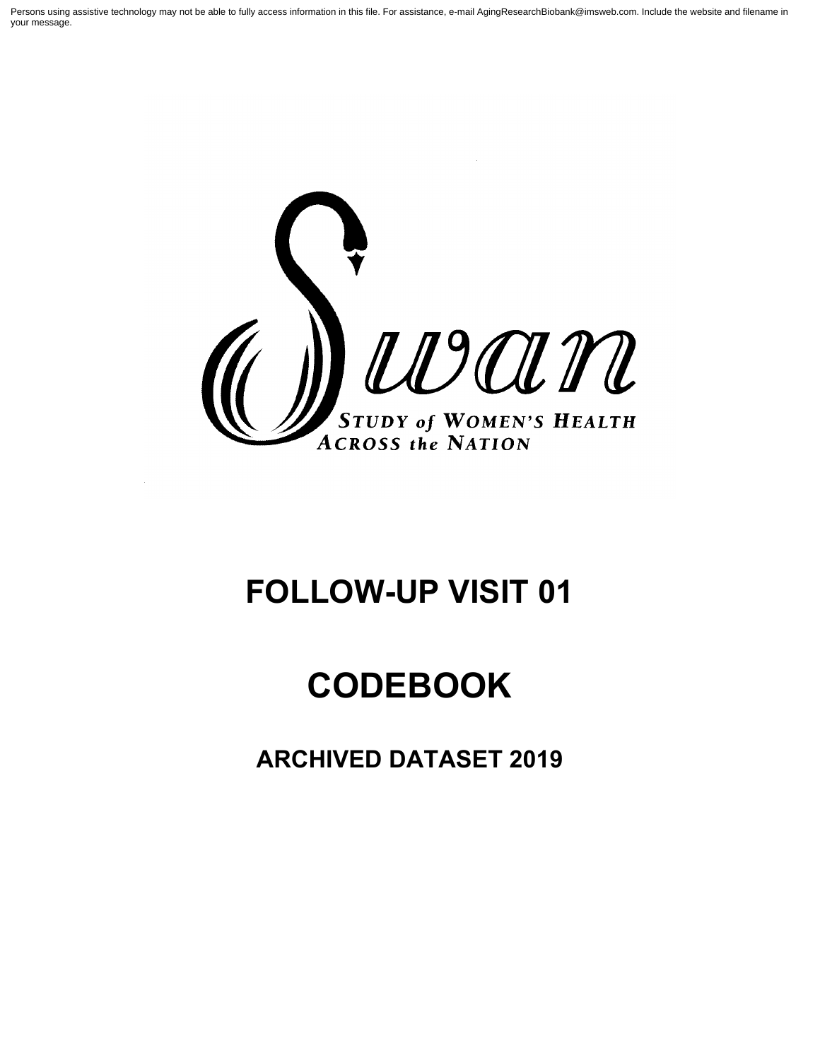Persons using assistive technology may not be able to fully access information in this file. For assistance, e-mail AgingResearchBiobank@imsweb.com. Include the website and filename in your message.

Swan

STUDY of WOMEN'S HEALTH ACROSS the NATION

# FOLLOW-UP VISIT 01

# CODEBOOK

## ARCHIVED DATASET 2019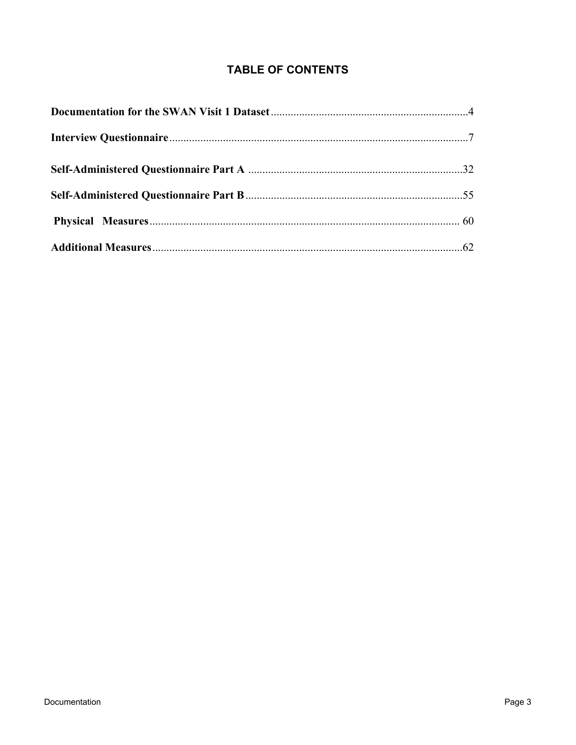# TABLE OF CONTENTS

**Documentation for the SWAN Visit 1 Dataset**.....................................................................4

**Interview Questionnaire**.........................................................................................................7

**Self-Administered Questionnaire Part A** ...........................................................................32

**Self-Administered Questionnaire Part B**............................................................................55

**Physical Measures**............................................................................................................. 60

**Additional Measures**.............................................................................................................62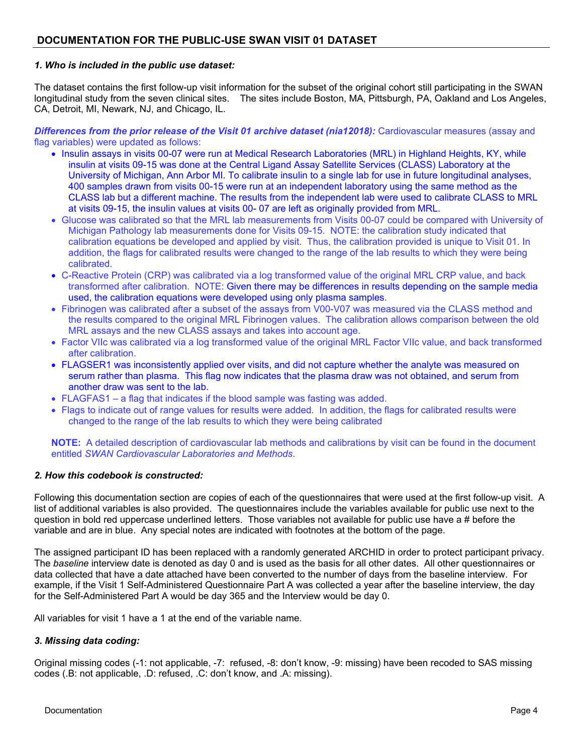## DOCUMENTATION FOR THE PUBLIC-USE SWAN VISIT 01 DATASET

### *1. Who is included in the public use dataset:*

The dataset contains the first follow-up visit information for the subset of the original cohort still participating in the SWAN longitudinal study from the seven clinical sites. The sites include Boston, MA, Pittsburgh, PA, Oakland and Los Angeles, CA, Detroit, MI, Newark, NJ, and Chicago, IL.

***Differences from the prior release of the Visit 01 archive dataset (nia12018):*** Cardiovascular measures (assay and flag variables) were updated as follows:

- Insulin assays in visits 00-07 were run at Medical Research Laboratories (MRL) in Highland Heights, KY, while insulin at visits 09-15 was done at the Central Ligand Assay Satellite Services (CLASS) Laboratory at the University of Michigan, Ann Arbor MI. To calibrate insulin to a single lab for use in future longitudinal analyses, 400 samples drawn from visits 00-15 were run at an independent laboratory using the same method as the CLASS lab but a different machine. The results from the independent lab were used to calibrate CLASS to MRL at visits 09-15, the insulin values at visits 00- 07 are left as originally provided from MRL.
- Glucose was calibrated so that the MRL lab measurements from Visits 00-07 could be compared with University of Michigan Pathology lab measurements done for Visits 09-15. NOTE: the calibration study indicated that calibration equations be developed and applied by visit. Thus, the calibration provided is unique to Visit 01. In addition, the flags for calibrated results were changed to the range of the lab results to which they were being calibrated.
- C-Reactive Protein (CRP) was calibrated via a log transformed value of the original MRL CRP value, and back transformed after calibration. NOTE: Given there may be differences in results depending on the sample media used, the calibration equations were developed using only plasma samples.
- Fibrinogen was calibrated after a subset of the assays from V00-V07 was measured via the CLASS method and the results compared to the original MRL Fibrinogen values. The calibration allows comparison between the old MRL assays and the new CLASS assays and takes into account age.
- Factor VIIc was calibrated via a log transformed value of the original MRL Factor VIIc value, and back transformed after calibration.
- FLAGSER1 was inconsistently applied over visits, and did not capture whether the analyte was measured on serum rather than plasma. This flag now indicates that the plasma draw was not obtained, and serum from another draw was sent to the lab.
- FLAGFAS1 – a flag that indicates if the blood sample was fasting was added.
- Flags to indicate out of range values for results were added. In addition, the flags for calibrated results were changed to the range of the lab results to which they were being calibrated

**NOTE:** A detailed description of cardiovascular lab methods and calibrations by visit can be found in the document entitled *SWAN Cardiovascular Laboratories and Methods*.

### *2. How this codebook is constructed:*

Following this documentation section are copies of each of the questionnaires that were used at the first follow-up visit. A list of additional variables is also provided. The questionnaires include the variables available for public use next to the question in bold red uppercase underlined letters. Those variables not available for public use have a # before the variable and are in blue. Any special notes are indicated with footnotes at the bottom of the page.

The assigned participant ID has been replaced with a randomly generated ARCHID in order to protect participant privacy. The *baseline* interview date is denoted as day 0 and is used as the basis for all other dates. All other questionnaires or data collected that have a date attached have been converted to the number of days from the baseline interview. For example, if the Visit 1 Self-Administered Questionnaire Part A was collected a year after the baseline interview, the day for the Self-Administered Part A would be day 365 and the Interview would be day 0.

All variables for visit 1 have a 1 at the end of the variable name.

### *3. Missing data coding:*

Original missing codes (-1: not applicable, -7: refused, -8: don't know, -9: missing) have been recoded to SAS missing codes (.B: not applicable, .D: refused, .C: don't know, and .A: missing).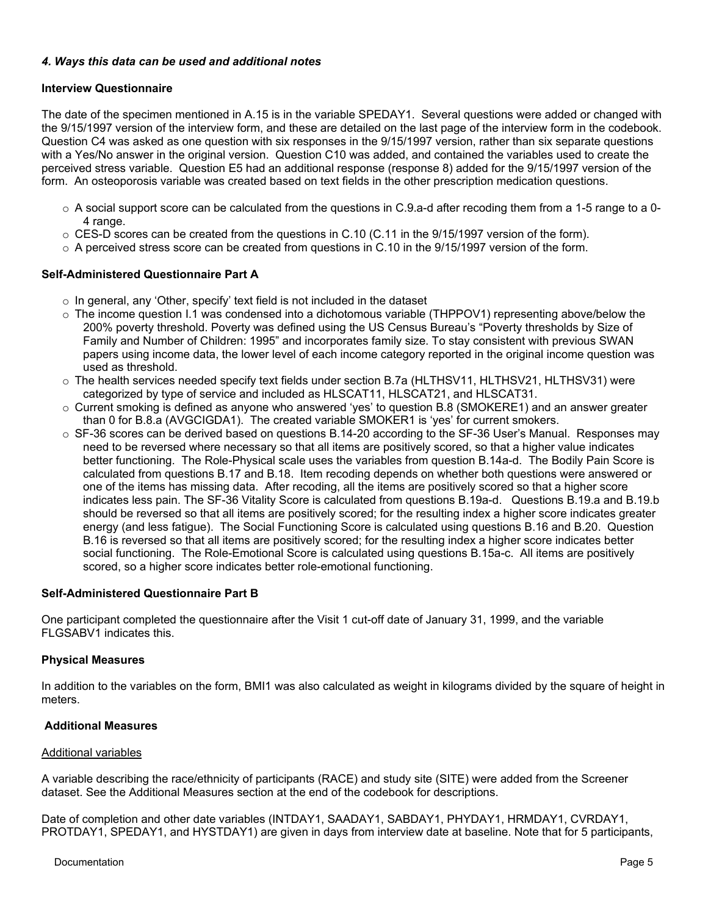### *4. Ways this data can be used and additional notes*

**Interview Questionnaire**

The date of the specimen mentioned in A.15 is in the variable SPEDAY1. Several questions were added or changed with the 9/15/1997 version of the interview form, and these are detailed on the last page of the interview form in the codebook. Question C4 was asked as one question with six responses in the 9/15/1997 version, rather than six separate questions with a Yes/No answer in the original version. Question C10 was added, and contained the variables used to create the perceived stress variable. Question E5 had an additional response (response 8) added for the 9/15/1997 version of the form. An osteoporosis variable was created based on text fields in the other prescription medication questions.

- A social support score can be calculated from the questions in C.9.a-d after recoding them from a 1-5 range to a 0-4 range.
- CES-D scores can be created from the questions in C.10 (C.11 in the 9/15/1997 version of the form).
- A perceived stress score can be created from questions in C.10 in the 9/15/1997 version of the form.

**Self-Administered Questionnaire Part A**

- In general, any 'Other, specify' text field is not included in the dataset
- The income question I.1 was condensed into a dichotomous variable (THPPOV1) representing above/below the 200% poverty threshold. Poverty was defined using the US Census Bureau's "Poverty thresholds by Size of Family and Number of Children: 1995" and incorporates family size. To stay consistent with previous SWAN papers using income data, the lower level of each income category reported in the original income question was used as threshold.
- The health services needed specify text fields under section B.7a (HLTHSV11, HLTHSV21, HLTHSV31) were categorized by type of service and included as HLSCAT11, HLSCAT21, and HLSCAT31.
- Current smoking is defined as anyone who answered 'yes' to question B.8 (SMOKERE1) and an answer greater than 0 for B.8.a (AVGCIGDA1). The created variable SMOKER1 is 'yes' for current smokers.
- SF-36 scores can be derived based on questions B.14-20 according to the SF-36 User's Manual. Responses may need to be reversed where necessary so that all items are positively scored, so that a higher value indicates better functioning. The Role-Physical scale uses the variables from question B.14a-d. The Bodily Pain Score is calculated from questions B.17 and B.18. Item recoding depends on whether both questions were answered or one of the items has missing data. After recoding, all the items are positively scored so that a higher score indicates less pain. The SF-36 Vitality Score is calculated from questions B.19a-d. Questions B.19.a and B.19.b should be reversed so that all items are positively scored; for the resulting index a higher score indicates greater energy (and less fatigue). The Social Functioning Score is calculated using questions B.16 and B.20. Question B.16 is reversed so that all items are positively scored; for the resulting index a higher score indicates better social functioning. The Role-Emotional Score is calculated using questions B.15a-c. All items are positively scored, so a higher score indicates better role-emotional functioning.

**Self-Administered Questionnaire Part B**

One participant completed the questionnaire after the Visit 1 cut-off date of January 31, 1999, and the variable FLGSABV1 indicates this.

**Physical Measures**

In addition to the variables on the form, BMI1 was also calculated as weight in kilograms divided by the square of height in meters.

**Additional Measures**

Additional variables

A variable describing the race/ethnicity of participants (RACE) and study site (SITE) were added from the Screener dataset. See the Additional Measures section at the end of the codebook for descriptions.

Date of completion and other date variables (INTDAY1, SAADAY1, SABDAY1, PHYDAY1, HRMDAY1, CVRDAY1, PROTDAY1, SPEDAY1, and HYSTDAY1) are given in days from interview date at baseline. Note that for 5 participants,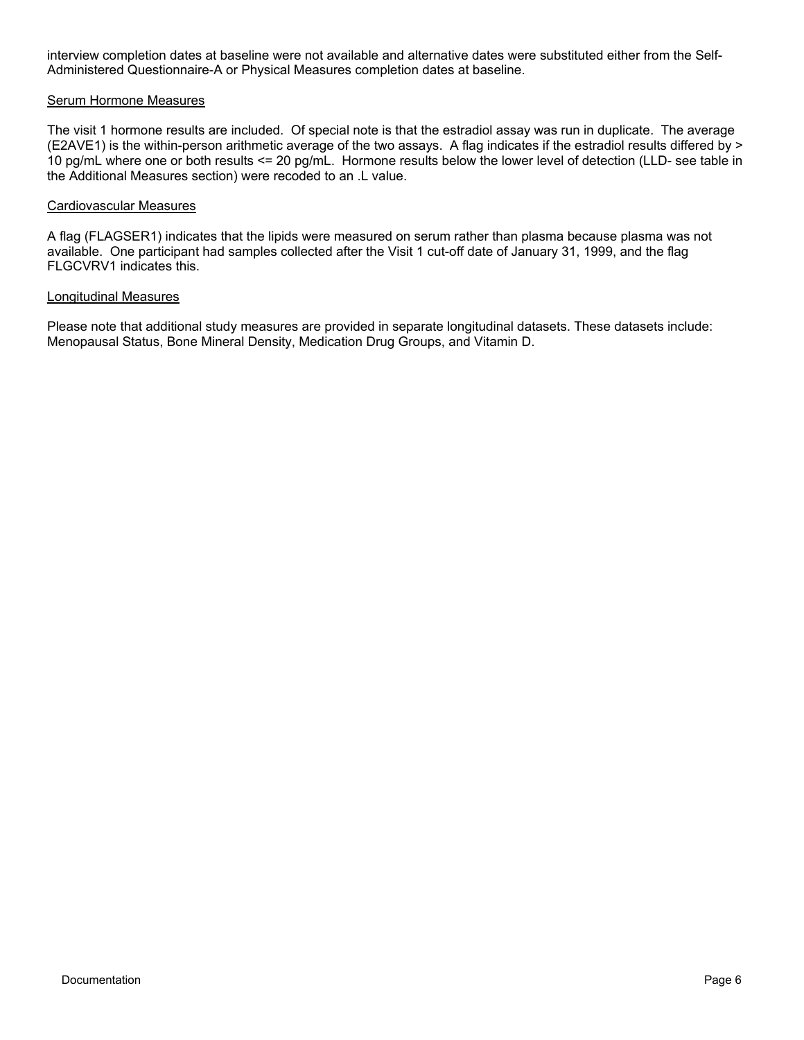interview completion dates at baseline were not available and alternative dates were substituted either from the Self-Administered Questionnaire-A or Physical Measures completion dates at baseline.

## Serum Hormone Measures

The visit 1 hormone results are included. Of special note is that the estradiol assay was run in duplicate. The average (E2AVE1) is the within-person arithmetic average of the two assays. A flag indicates if the estradiol results differed by > 10 pg/mL where one or both results <= 20 pg/mL. Hormone results below the lower level of detection (LLD- see table in the Additional Measures section) were recoded to an .L value.

## Cardiovascular Measures

A flag (FLAGSER1) indicates that the lipids were measured on serum rather than plasma because plasma was not available. One participant had samples collected after the Visit 1 cut-off date of January 31, 1999, and the flag FLGCVRV1 indicates this.

## Longitudinal Measures

Please note that additional study measures are provided in separate longitudinal datasets. These datasets include: Menopausal Status, Bone Mineral Density, Medication Drug Groups, and Vitamin D.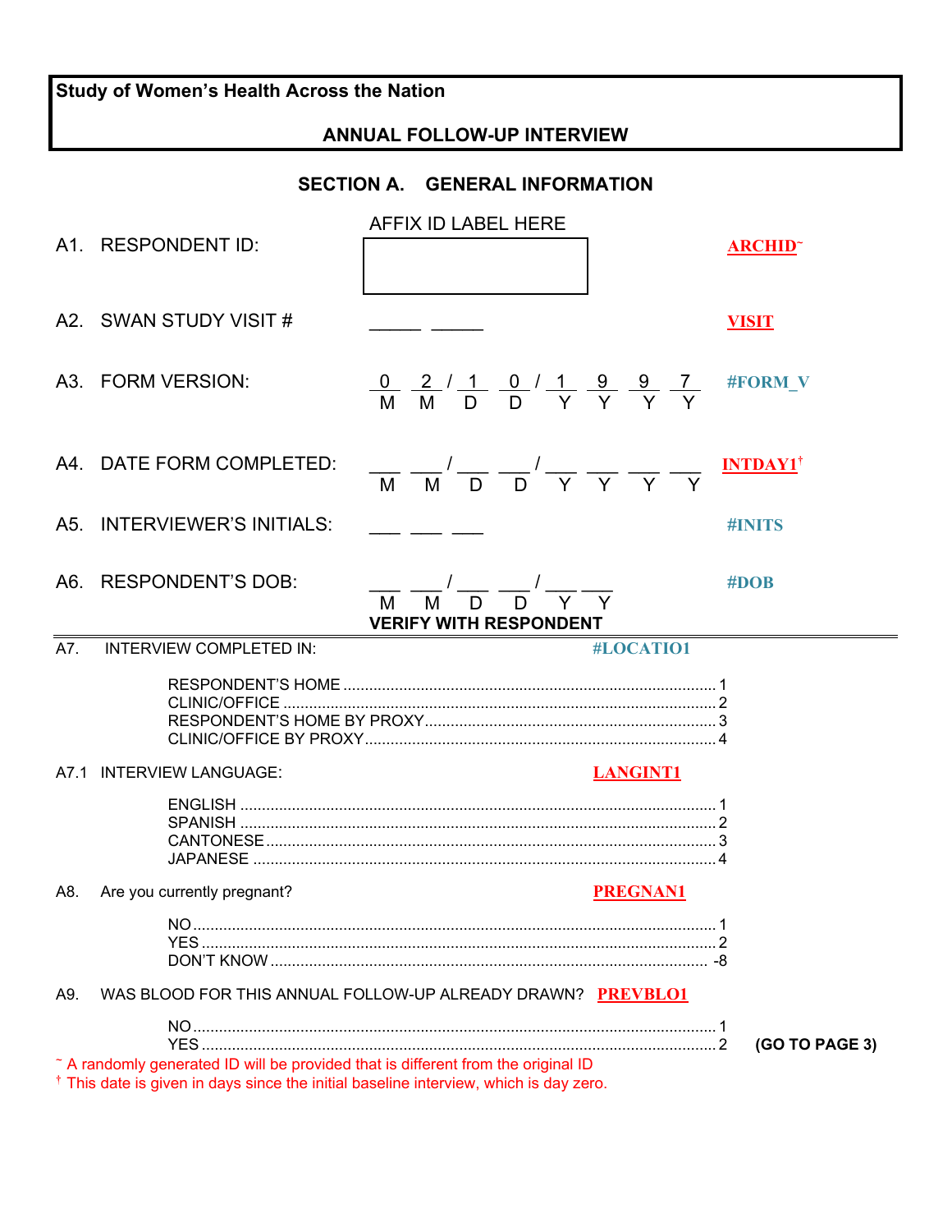**Study of Women's Health Across the Nation**

**ANNUAL FOLLOW-UP INTERVIEW**

## SECTION A. GENERAL INFORMATION

A1. RESPONDENT ID: AFFIX ID LABEL HERE **ARCHID~**

A2. SWAN STUDY VISIT # _____ _____ **VISIT**

A3. FORM VERSION: 0 2 / 1 0 / 1 9 9 7 (M M / D D / Y Y Y Y) **#FORM_V**

A4. DATE FORM COMPLETED: ___ ___ / ___ ___ / ___ ___ ___ ___ (M M / D D / Y Y Y Y) **INTDAY1†**

A5. INTERVIEWER'S INITIALS: ___ ___ ___ **#INITS**

A6. RESPONDENT'S DOB: ___ ___ / ___ ___ / ___ ___ (M M / D D / Y Y) **#DOB**

**VERIFY WITH RESPONDENT**

---

A7. INTERVIEW COMPLETED IN: **#LOCATIO1**

- RESPONDENT'S HOME .......... 1
- CLINIC/OFFICE .......... 2
- RESPONDENT'S HOME BY PROXY .......... 3
- CLINIC/OFFICE BY PROXY .......... 4

A7.1 INTERVIEW LANGUAGE: **LANGINT1**

- ENGLISH .......... 1
- SPANISH .......... 2
- CANTONESE .......... 3
- JAPANESE .......... 4

A8. Are you currently pregnant? **PREGNAN1**

- NO .......... 1
- YES .......... 2
- DON'T KNOW .......... -8

A9. WAS BLOOD FOR THIS ANNUAL FOLLOW-UP ALREADY DRAWN? **PREVBLO1**

- NO .......... 1
- YES .......... 2 **(GO TO PAGE 3)**

~ A randomly generated ID will be provided that is different from the original ID

† This date is given in days since the initial baseline interview, which is day zero.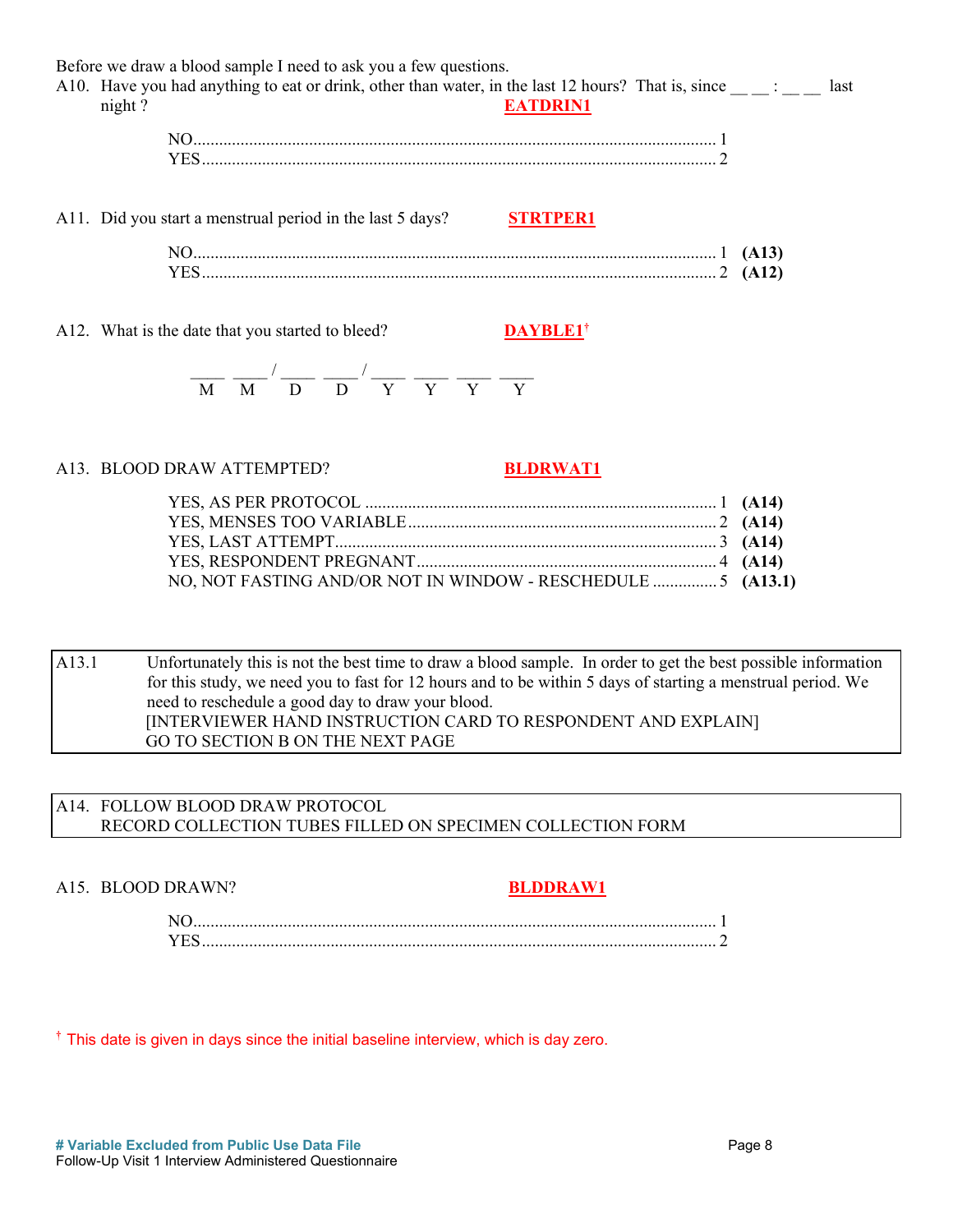Before we draw a blood sample I need to ask you a few questions.

A10. Have you had anything to eat or drink, other than water, in the last 12 hours? That is, since __ __ : __ __ last night ? **EATDRIN1**

NO............................................................................................................................ 1
YES.......................................................................................................................... 2

A11. Did you start a menstrual period in the last 5 days? **STRTPER1**

NO............................................................................................................................ 1 **(A13)**
YES.......................................................................................................................... 2 **(A12)**

A12. What is the date that you started to bleed? **DAYBLE1**†

____ ____ / ____ ____ / ____ ____ ____ ____
M M D D Y Y Y Y

A13. BLOOD DRAW ATTEMPTED? **BLDRWAT1**

YES, AS PER PROTOCOL .................................................................................. 1 **(A14)**
YES, MENSES TOO VARIABLE......................................................................... 2 **(A14)**
YES, LAST ATTEMPT........................................................................................ 3 **(A14)**
YES, RESPONDENT PREGNANT..................................................................... 4 **(A14)**
NO, NOT FASTING AND/OR NOT IN WINDOW - RESCHEDULE ............... 5 **(A13.1)**

| A13.1 | Unfortunately this is not the best time to draw a blood sample. In order to get the best possible information for this study, we need you to fast for 12 hours and to be within 5 days of starting a menstrual period. We need to reschedule a good day to draw your blood. [INTERVIEWER HAND INSTRUCTION CARD TO RESPONDENT AND EXPLAIN] GO TO SECTION B ON THE NEXT PAGE |
|---|---|

| A14. FOLLOW BLOOD DRAW PROTOCOL RECORD COLLECTION TUBES FILLED ON SPECIMEN COLLECTION FORM |
|---|

A15. BLOOD DRAWN? **BLDDRAW1**

NO............................................................................................................................ 1
YES.......................................................................................................................... 2

† This date is given in days since the initial baseline interview, which is day zero.

**# Variable Excluded from Public Use Data File**
Follow-Up Visit 1 Interview Administered Questionnaire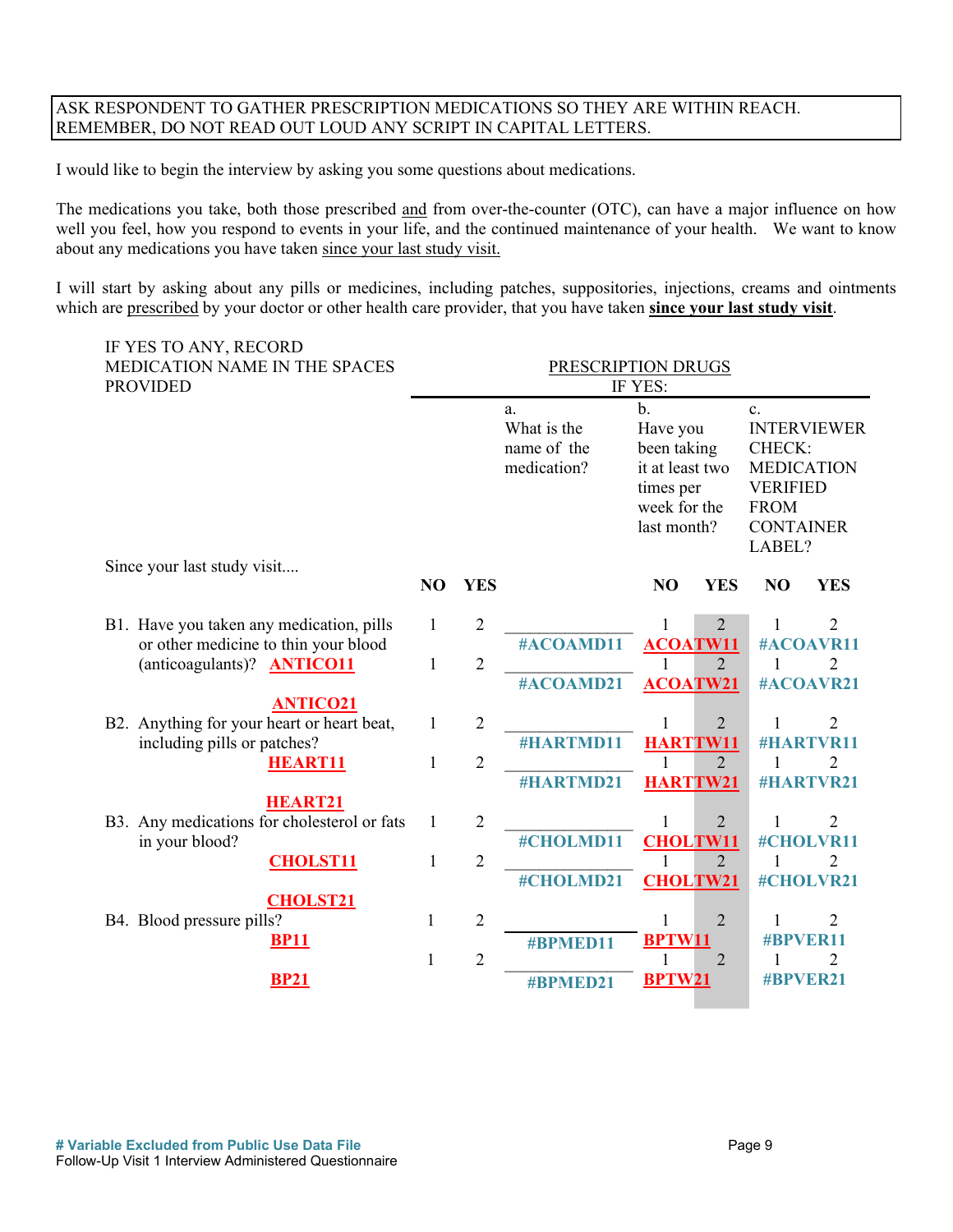ASK RESPONDENT TO GATHER PRESCRIPTION MEDICATIONS SO THEY ARE WITHIN REACH.
REMEMBER, DO NOT READ OUT LOUD ANY SCRIPT IN CAPITAL LETTERS.

I would like to begin the interview by asking you some questions about medications.

The medications you take, both those prescribed and from over-the-counter (OTC), can have a major influence on how well you feel, how you respond to events in your life, and the continued maintenance of your health. We want to know about any medications you have taken since your last study visit.

I will start by asking about any pills or medicines, including patches, suppositories, injections, creams and ointments which are prescribed by your doctor or other health care provider, that you have taken **since your last study visit**.

| IF YES TO ANY, RECORD MEDICATION NAME IN THE SPACES PROVIDED | | | PRESCRIPTION DRUGS IF YES: | | | | |
|---|---|---|---|---|---|---|---|
| | | | a. What is the name of the medication? | b. Have you been taking it at least two times per week for the last month? | | c. INTERVIEWER CHECK: MEDICATION VERIFIED FROM CONTAINER LABEL? | |
| Since your last study visit.... | NO | YES | | NO | YES | NO | YES |
| B1. Have you taken any medication, pills or other medicine to thin your blood (anticoagulants)? **ANTICO11** | 1 | 2 | ______ #ACOAMD11 | 1 | 2 | 1 | 2 |
| | | | | **ACOATW11** | | #ACOAVR11 | |
| **ANTICO21** | 1 | 2 | ______ #ACOAMD21 | 1 | 2 | 1 | 2 |
| | | | | **ACOATW21** | | #ACOAVR21 | |
| B2. Anything for your heart or heart beat, including pills or patches? **HEART11** | 1 | 2 | ______ #HARTMD11 | 1 | 2 | 1 | 2 |
| | | | | **HARTTW11** | | #HARTVR11 | |
| **HEART21** | 1 | 2 | ______ #HARTMD21 | 1 | 2 | 1 | 2 |
| | | | | **HARTTW21** | | #HARTVR21 | |
| B3. Any medications for cholesterol or fats in your blood? **CHOLST11** | 1 | 2 | ______ #CHOLMD11 | 1 | 2 | 1 | 2 |
| | | | | **CHOLTW11** | | #CHOLVR11 | |
| **CHOLST21** | 1 | 2 | ______ #CHOLMD21 | 1 | 2 | 1 | 2 |
| | | | | **CHOLTW21** | | #CHOLVR21 | |
| B4. Blood pressure pills? **BP11** | 1 | 2 | ______ #BPMED11 | 1 | 2 | 1 | 2 |
| | | | | **BPTW11** | | #BPVER11 | |
| **BP21** | 1 | 2 | ______ #BPMED21 | 1 | 2 | 1 | 2 |
| | | | | **BPTW21** | | #BPVER21 | |

**# Variable Excluded from Public Use Data File**
Follow-Up Visit 1 Interview Administered Questionnaire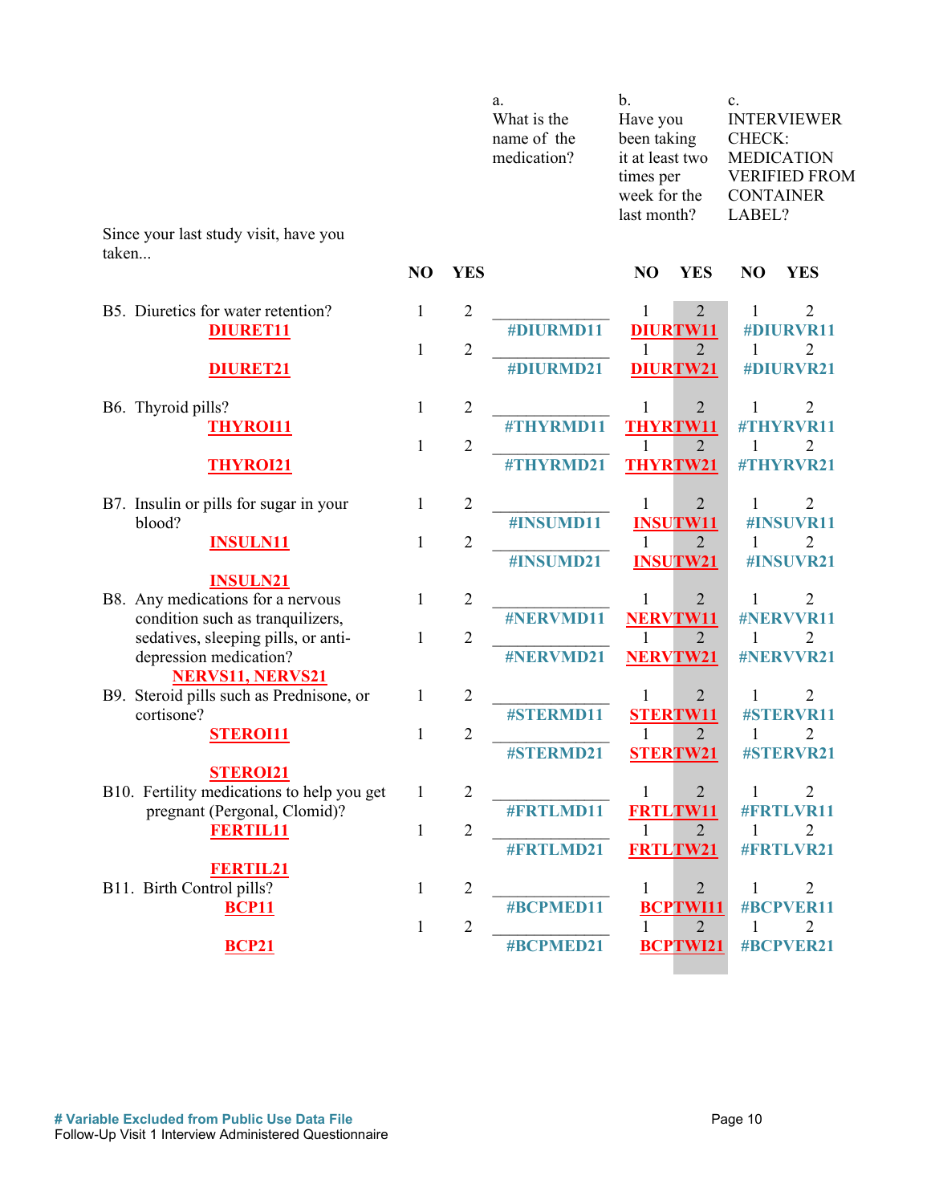| Since your last study visit, have you taken... | NO | YES | a. What is the name of the medication? | b. Have you been taking it at least two times per week for the last month? NO | YES | c. INTERVIEWER CHECK: MEDICATION VERIFIED FROM CONTAINER LABEL? NO | YES |
|---|---|---|---|---|---|---|---|
| B5. Diuretics for water retention? DIURET11 | 1 | 2 | _____________ #DIURMD11 | 1 | 2 DIURTW11 | 1 | 2 #DIURVR11 |
| DIURET21 | 1 | 2 | _____________ #DIURMD21 | 1 | 2 DIURTW21 | 1 | 2 #DIURVR21 |
| B6. Thyroid pills? THYROI11 | 1 | 2 | _____________ #THYRMD11 | 1 | 2 THYRTW11 | 1 | 2 #THYRVR11 |
| THYROI21 | 1 | 2 | _____________ #THYRMD21 | 1 | 2 THYRTW21 | 1 | 2 #THYRVR21 |
| B7. Insulin or pills for sugar in your blood? INSULN11 | 1 | 2 | _____________ #INSUMD11 | 1 | 2 INSUTW11 | 1 | 2 #INSUVR11 |
| INSULN21 | 1 | 2 | _____________ #INSUMD21 | 1 | 2 INSUTW21 | 1 | 2 #INSUVR21 |
| B8. Any medications for a nervous condition such as tranquilizers, sedatives, sleeping pills, or anti-depression medication? NERVS11, NERVS21 | 1 | 2 | _____________ #NERVMD11 | 1 | 2 NERVTW11 | 1 | 2 #NERVVR11 |
| | 1 | 2 | _____________ #NERVMD21 | 1 | 2 NERVTW21 | 1 | 2 #NERVVR21 |
| B9. Steroid pills such as Prednisone, or cortisone? STEROI11 | 1 | 2 | _____________ #STERMD11 | 1 | 2 STERTW11 | 1 | 2 #STERVR11 |
| STEROI21 | 1 | 2 | _____________ #STERMD21 | 1 | 2 STERTW21 | 1 | 2 #STERVR21 |
| B10. Fertility medications to help you get pregnant (Pergonal, Clomid)? FERTIL11 | 1 | 2 | _____________ #FRTLMD11 | 1 | 2 FRTLTW11 | 1 | 2 #FRTLVR11 |
| FERTIL21 | 1 | 2 | _____________ #FRTLMD21 | 1 | 2 FRTLTW21 | 1 | 2 #FRTLVR21 |
| B11. Birth Control pills? BCP11 | 1 | 2 | _____________ #BCPMED11 | 1 | 2 BCPTWI11 | 1 | 2 #BCPVER11 |
| BCP21 | 1 | 2 | _____________ #BCPMED21 | 1 | 2 BCPTWI21 | 1 | 2 #BCPVER21 |

# Variable Excluded from Public Use Data File

Follow-Up Visit 1 Interview Administered Questionnaire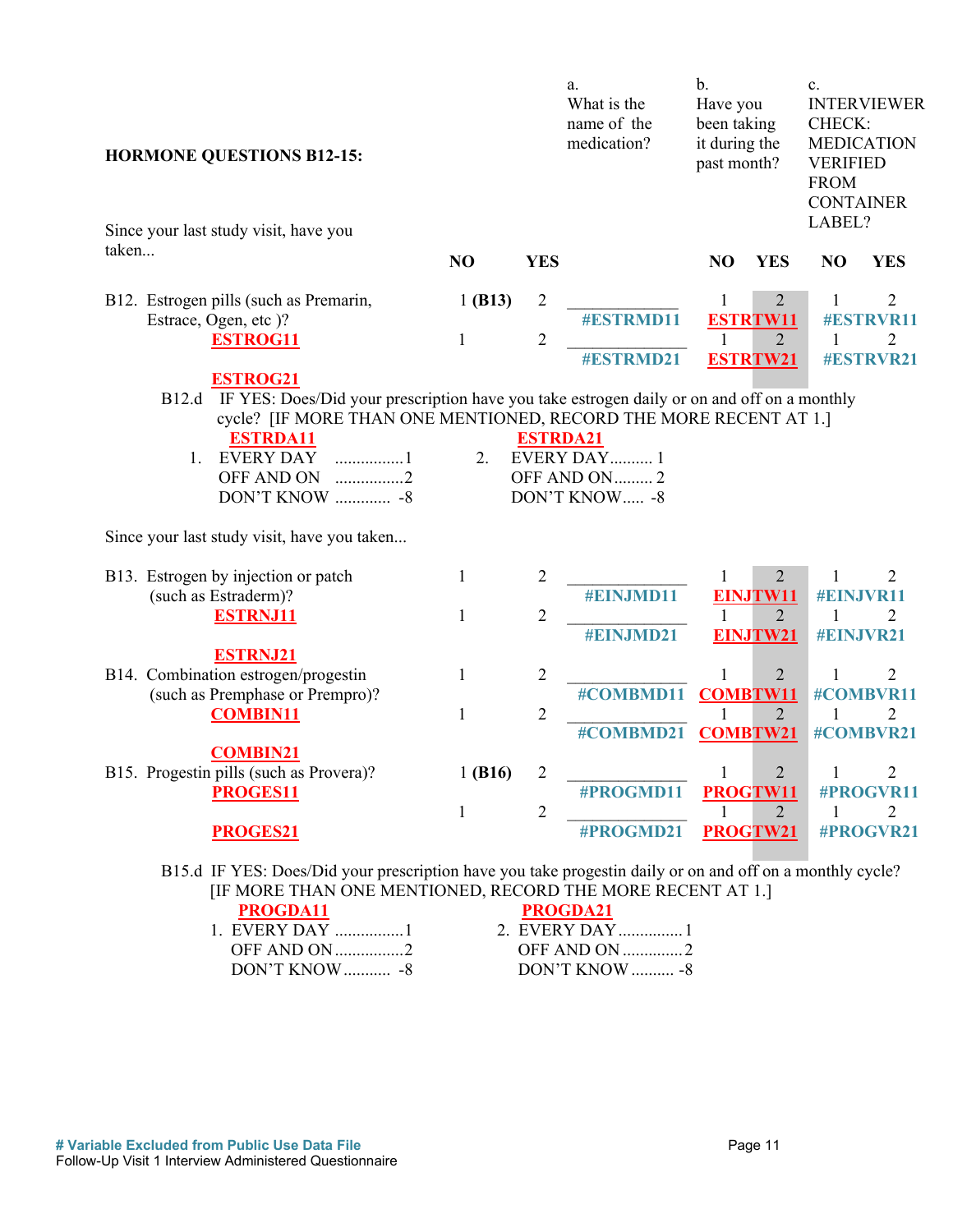**HORMONE QUESTIONS B12-15:**

Since your last study visit, have you taken...

| | NO | YES | a. What is the name of the medication? | b. Have you been taking it during the past month? NO | YES | c. INTERVIEWER CHECK: MEDICATION VERIFIED FROM CONTAINER LABEL? NO | YES |
|---|---|---|---|---|---|---|---|
| B12. Estrogen pills (such as Premarin, Estrace, Ogen, etc )? ESTROG11 | 1 (B13) | 2 | ____________ #ESTRMD11 | 1 | 2 ESTRTW11 | 1 | 2 #ESTRVR11 |
| ESTROG21 | 1 | 2 | ____________ #ESTRMD21 | 1 | 2 ESTRTW21 | 1 | 2 #ESTRVR21 |

B12.d IF YES: Does/Did your prescription have you take estrogen daily or on and off on a monthly cycle? [IF MORE THAN ONE MENTIONED, RECORD THE MORE RECENT AT 1.]

| ESTRDA11 | | ESTRDA21 | |
|---|---|---|---|
| 1. EVERY DAY | 1 | 2. EVERY DAY | 1 |
| OFF AND ON | 2 | OFF AND ON | 2 |
| DON'T KNOW | -8 | DON'T KNOW | -8 |

Since your last study visit, have you taken...

| | NO | YES | a. Name of medication | b. NO | YES | c. NO | YES |
|---|---|---|---|---|---|---|---|
| B13. Estrogen by injection or patch (such as Estraderm)? ESTRNJ11 | 1 | 2 | ____________ #EINJMD11 | 1 | 2 EINJTW11 | 1 | 2 #EINJVR11 |
| ESTRNJ21 | 1 | 2 | ____________ #EINJMD21 | 1 | 2 EINJTW21 | 1 | 2 #EINJVR21 |
| B14. Combination estrogen/progestin (such as Premphase or Prempro)? COMBIN11 | 1 | 2 | ____________ #COMBMD11 | 1 | 2 COMBTW11 | 1 | 2 #COMBVR11 |
| COMBIN21 | 1 | 2 | ____________ #COMBMD21 | 1 | 2 COMBTW21 | 1 | 2 #COMBVR21 |
| B15. Progestin pills (such as Provera)? PROGES11 | 1 (B16) | 2 | ____________ #PROGMD11 | 1 | 2 PROGTW11 | 1 | 2 #PROGVR11 |
| PROGES21 | 1 | 2 | ____________ #PROGMD21 | 1 | 2 PROGTW21 | 1 | 2 #PROGVR21 |

B15.d IF YES: Does/Did your prescription have you take progestin daily or on and off on a monthly cycle? [IF MORE THAN ONE MENTIONED, RECORD THE MORE RECENT AT 1.]

| PROGDA11 | | PROGDA21 | |
|---|---|---|---|
| 1. EVERY DAY | 1 | 2. EVERY DAY | 1 |
| OFF AND ON | 2 | OFF AND ON | 2 |
| DON'T KNOW | -8 | DON'T KNOW | -8 |

# Variable Excluded from Public Use Data File

Follow-Up Visit 1 Interview Administered Questionnaire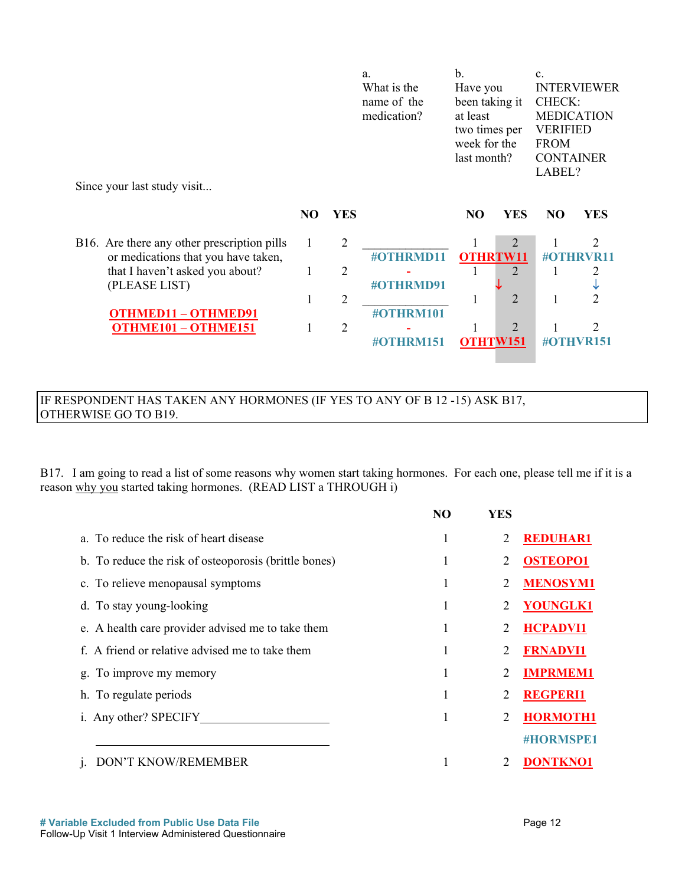Since your last study visit...

| | NO | YES | a. What is the name of the medication? | b. Have you been taking it at least two times per week for the last month? NO | YES | c. INTERVIEWER CHECK: MEDICATION VERIFIED FROM CONTAINER LABEL? NO | YES |
|---|---|---|---|---|---|---|---|
| B16. Are there any other prescription pills or medications that you have taken, that I haven't asked you about? (PLEASE LIST) | 1 | 2 | ____________ #OTHRMD11 | 1 | 2 OTHRTW11 | 1 | 2 #OTHRVR11 |
| | 1 | 2 | - #OTHRMD91 | 1 ↓ | 2 | 1 | 2 ↓ |
| OTHMED11 – OTHMED91 | 1 | 2 | ____________ #OTHRM101 | 1 | 2 | 1 | 2 |
| OTHME101 – OTHME151 | 1 | 2 | - #OTHRM151 | 1 | 2 OTHTW151 | 1 | 2 #OTHVR151 |

IF RESPONDENT HAS TAKEN ANY HORMONES (IF YES TO ANY OF B 12 -15) ASK B17, OTHERWISE GO TO B19.

B17. I am going to read a list of some reasons why women start taking hormones. For each one, please tell me if it is a reason why you started taking hormones. (READ LIST a THROUGH i)

| | NO | YES | |
|---|---|---|---|
| a. To reduce the risk of heart disease | 1 | 2 | REDUHAR1 |
| b. To reduce the risk of osteoporosis (brittle bones) | 1 | 2 | OSTEOPO1 |
| c. To relieve menopausal symptoms | 1 | 2 | MENOSYM1 |
| d. To stay young-looking | 1 | 2 | YOUNGLK1 |
| e. A health care provider advised me to take them | 1 | 2 | HCPADVI1 |
| f. A friend or relative advised me to take them | 1 | 2 | FRNADVI1 |
| g. To improve my memory | 1 | 2 | IMPRMEM1 |
| h. To regulate periods | 1 | 2 | REGPERI1 |
| i. Any other? SPECIFY____________________ | 1 | 2 | HORMOTH1 |
| ____________________________________ | | | #HORMSPE1 |
| j. DON'T KNOW/REMEMBER | 1 | 2 | DONTKNO1 |

# Variable Excluded from Public Use Data File

Follow-Up Visit 1 Interview Administered Questionnaire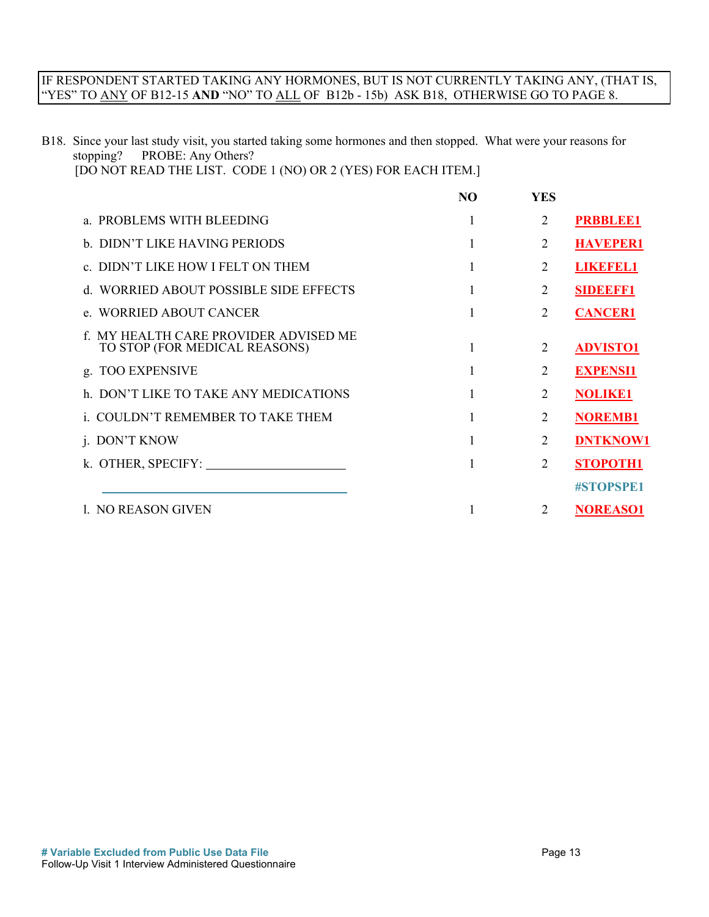IF RESPONDENT STARTED TAKING ANY HORMONES, BUT IS NOT CURRENTLY TAKING ANY, (THAT IS, "YES" TO ANY OF B12-15 **AND** "NO" TO ALL OF B12b - 15b) ASK B18, OTHERWISE GO TO PAGE 8.

B18. Since your last study visit, you started taking some hormones and then stopped. What were your reasons for stopping? PROBE: Any Others?
[DO NOT READ THE LIST. CODE 1 (NO) OR 2 (YES) FOR EACH ITEM.]

| | NO | YES | |
|---|---|---|---|
| a. PROBLEMS WITH BLEEDING | 1 | 2 | PRBBLEE1 |
| b. DIDN'T LIKE HAVING PERIODS | 1 | 2 | HAVEPER1 |
| c. DIDN'T LIKE HOW I FELT ON THEM | 1 | 2 | LIKEFEL1 |
| d. WORRIED ABOUT POSSIBLE SIDE EFFECTS | 1 | 2 | SIDEEFF1 |
| e. WORRIED ABOUT CANCER | 1 | 2 | CANCER1 |
| f. MY HEALTH CARE PROVIDER ADVISED ME TO STOP (FOR MEDICAL REASONS) | 1 | 2 | ADVISTO1 |
| g. TOO EXPENSIVE | 1 | 2 | EXPENSI1 |
| h. DON'T LIKE TO TAKE ANY MEDICATIONS | 1 | 2 | NOLIKE1 |
| i. COULDN'T REMEMBER TO TAKE THEM | 1 | 2 | NOREMB1 |
| j. DON'T KNOW | 1 | 2 | DNTKNOW1 |
| k. OTHER, SPECIFY: ____________________ | 1 | 2 | STOPOTH1 |
| ____________________________________ | | | #STOPSPE1 |
| l. NO REASON GIVEN | 1 | 2 | NOREASO1 |

**# Variable Excluded from Public Use Data File**

Follow-Up Visit 1 Interview Administered Questionnaire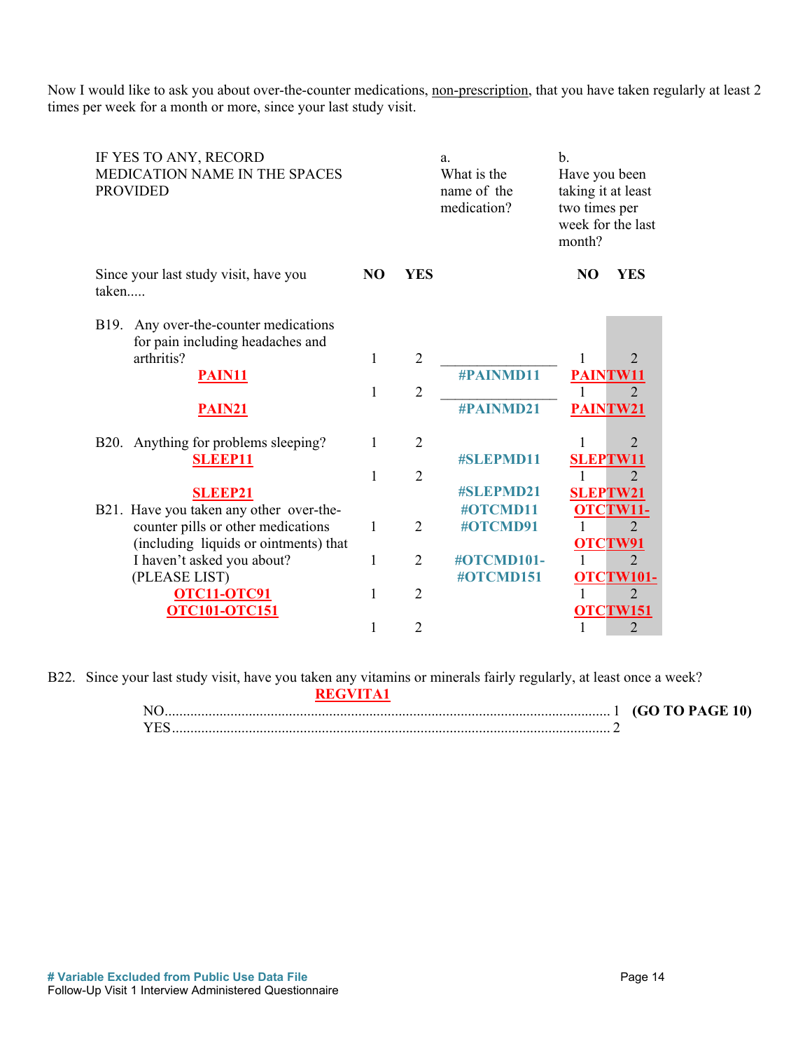Now I would like to ask you about over-the-counter medications, non-prescription, that you have taken regularly at least 2 times per week for a month or more, since your last study visit.

| IF YES TO ANY, RECORD MEDICATION NAME IN THE SPACES PROVIDED | | | a. What is the name of the medication? | b. Have you been taking it at least two times per week for the last month? | |
|---|---|---|---|---|---|
| Since your last study visit, have you taken..... | NO | YES | | NO | YES |
| B19. Any over-the-counter medications for pain including headaches and arthritis? PAIN11 | 1 | 2 | ______________ #PAINMD11 | 1 | 2 PAINTW11 |
| PAIN21 | 1 | 2 | ______________ #PAINMD21 | 1 | 2 PAINTW21 |
| B20. Anything for problems sleeping? SLEEP11 | 1 | 2 | #SLEPMD11 | 1 | 2 SLEPTW11 |
| SLEEP21 | 1 | 2 | #SLEPMD21 | 1 | 2 SLEPTW21 |
| B21. Have you taken any other over-the-counter pills or other medications (including liquids or ointments) that I haven't asked you about? (PLEASE LIST) OTC11-OTC91 OTC101-OTC151 | 1 | 2 | #OTCMD11 #OTCMD91 | 1 | 2 OTCTW11- OTCTW91 |
| | 1 | 2 | #OTCMD101- #OTCMD151 | 1 | 2 OTCTW101- OTCTW151 |
| | 1 | 2 | | 1 | 2 |
| | 1 | 2 | | 1 | 2 |

B22. Since your last study visit, have you taken any vitamins or minerals fairly regularly, at least once a week?
**REGVITA1**

NO........................................................................................................................ 1 **(GO TO PAGE 10)**
YES...................................................................................................................... 2

**# Variable Excluded from Public Use Data File**
Follow-Up Visit 1 Interview Administered Questionnaire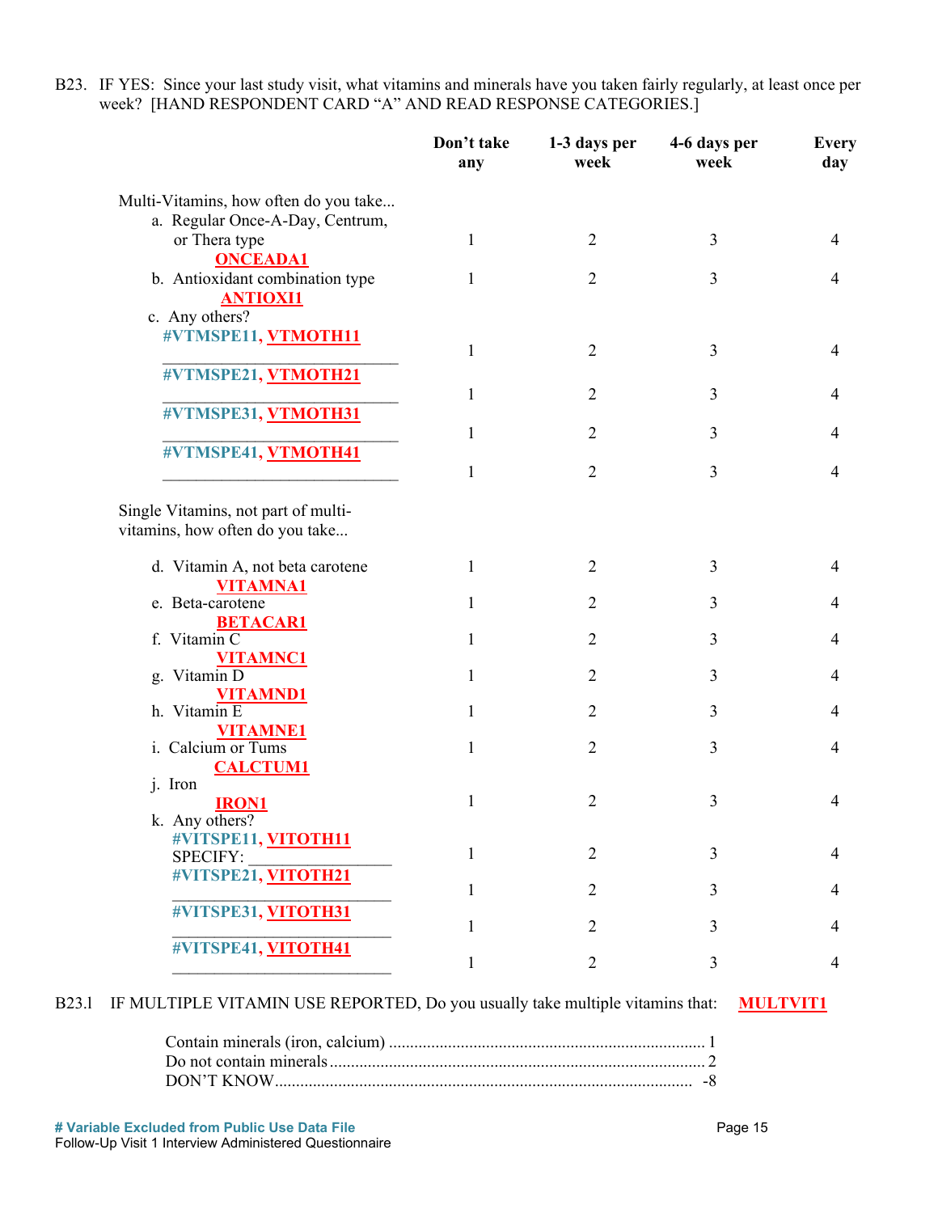B23. IF YES: Since your last study visit, what vitamins and minerals have you taken fairly regularly, at least once per week? [HAND RESPONDENT CARD "A" AND READ RESPONSE CATEGORIES.]

| | Don't take any | 1-3 days per week | 4-6 days per week | Every day |
|---|---|---|---|---|
| Multi-Vitamins, how often do you take... | | | | |
| a. Regular Once-A-Day, Centrum, or Thera type **ONCEADA1** | 1 | 2 | 3 | 4 |
| b. Antioxidant combination type **ANTIOXI1** | 1 | 2 | 3 | 4 |
| c. Any others? | | | | |
| #VTMSPE11, **VTMOTH11** ________________________ | 1 | 2 | 3 | 4 |
| #VTMSPE21, **VTMOTH21** ________________________ | 1 | 2 | 3 | 4 |
| #VTMSPE31, **VTMOTH31** ________________________ | 1 | 2 | 3 | 4 |
| #VTMSPE41, **VTMOTH41** ________________________ | 1 | 2 | 3 | 4 |
| Single Vitamins, not part of multi-vitamins, how often do you take... | | | | |
| d. Vitamin A, not beta carotene **VITAMNA1** | 1 | 2 | 3 | 4 |
| e. Beta-carotene **BETACAR1** | 1 | 2 | 3 | 4 |
| f. Vitamin C **VITAMNC1** | 1 | 2 | 3 | 4 |
| g. Vitamin D **VITAMND1** | 1 | 2 | 3 | 4 |
| h. Vitamin E **VITAMNE1** | 1 | 2 | 3 | 4 |
| i. Calcium or Tums **CALCTUM1** | 1 | 2 | 3 | 4 |
| j. Iron **IRON1** | 1 | 2 | 3 | 4 |
| k. Any others? | | | | |
| #VITSPE11, **VITOTH11** SPECIFY: ______________ | 1 | 2 | 3 | 4 |
| #VITSPE21, **VITOTH21** ________________________ | 1 | 2 | 3 | 4 |
| #VITSPE31, **VITOTH31** ________________________ | 1 | 2 | 3 | 4 |
| #VITSPE41, **VITOTH41** ________________________ | 1 | 2 | 3 | 4 |

B23.1 IF MULTIPLE VITAMIN USE REPORTED, Do you usually take multiple vitamins that: **MULTVIT1**

Contain minerals (iron, calcium) .......................................................................... 1
Do not contain minerals ........................................................................................ 2
DON'T KNOW ...................................................................................................... -8

**# Variable Excluded from Public Use Data File**

Follow-Up Visit 1 Interview Administered Questionnaire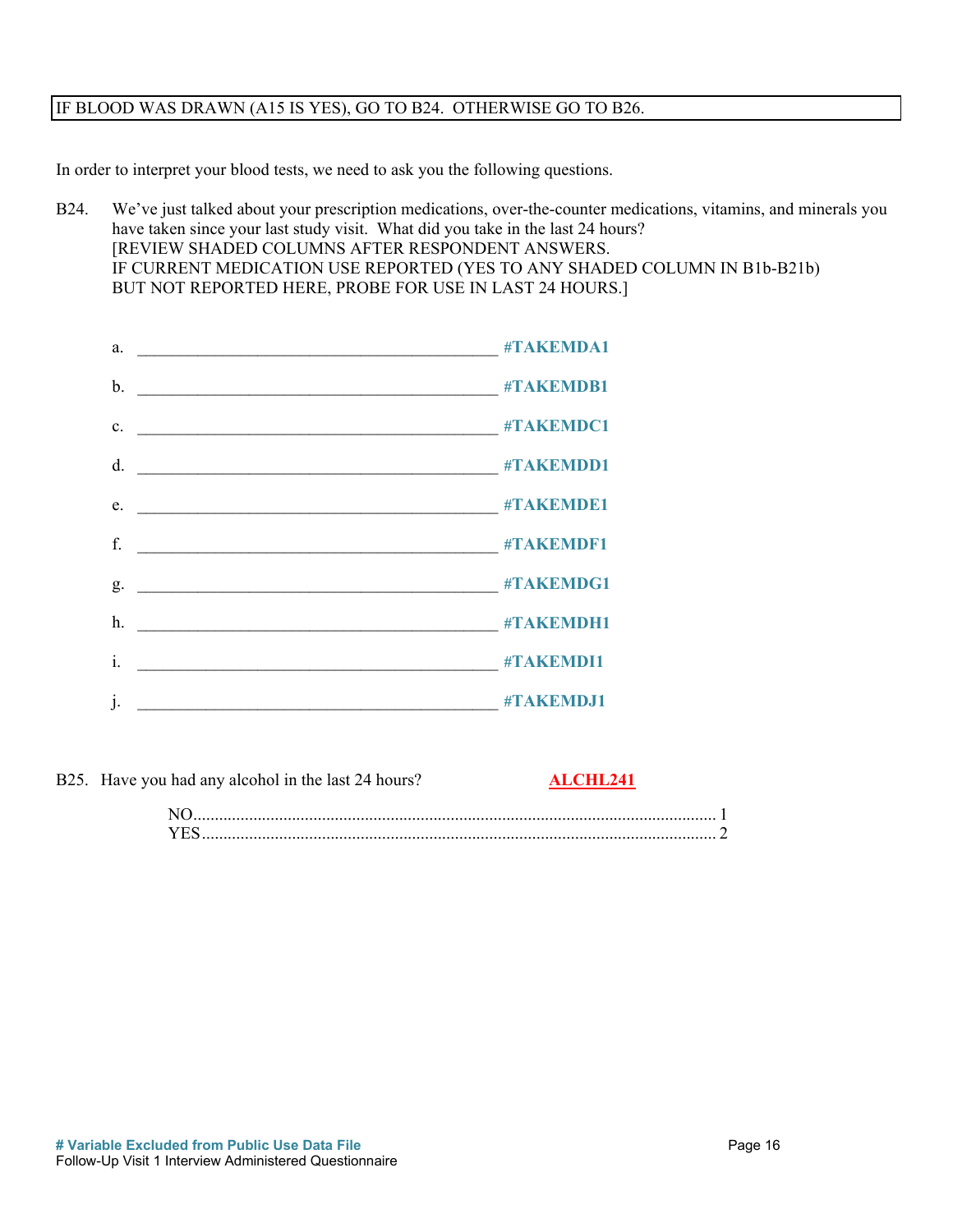IF BLOOD WAS DRAWN (A15 IS YES), GO TO B24. OTHERWISE GO TO B26.

In order to interpret your blood tests, we need to ask you the following questions.

B24. We've just talked about your prescription medications, over-the-counter medications, vitamins, and minerals you have taken since your last study visit. What did you take in the last 24 hours?
[REVIEW SHADED COLUMNS AFTER RESPONDENT ANSWERS.
IF CURRENT MEDICATION USE REPORTED (YES TO ANY SHADED COLUMN IN B1b-B21b) BUT NOT REPORTED HERE, PROBE FOR USE IN LAST 24 HOURS.]

a. ________________________________________ **#TAKEMDA1**

b. ________________________________________ **#TAKEMDB1**

c. ________________________________________ **#TAKEMDC1**

d. ________________________________________ **#TAKEMDD1**

e. ________________________________________ **#TAKEMDE1**

f. ________________________________________ **#TAKEMDF1**

g. ________________________________________ **#TAKEMDG1**

h. ________________________________________ **#TAKEMDH1**

i. ________________________________________ **#TAKEMDI1**

j. ________________________________________ **#TAKEMDJ1**

B25. Have you had any alcohol in the last 24 hours? **ALCHL241**

NO........................................................................................................ 1
YES...................................................................................................... 2

**# Variable Excluded from Public Use Data File**
Follow-Up Visit 1 Interview Administered Questionnaire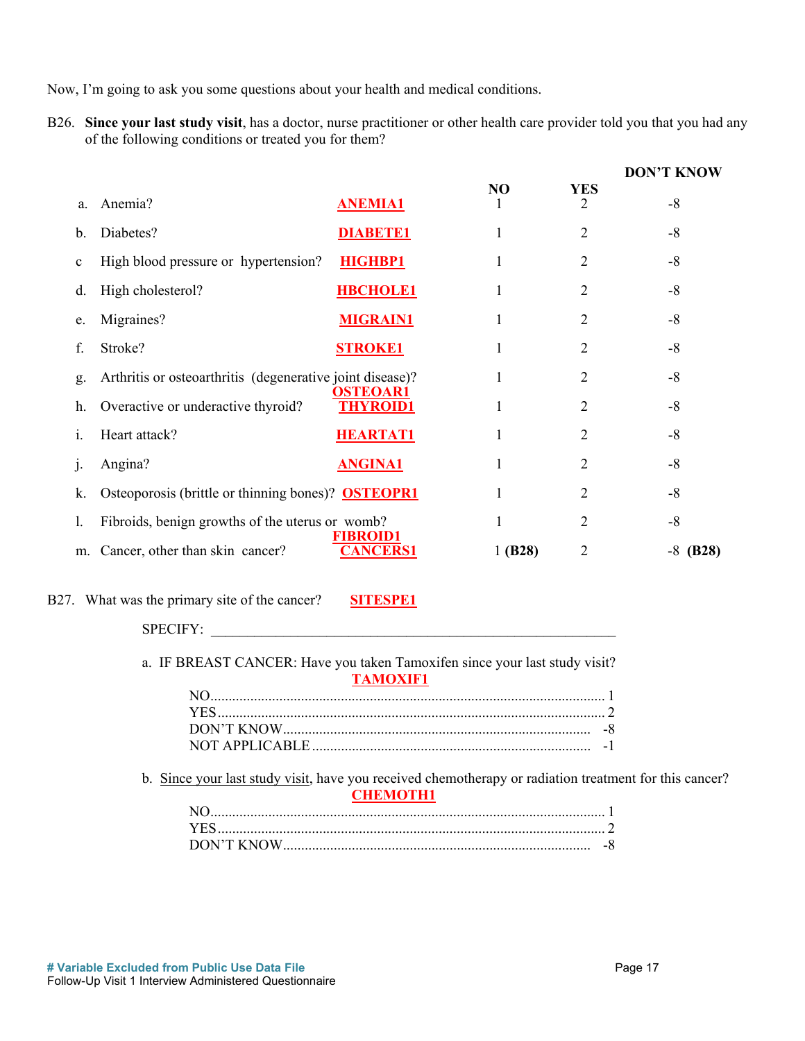Now, I'm going to ask you some questions about your health and medical conditions.

B26. **Since your last study visit**, has a doctor, nurse practitioner or other health care provider told you that you had any of the following conditions or treated you for them?

| | | | NO | YES | DON'T KNOW |
|---|---|---|---|---|---|
| a. | Anemia? | ANEMIA1 | 1 | 2 | -8 |
| b. | Diabetes? | DIABETE1 | 1 | 2 | -8 |
| c | High blood pressure or hypertension? | HIGHBP1 | 1 | 2 | -8 |
| d. | High cholesterol? | HBCHOLE1 | 1 | 2 | -8 |
| e. | Migraines? | MIGRAIN1 | 1 | 2 | -8 |
| f. | Stroke? | STROKE1 | 1 | 2 | -8 |
| g. | Arthritis or osteoarthritis (degenerative joint disease)? | OSTEOAR1 | 1 | 2 | -8 |
| h. | Overactive or underactive thyroid? | THYROID1 | 1 | 2 | -8 |
| i. | Heart attack? | HEARTAT1 | 1 | 2 | -8 |
| j. | Angina? | ANGINA1 | 1 | 2 | -8 |
| k. | Osteoporosis (brittle or thinning bones)? | OSTEOPR1 | 1 | 2 | -8 |
| l. | Fibroids, benign growths of the uterus or womb? | FIBROID1 | 1 | 2 | -8 |
| m. | Cancer, other than skin cancer? | CANCERS1 | 1 **(B28)** | 2 | -8 **(B28)** |

B27. What was the primary site of the cancer? **SITESPE1**

SPECIFY: ____________________________________________________________

a. IF BREAST CANCER: Have you taken Tamoxifen since your last study visit? **TAMOXIF1**

| | |
|---|---|
| NO | 1 |
| YES | 2 |
| DON'T KNOW | -8 |
| NOT APPLICABLE | -1 |

b. Since your last study visit, have you received chemotherapy or radiation treatment for this cancer? **CHEMOTH1**

| | |
|---|---|
| NO | 1 |
| YES | 2 |
| DON'T KNOW | -8 |

\# Variable Excluded from Public Use Data File

Follow-Up Visit 1 Interview Administered Questionnaire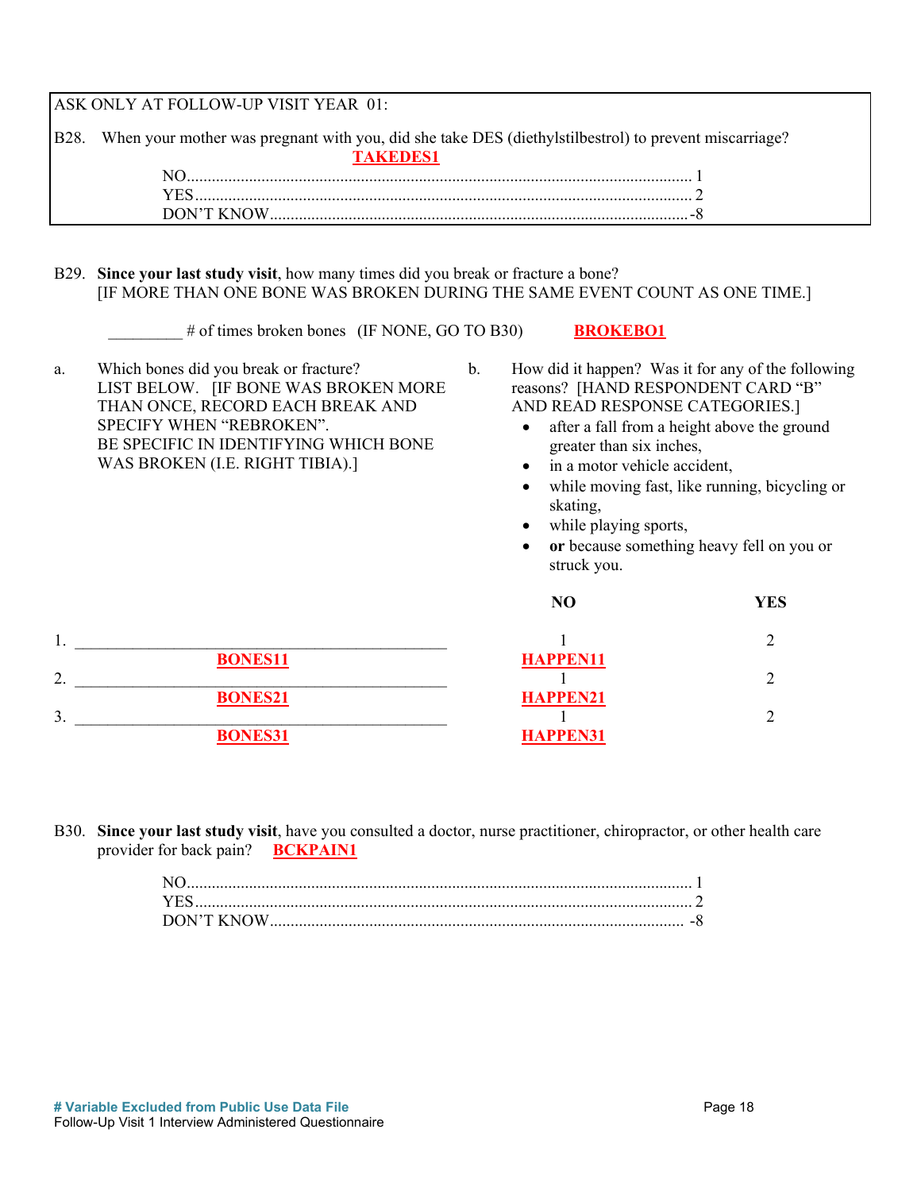ASK ONLY AT FOLLOW-UP VISIT YEAR 01:

B28. When your mother was pregnant with you, did she take DES (diethylstilbestrol) to prevent miscarriage?

**TAKEDES1**

NO........................................................................................................................ 1
YES....................................................................................................................... 2
DON'T KNOW..................................................................................................... -8

B29. **Since your last study visit**, how many times did you break or fracture a bone? [IF MORE THAN ONE BONE WAS BROKEN DURING THE SAME EVENT COUNT AS ONE TIME.]

_________ # of times broken bones (IF NONE, GO TO B30) **BROKEBO1**

a. Which bones did you break or fracture? LIST BELOW. [IF BONE WAS BROKEN MORE THAN ONCE, RECORD EACH BREAK AND SPECIFY WHEN "REBROKEN". BE SPECIFIC IN IDENTIFYING WHICH BONE WAS BROKEN (I.E. RIGHT TIBIA).]

b. How did it happen? Was it for any of the following reasons? [HAND RESPONDENT CARD "B" AND READ RESPONSE CATEGORIES.]

- after a fall from a height above the ground greater than six inches,
- in a motor vehicle accident,
- while moving fast, like running, bicycling or skating,
- while playing sports,
- **or** because something heavy fell on you or struck you.

| | Bone | NO | YES |
|---|---|---|---|
| 1. | ____________ **BONES11** | 1 **HAPPEN11** | 2 |
| 2. | ____________ **BONES21** | 1 **HAPPEN21** | 2 |
| 3. | ____________ **BONES31** | 1 **HAPPEN31** | 2 |

B30. **Since your last study visit**, have you consulted a doctor, nurse practitioner, chiropractor, or other health care provider for back pain? **BCKPAIN1**

NO........................................................................................................................ 1
YES....................................................................................................................... 2
DON'T KNOW..................................................................................................... -8

# Variable Excluded from Public Use Data File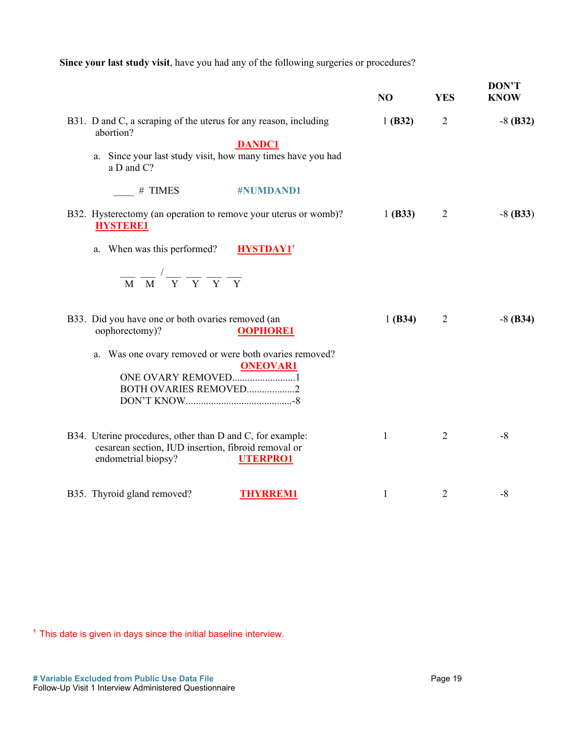**Since your last study visit**, have you had any of the following surgeries or procedures?

| | NO | YES | DON'T KNOW |
|---|---|---|---|
| B31. D and C, a scraping of the uterus for any reason, including abortion? **DANDC1** | 1 **(B32)** | 2 | -8 **(B32)** |
| a. Since your last study visit, how many times have you had a D and C?<br>____ # TIMES **#NUMDAND1** | | | |
| B32. Hysterectomy (an operation to remove your uterus or womb)? **HYSTERE1** | 1 **(B33)** | 2 | -8 **(B33)** |
| a. When was this performed? **HYSTDAY1**†<br>___ ___ / ___ ___ ___ ___<br>M M Y Y Y Y | | | |
| B33. Did you have one or both ovaries removed (an oophorectomy)? **OOPHORE1** | 1 **(B34)** | 2 | -8 **(B34)** |
| a. Was one ovary removed or were both ovaries removed? **ONEOVAR1**<br>ONE OVARY REMOVED.........................1<br>BOTH OVARIES REMOVED..................2<br>DON'T KNOW..........................................-8 | | | |
| B34. Uterine procedures, other than D and C, for example: cesarean section, IUD insertion, fibroid removal or endometrial biopsy? **UTERPRO1** | 1 | 2 | -8 |
| B35. Thyroid gland removed? **THYRREM1** | 1 | 2 | -8 |

† This date is given in days since the initial baseline interview.

**# Variable Excluded from Public Use Data File**
Follow-Up Visit 1 Interview Administered Questionnaire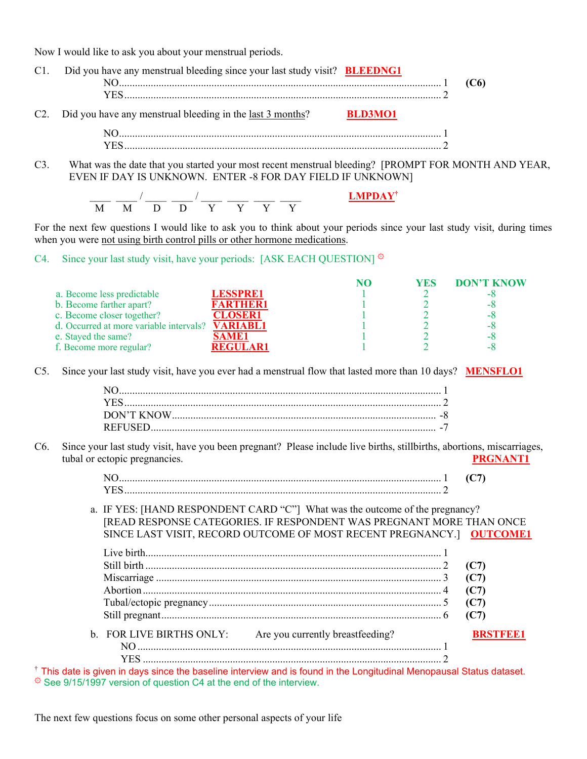Now I would like to ask you about your menstrual periods.

C1. Did you have any menstrual bleeding since your last study visit? **BLEEDNG1**

NO.......................................................................................................... 1 **(C6)**
YES........................................................................................................ 2

C2. Did you have any menstrual bleeding in the last 3 months? **BLD3MO1**

NO.......................................................................................................... 1
YES........................................................................................................ 2

C3. What was the date that you started your most recent menstrual bleeding? [PROMPT FOR MONTH AND YEAR, EVEN IF DAY IS UNKNOWN. ENTER -8 FOR DAY FIELD IF UNKNOWN]

\_\_\_\_ \_\_\_\_ / \_\_\_\_ \_\_\_\_ / \_\_\_\_ \_\_\_\_ \_\_\_\_ \_\_\_\_ **LMPDAY**[†]
M M D D Y Y Y Y

For the next few questions I would like to ask you to think about your periods since your last study visit, during times when you were not using birth control pills or other hormone medications.

C4. Since your last study visit, have your periods: [ASK EACH QUESTION] [☼]

| | | NO | YES | DON'T KNOW |
|---|---|---|---|---|
| a. Become less predictable | **LESSPRE1** | 1 | 2 | -8 |
| b. Become farther apart? | **FARTHER1** | 1 | 2 | -8 |
| c. Become closer together? | **CLOSER1** | 1 | 2 | -8 |
| d. Occurred at more variable intervals? | **VARIABL1** | 1 | 2 | -8 |
| e. Stayed the same? | **SAME1** | 1 | 2 | -8 |
| f. Become more regular? | **REGULAR1** | 1 | 2 | -8 |

C5. Since your last study visit, have you ever had a menstrual flow that lasted more than 10 days? **MENSFLO1**

NO.......................................................................................................... 1
YES........................................................................................................ 2
DON'T KNOW.................................................................................... -8
REFUSED............................................................................................ -7

C6. Since your last study visit, have you been pregnant? Please include live births, stillbirths, abortions, miscarriages, tubal or ectopic pregnancies. **PRGNANT1**

NO.......................................................................................................... 1 **(C7)**
YES........................................................................................................ 2

a. IF YES: [HAND RESPONDENT CARD "C"] What was the outcome of the pregnancy? [READ RESPONSE CATEGORIES. IF RESPONDENT WAS PREGNANT MORE THAN ONCE SINCE LAST VISIT, RECORD OUTCOME OF MOST RECENT PREGNANCY.] **OUTCOME1**

Live birth.............................................................................................. 1
Still birth .............................................................................................. 2 **(C7)**
Miscarriage .......................................................................................... 3 **(C7)**
Abortion ............................................................................................... 4 **(C7)**
Tubal/ectopic pregnancy....................................................................... 5 **(C7)**
Still pregnant........................................................................................ 6 **(C7)**

b. FOR LIVE BIRTHS ONLY: Are you currently breastfeeding? **BRSTFEE1**

NO .................................................................................................. 1
YES ................................................................................................ 2

[†] This date is given in days since the baseline interview and is found in the Longitudinal Menopausal Status dataset.
[☼] See 9/15/1997 version of question C4 at the end of the interview.

The next few questions focus on some other personal aspects of your life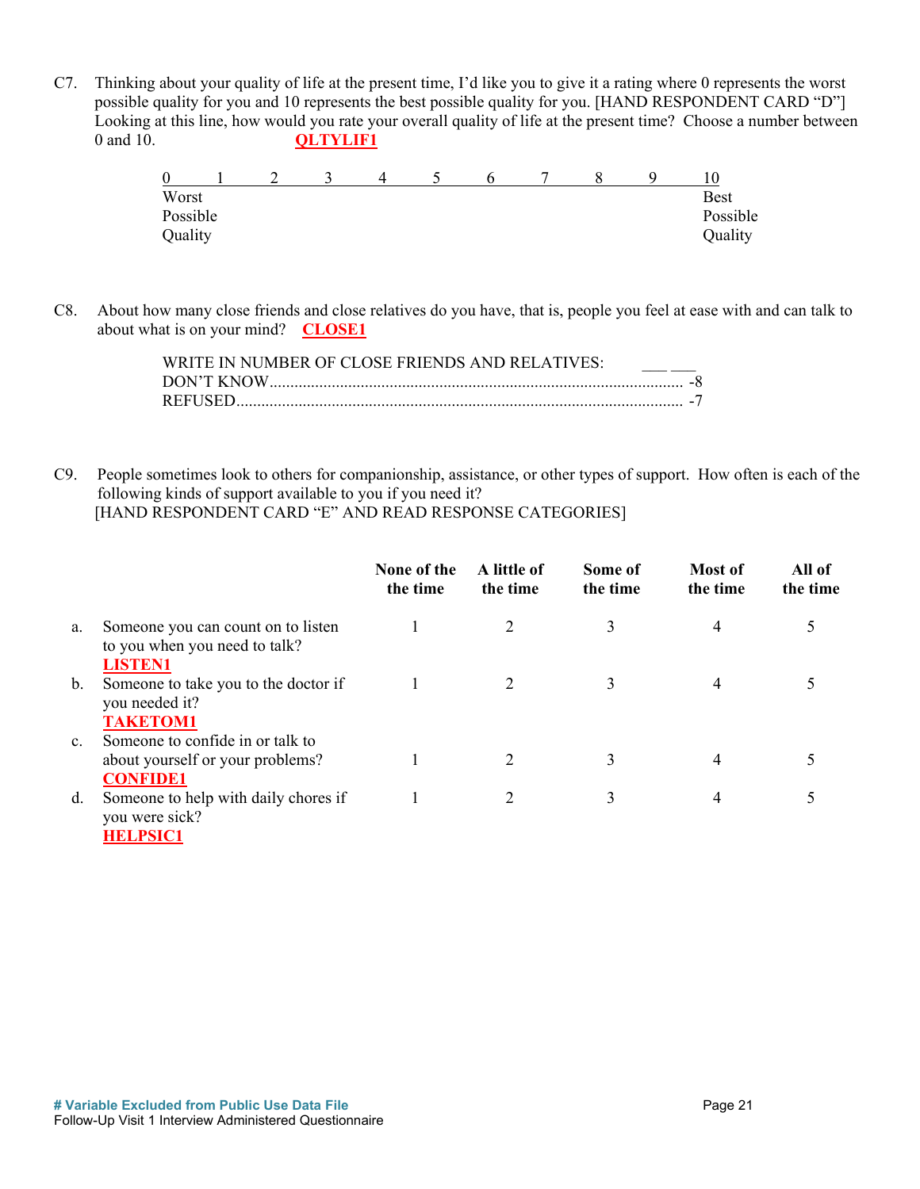C7. Thinking about your quality of life at the present time, I'd like you to give it a rating where 0 represents the worst possible quality for you and 10 represents the best possible quality for you. [HAND RESPONDENT CARD "D"] Looking at this line, how would you rate your overall quality of life at the present time? Choose a number between 0 and 10. **QLTYLIF1**

| 0 | 1 | 2 | 3 | 4 | 5 | 6 | 7 | 8 | 9 | 10 |
|---|---|---|---|---|---|---|---|---|---|---|
| Worst Possible Quality | | | | | | | | | | Best Possible Quality |

C8. About how many close friends and close relatives do you have, that is, people you feel at ease with and can talk to about what is on your mind? **CLOSE1**

WRITE IN NUMBER OF CLOSE FRIENDS AND RELATIVES: ___ ___
DON'T KNOW........................................................................................ -8
REFUSED............................................................................................ -7

C9. People sometimes look to others for companionship, assistance, or other types of support. How often is each of the following kinds of support available to you if you need it?
[HAND RESPONDENT CARD "E" AND READ RESPONSE CATEGORIES]

| | | None of the the time | A little of the time | Some of the time | Most of the time | All of the time |
|---|---|---|---|---|---|---|
| a. | Someone you can count on to listen to you when you need to talk? **LISTEN1** | 1 | 2 | 3 | 4 | 5 |
| b. | Someone to take you to the doctor if you needed it? **TAKETOM1** | 1 | 2 | 3 | 4 | 5 |
| c. | Someone to confide in or talk to about yourself or your problems? **CONFIDE1** | 1 | 2 | 3 | 4 | 5 |
| d. | Someone to help with daily chores if you were sick? **HELPSIC1** | 1 | 2 | 3 | 4 | 5 |

**# Variable Excluded from Public Use Data File**
Follow-Up Visit 1 Interview Administered Questionnaire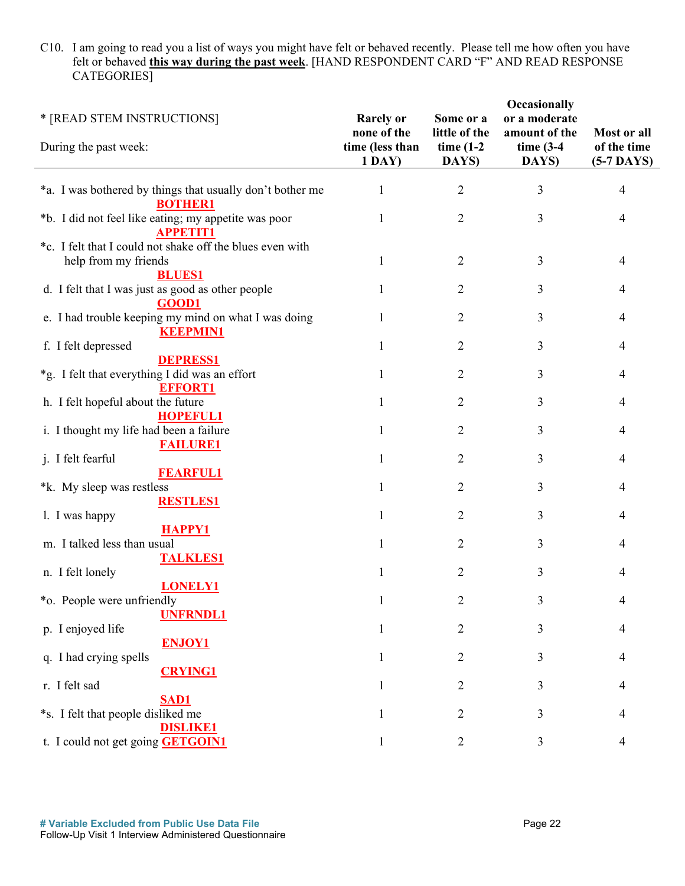C10. I am going to read you a list of ways you might have felt or behaved recently. Please tell me how often you have felt or behaved **this way during the past week**. [HAND RESPONDENT CARD "F" AND READ RESPONSE CATEGORIES]

| * [READ STEM INSTRUCTIONS] During the past week: | Rarely or none of the time (less than 1 DAY) | Some or a little of the time (1-2 DAYS) | Occasionally or a moderate amount of the time (3-4 DAYS) | Most or all of the time (5-7 DAYS) |
|---|---|---|---|---|
| *a. I was bothered by things that usually don't bother me **BOTHER1** | 1 | 2 | 3 | 4 |
| *b. I did not feel like eating; my appetite was poor **APPETIT1** | 1 | 2 | 3 | 4 |
| *c. I felt that I could not shake off the blues even with help from my friends **BLUES1** | 1 | 2 | 3 | 4 |
| d. I felt that I was just as good as other people **GOOD1** | 1 | 2 | 3 | 4 |
| e. I had trouble keeping my mind on what I was doing **KEEPMIN1** | 1 | 2 | 3 | 4 |
| f. I felt depressed **DEPRESS1** | 1 | 2 | 3 | 4 |
| *g. I felt that everything I did was an effort **EFFORT1** | 1 | 2 | 3 | 4 |
| h. I felt hopeful about the future **HOPEFUL1** | 1 | 2 | 3 | 4 |
| i. I thought my life had been a failure **FAILURE1** | 1 | 2 | 3 | 4 |
| j. I felt fearful **FEARFUL1** | 1 | 2 | 3 | 4 |
| *k. My sleep was restless **RESTLES1** | 1 | 2 | 3 | 4 |
| l. I was happy **HAPPY1** | 1 | 2 | 3 | 4 |
| m. I talked less than usual **TALKLES1** | 1 | 2 | 3 | 4 |
| n. I felt lonely **LONELY1** | 1 | 2 | 3 | 4 |
| *o. People were unfriendly **UNFRNDL1** | 1 | 2 | 3 | 4 |
| p. I enjoyed life **ENJOY1** | 1 | 2 | 3 | 4 |
| q. I had crying spells **CRYING1** | 1 | 2 | 3 | 4 |
| r. I felt sad **SAD1** | 1 | 2 | 3 | 4 |
| *s. I felt that people disliked me **DISLIKE1** | 1 | 2 | 3 | 4 |
| t. I could not get going **GETGOIN1** | 1 | 2 | 3 | 4 |

**# Variable Excluded from Public Use Data File**
Follow-Up Visit 1 Interview Administered Questionnaire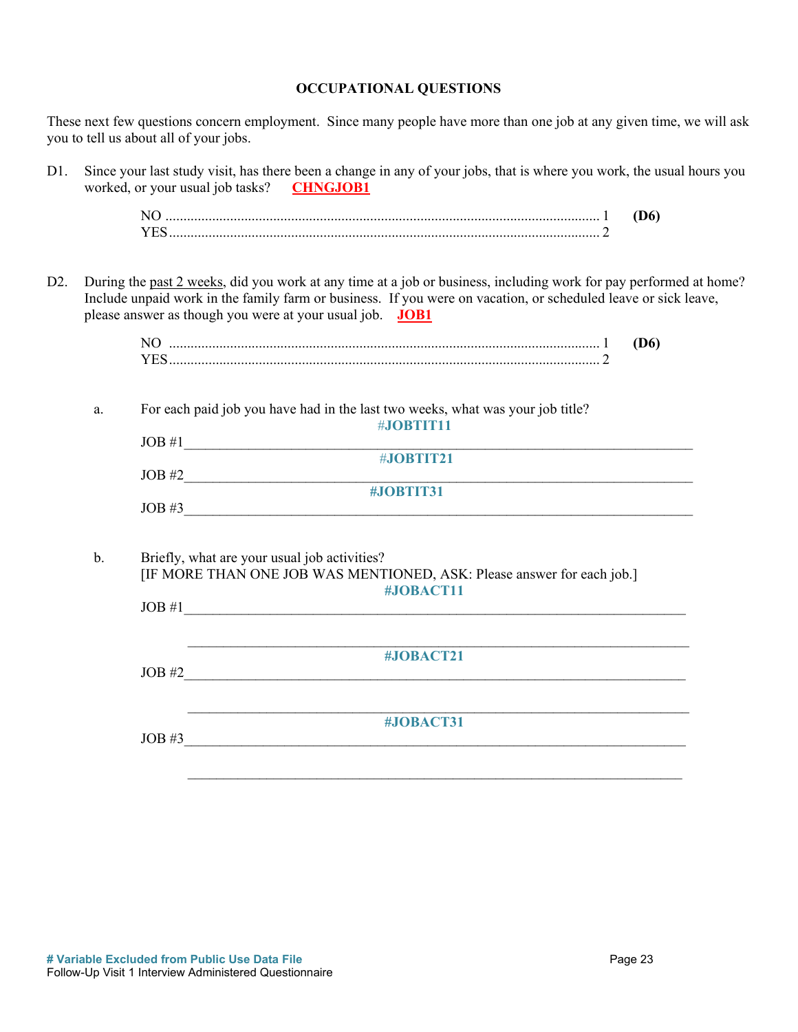## OCCUPATIONAL QUESTIONS

These next few questions concern employment. Since many people have more than one job at any given time, we will ask you to tell us about all of your jobs.

D1. Since your last study visit, has there been a change in any of your jobs, that is where you work, the usual hours you worked, or your usual job tasks? **CHNGJOB1**

NO .......................................................................................................................... 1 **(D6)**
YES......................................................................................................................... 2

D2. During the past 2 weeks, did you work at any time at a job or business, including work for pay performed at home? Include unpaid work in the family farm or business. If you were on vacation, or scheduled leave or sick leave, please answer as though you were at your usual job. **JOB1**

NO .......................................................................................................................... 1 **(D6)**
YES......................................................................................................................... 2

a. For each paid job you have had in the last two weeks, what was your job title?

**#JOBTIT11**
JOB #1___________________________________________________________________

**#JOBTIT21**
JOB #2___________________________________________________________________

**#JOBTIT31**
JOB #3___________________________________________________________________

b. Briefly, what are your usual job activities?
[IF MORE THAN ONE JOB WAS MENTIONED, ASK: Please answer for each job.]

**#JOBACT11**
JOB #1___________________________________________________________________

___________________________________________________________________

**#JOBACT21**
JOB #2___________________________________________________________________

___________________________________________________________________

**#JOBACT31**
JOB #3___________________________________________________________________

___________________________________________________________________

**# Variable Excluded from Public Use Data File**
Follow-Up Visit 1 Interview Administered Questionnaire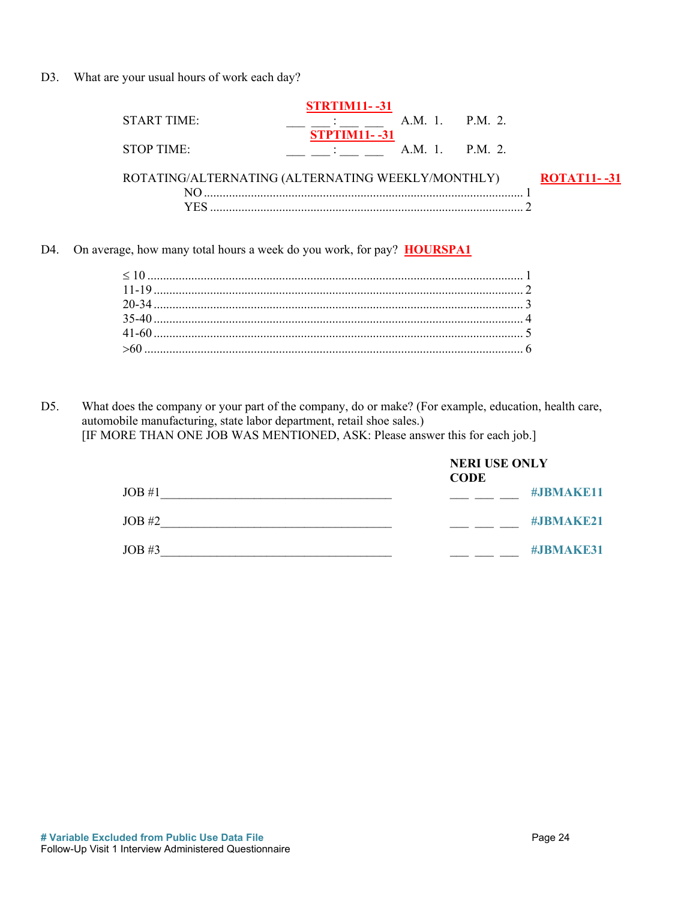D3. What are your usual hours of work each day?

| | | | | |
|---|---|---|---|---|
| START TIME: | **STRTIM11- -31** ___ ___ : ___ ___ | A.M. 1. | P.M. 2. | |
| STOP TIME: | **STPTIM11- -31** ___ ___ : ___ ___ | A.M. 1. | P.M. 2. | |

ROTATING/ALTERNATING (ALTERNATING WEEKLY/MONTHLY) **ROTAT11- -31**

NO ........................................................................................................ 1
YES ...................................................................................................... 2

D4. On average, how many total hours a week do you work, for pay? **HOURSPA1**

≤ 10 ........................................................................................................ 1
11-19 ...................................................................................................... 2
20-34 ...................................................................................................... 3
35-40 ...................................................................................................... 4
41-60 ...................................................................................................... 5
>60 ......................................................................................................... 6

D5. What does the company or your part of the company, do or make? (For example, education, health care, automobile manufacturing, state labor department, retail shoe sales.)
[IF MORE THAN ONE JOB WAS MENTIONED, ASK: Please answer this for each job.]

| | NERI USE ONLY CODE | |
|---|---|---|
| JOB #1______________________________________ | ___ ___ ___ | #JBMAKE11 |
| JOB #2______________________________________ | ___ ___ ___ | #JBMAKE21 |
| JOB #3______________________________________ | ___ ___ ___ | #JBMAKE31 |

**# Variable Excluded from Public Use Data File**
Follow-Up Visit 1 Interview Administered Questionnaire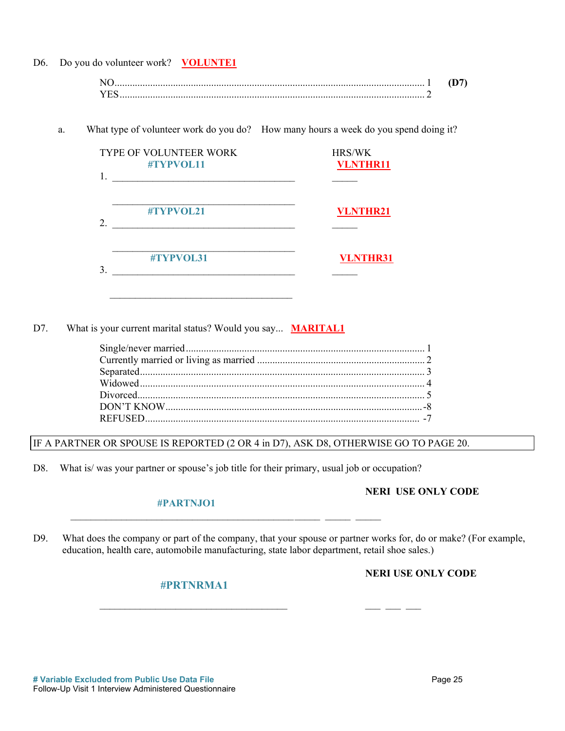D6. Do you do volunteer work? **VOLUNTE1**

| | | |
|---|---|---|
| NO | 1 | **(D7)** |
| YES | 2 | |

a. What type of volunteer work do you do? How many hours a week do you spend doing it?

| TYPE OF VOLUNTEER WORK | HRS/WK |
|---|---|
| **#TYPVOL11** | **VLNTHR11** |
| 1. ____________________________________ | _____ |
| ____________________________________ | |
| **#TYPVOL21** | **VLNTHR21** |
| 2. ____________________________________ | _____ |
| ____________________________________ | |
| **#TYPVOL31** | **VLNTHR31** |
| 3. ____________________________________ | _____ |
| ____________________________________ | |

D7. What is your current marital status? Would you say... **MARITAL1**

| | |
|---|---|
| Single/never married | 1 |
| Currently married or living as married | 2 |
| Separated | 3 |
| Widowed | 4 |
| Divorced | 5 |
| DON'T KNOW | -8 |
| REFUSED | -7 |

IF A PARTNER OR SPOUSE IS REPORTED (2 OR 4 in D7), ASK D8, OTHERWISE GO TO PAGE 20.

D8. What is/ was your partner or spouse's job title for their primary, usual job or occupation?

**NERI USE ONLY CODE**

**#PARTNJO1**

______________________________________________ _____ _____

D9. What does the company or part of the company, that your spouse or partner works for, do or make? (For example, education, health care, automobile manufacturing, state labor department, retail shoe sales.)

**NERI USE ONLY CODE**

**#PRTNRMA1**

____________________________________ ___ ___ ___

**# Variable Excluded from Public Use Data File**
Follow-Up Visit 1 Interview Administered Questionnaire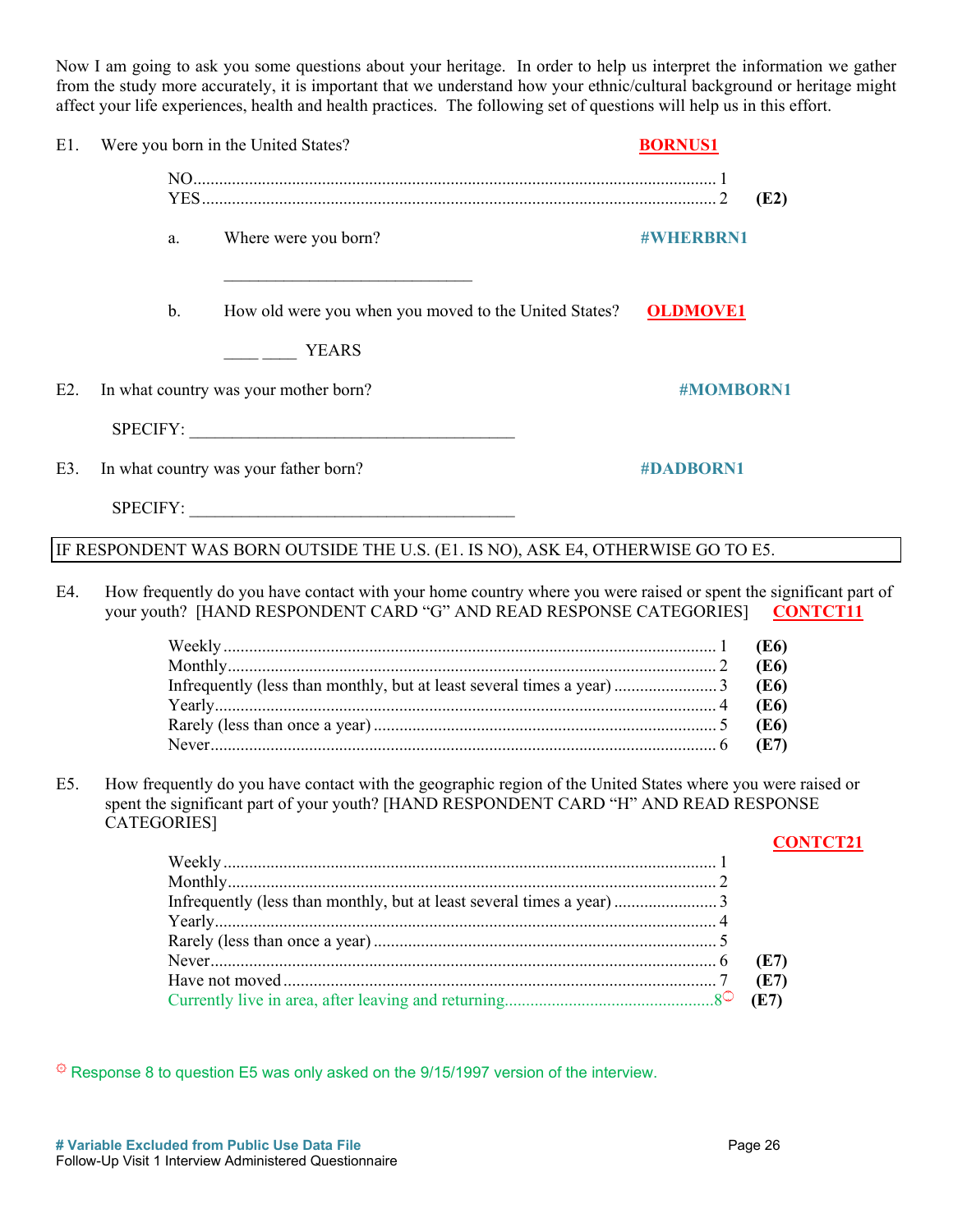Now I am going to ask you some questions about your heritage. In order to help us interpret the information we gather from the study more accurately, it is important that we understand how your ethnic/cultural background or heritage might affect your life experiences, health and health practices. The following set of questions will help us in this effort.

E1. Were you born in the United States? **BORNUS1**

| | | |
|---|---|---|
| NO | 1 | |
| YES | 2 | **(E2)** |

a. Where were you born? **#WHERBRN1**

______________________________

b. How old were you when you moved to the United States? **OLDMOVE1**

____ ____ YEARS

E2. In what country was your mother born? **#MOMBORN1**

SPECIFY: ________________________________________

E3. In what country was your father born? **#DADBORN1**

SPECIFY: ________________________________________

IF RESPONDENT WAS BORN OUTSIDE THE U.S. (E1. IS NO), ASK E4, OTHERWISE GO TO E5.

E4. How frequently do you have contact with your home country where you were raised or spent the significant part of your youth? [HAND RESPONDENT CARD "G" AND READ RESPONSE CATEGORIES] **CONTCT11**

| | | |
|---|---|---|
| Weekly | 1 | **(E6)** |
| Monthly | 2 | **(E6)** |
| Infrequently (less than monthly, but at least several times a year) | 3 | **(E6)** |
| Yearly | 4 | **(E6)** |
| Rarely (less than once a year) | 5 | **(E6)** |
| Never | 6 | **(E7)** |

E5. How frequently do you have contact with the geographic region of the United States where you were raised or spent the significant part of your youth? [HAND RESPONDENT CARD "H" AND READ RESPONSE CATEGORIES]

**CONTCT21**

| | | |
|---|---|---|
| Weekly | 1 | |
| Monthly | 2 | |
| Infrequently (less than monthly, but at least several times a year) | 3 | |
| Yearly | 4 | |
| Rarely (less than once a year) | 5 | |
| Never | 6 | **(E7)** |
| Have not moved | 7 | **(E7)** |
| Currently live in area, after leaving and returning | 8☼ | **(E7)** |

☼ Response 8 to question E5 was only asked on the 9/15/1997 version of the interview.

**# Variable Excluded from Public Use Data File**
Follow-Up Visit 1 Interview Administered Questionnaire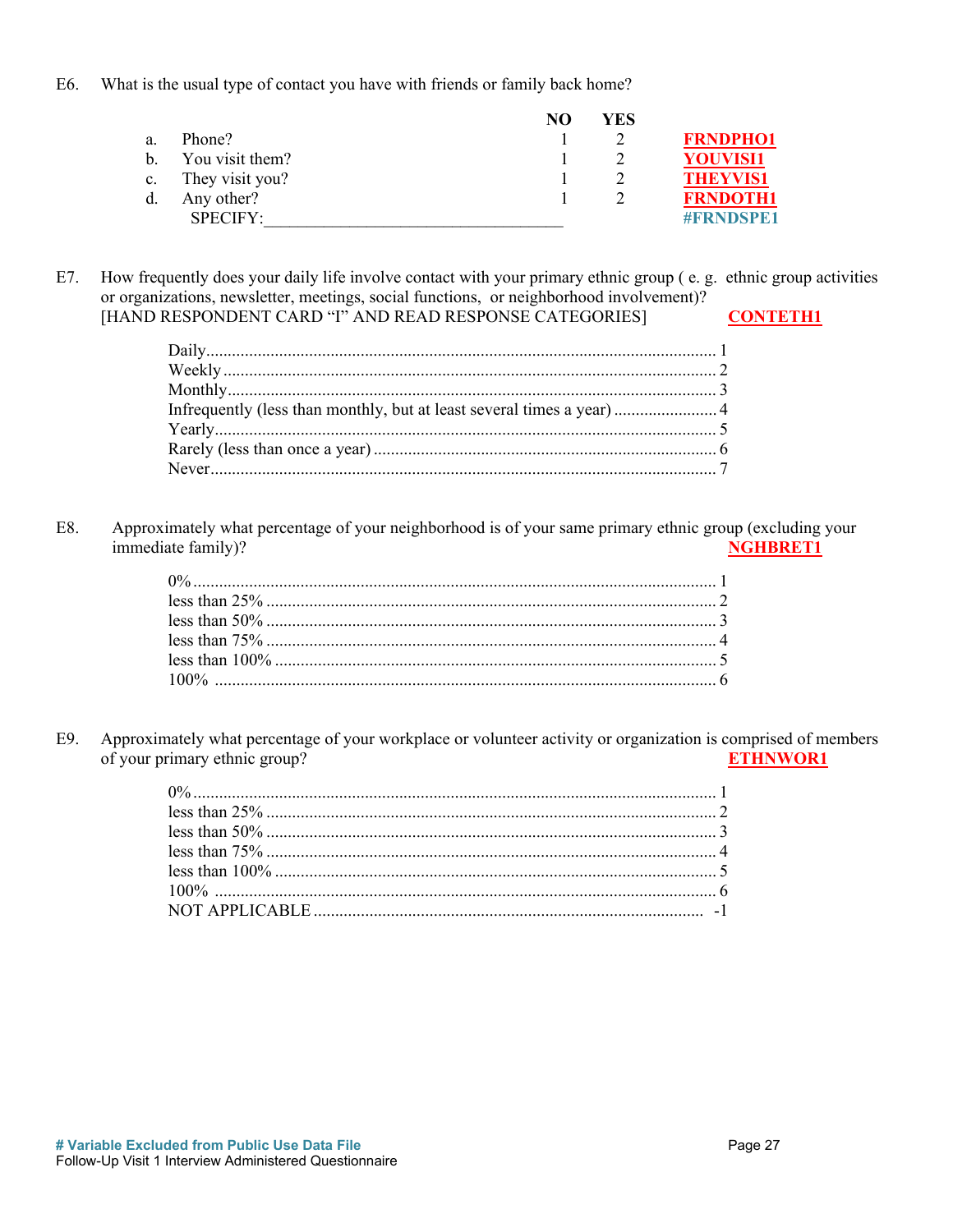E6. What is the usual type of contact you have with friends or family back home?

| | | NO | YES | |
|---|---|---|---|---|
| a. | Phone? | 1 | 2 | **FRNDPHO1** |
| b. | You visit them? | 1 | 2 | **YOUVISI1** |
| c. | They visit you? | 1 | 2 | **THEYVIS1** |
| d. | Any other? | 1 | 2 | **FRNDOTH1** |
| | SPECIFY:_________________________________ | | | **#FRNDSPE1** |

E7. How frequently does your daily life involve contact with your primary ethnic group ( e. g. ethnic group activities or organizations, newsletter, meetings, social functions, or neighborhood involvement)?
[HAND RESPONDENT CARD "I" AND READ RESPONSE CATEGORIES] **CONTETH1**

- Daily.............................................................. 1
- Weekly............................................................ 2
- Monthly.......................................................... 3
- Infrequently (less than monthly, but at least several times a year) ........ 4
- Yearly............................................................. 5
- Rarely (less than once a year) ............................ 6
- Never.............................................................. 7

E8. Approximately what percentage of your neighborhood is of your same primary ethnic group (excluding your immediate family)? **NGHBRET1**

- 0%................................................................. 1
- less than 25% ................................................ 2
- less than 50% ................................................ 3
- less than 75% ................................................ 4
- less than 100% .............................................. 5
- 100% ............................................................. 6

E9. Approximately what percentage of your workplace or volunteer activity or organization is comprised of members of your primary ethnic group? **ETHNWOR1**

- 0%................................................................. 1
- less than 25% ................................................ 2
- less than 50% ................................................ 3
- less than 75% ................................................ 4
- less than 100% .............................................. 5
- 100% ............................................................. 6
- NOT APPLICABLE ......................................... -1

**# Variable Excluded from Public Use Data File**
Follow-Up Visit 1 Interview Administered Questionnaire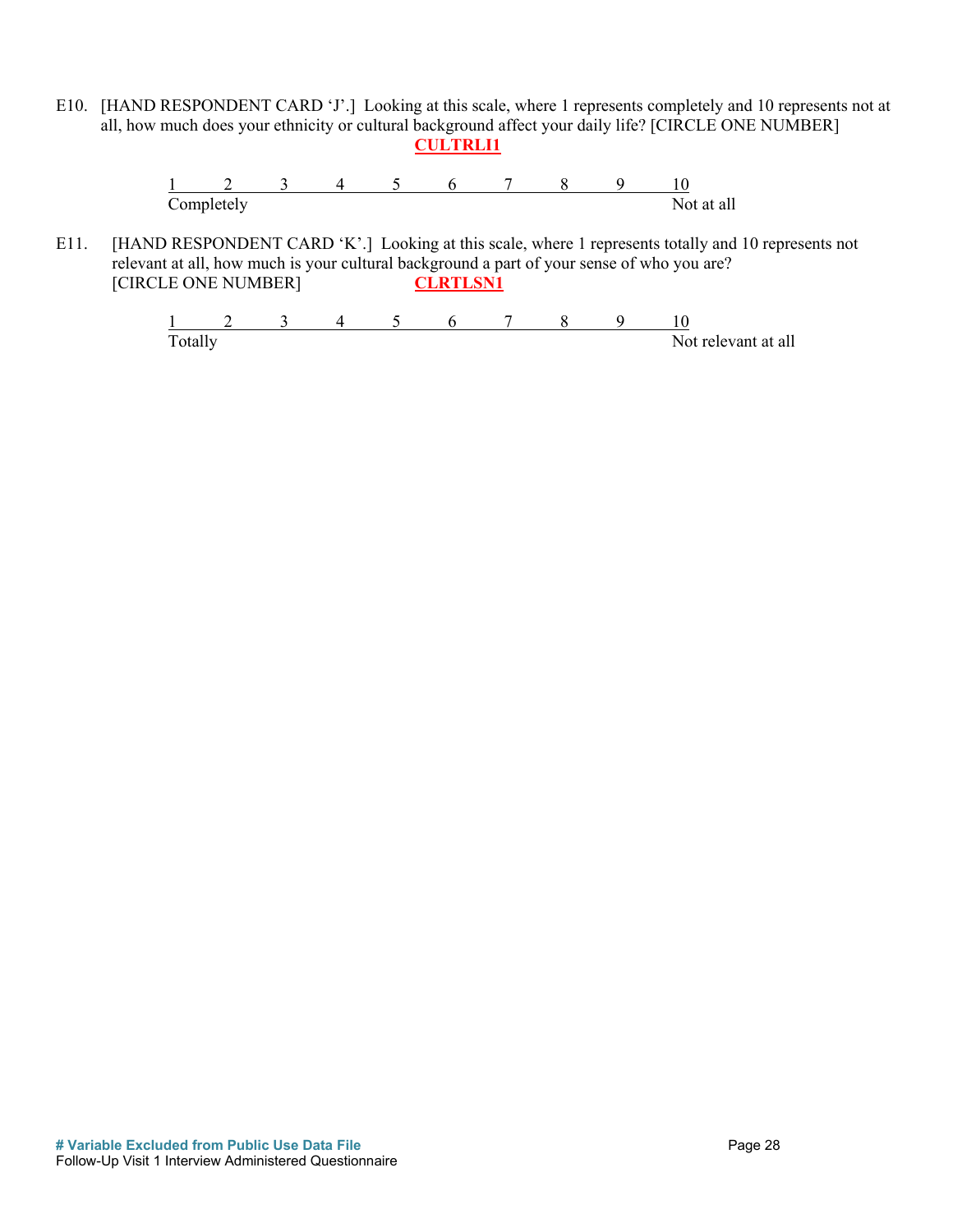E10. [HAND RESPONDENT CARD 'J'.] Looking at this scale, where 1 represents completely and 10 represents not at all, how much does your ethnicity or cultural background affect your daily life? [CIRCLE ONE NUMBER] **CULTRLI1**

| 1 | 2 | 3 | 4 | 5 | 6 | 7 | 8 | 9 | 10 |
|---|---|---|---|---|---|---|---|---|---|
| Completely | | | | | | | | | Not at all |

E11. [HAND RESPONDENT CARD 'K'.] Looking at this scale, where 1 represents totally and 10 represents not relevant at all, how much is your cultural background a part of your sense of who you are? [CIRCLE ONE NUMBER] **CLRTLSN1**

| 1 | 2 | 3 | 4 | 5 | 6 | 7 | 8 | 9 | 10 |
|---|---|---|---|---|---|---|---|---|---|
| Totally | | | | | | | | | Not relevant at all |

**# Variable Excluded from Public Use Data File**

Follow-Up Visit 1 Interview Administered Questionnaire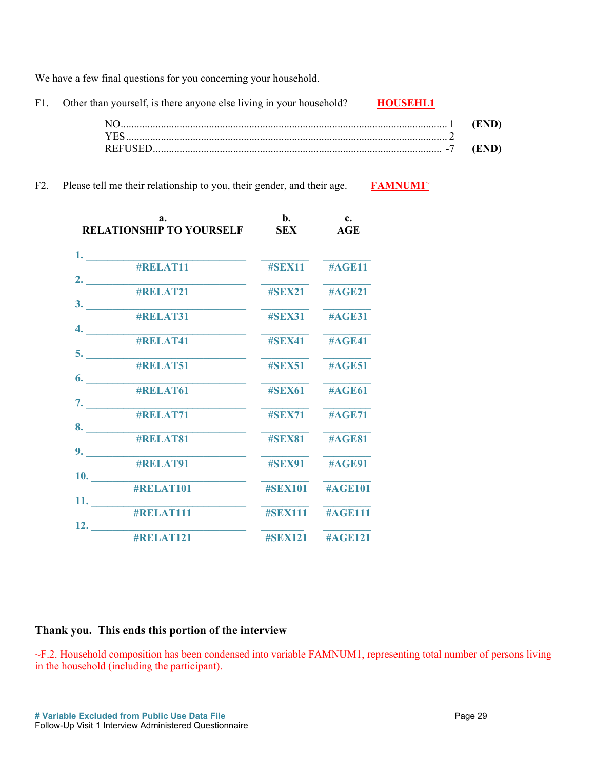We have a few final questions for you concerning your household.

F1. Other than yourself, is there anyone else living in your household? **HOUSEHL1**

| | | |
|---|---|---|
| NO | 1 | **(END)** |
| YES | 2 | |
| REFUSED | -7 | **(END)** |

F2. Please tell me their relationship to you, their gender, and their age. **FAMNUM1~**

| | a. RELATIONSHIP TO YOURSELF | b. SEX | c. AGE |
|---|---|---|---|
| 1. | #RELAT11 | #SEX11 | #AGE11 |
| 2. | #RELAT21 | #SEX21 | #AGE21 |
| 3. | #RELAT31 | #SEX31 | #AGE31 |
| 4. | #RELAT41 | #SEX41 | #AGE41 |
| 5. | #RELAT51 | #SEX51 | #AGE51 |
| 6. | #RELAT61 | #SEX61 | #AGE61 |
| 7. | #RELAT71 | #SEX71 | #AGE71 |
| 8. | #RELAT81 | #SEX81 | #AGE81 |
| 9. | #RELAT91 | #SEX91 | #AGE91 |
| 10. | #RELAT101 | #SEX101 | #AGE101 |
| 11. | #RELAT111 | #SEX111 | #AGE111 |
| 12. | #RELAT121 | #SEX121 | #AGE121 |

**Thank you. This ends this portion of the interview**

~F.2. Household composition has been condensed into variable FAMNUM1, representing total number of persons living in the household (including the participant).

**# Variable Excluded from Public Use Data File**
Follow-Up Visit 1 Interview Administered Questionnaire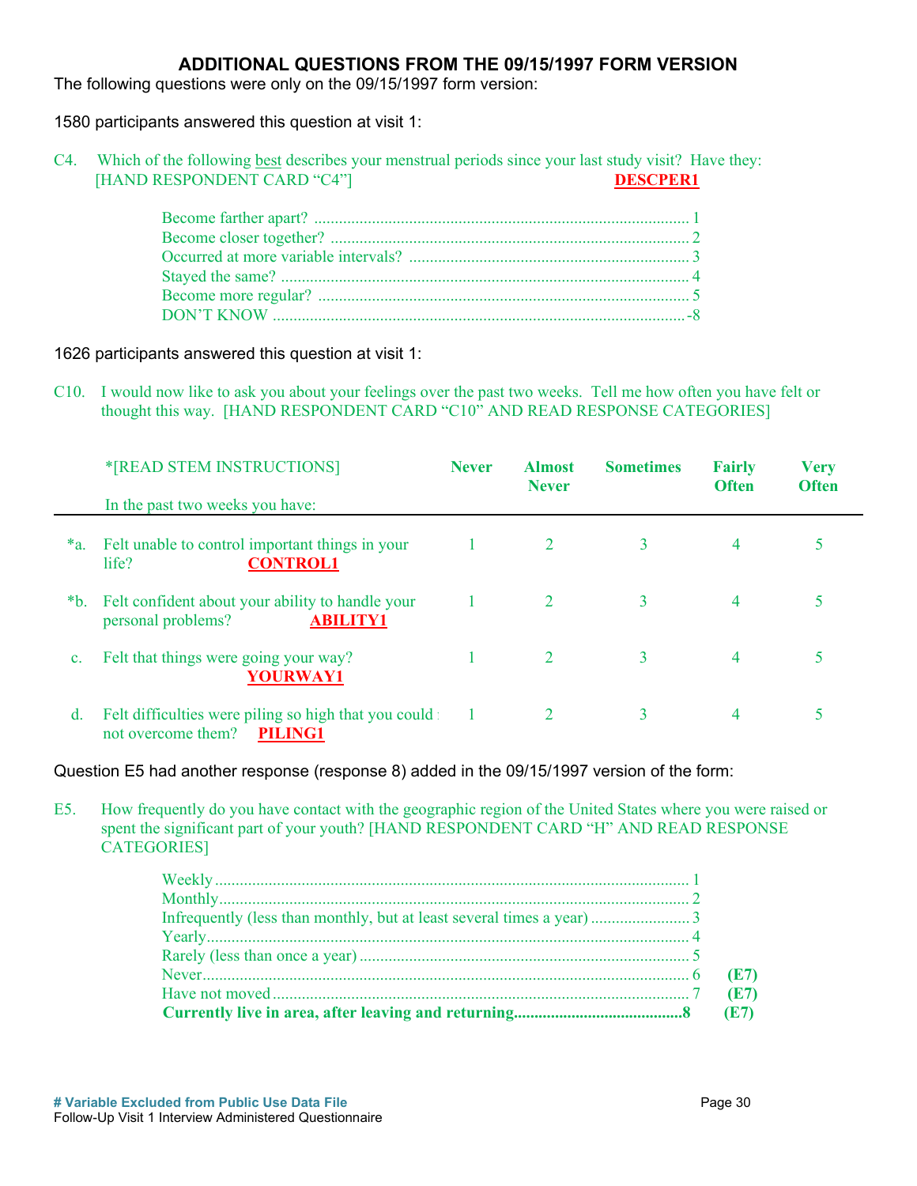## ADDITIONAL QUESTIONS FROM THE 09/15/1997 FORM VERSION

The following questions were only on the 09/15/1997 form version:

1580 participants answered this question at visit 1:

C4. Which of the following best describes your menstrual periods since your last study visit? Have they: [HAND RESPONDENT CARD "C4"] **DESCPER1**

- Become farther apart? .......... 1
- Become closer together? .......... 2
- Occurred at more variable intervals? .......... 3
- Stayed the same? .......... 4
- Become more regular? .......... 5
- DON'T KNOW .......... -8

1626 participants answered this question at visit 1:

C10. I would now like to ask you about your feelings over the past two weeks. Tell me how often you have felt or thought this way. [HAND RESPONDENT CARD "C10" AND READ RESPONSE CATEGORIES]

| *[READ STEM INSTRUCTIONS] In the past two weeks you have: | Never | Almost Never | Sometimes | Fairly Often | Very Often |
|---|---|---|---|---|---|
| *a. Felt unable to control important things in your life? **CONTROL1** | 1 | 2 | 3 | 4 | 5 |
| *b. Felt confident about your ability to handle your personal problems? **ABILITY1** | 1 | 2 | 3 | 4 | 5 |
| c. Felt that things were going your way? **YOURWAY1** | 1 | 2 | 3 | 4 | 5 |
| d. Felt difficulties were piling so high that you could not overcome them? **PILING1** | 1 | 2 | 3 | 4 | 5 |

Question E5 had another response (response 8) added in the 09/15/1997 version of the form:

E5. How frequently do you have contact with the geographic region of the United States where you were raised or spent the significant part of your youth? [HAND RESPONDENT CARD "H" AND READ RESPONSE CATEGORIES]

- Weekly .......... 1
- Monthly .......... 2
- Infrequently (less than monthly, but at least several times a year) .......... 3
- Yearly .......... 4
- Rarely (less than once a year) .......... 5
- Never .......... 6 **(E7)**
- Have not moved .......... 7 **(E7)**
- **Currently live in area, after leaving and returning .......... 8 (E7)**

**# Variable Excluded from Public Use Data File**

Follow-Up Visit 1 Interview Administered Questionnaire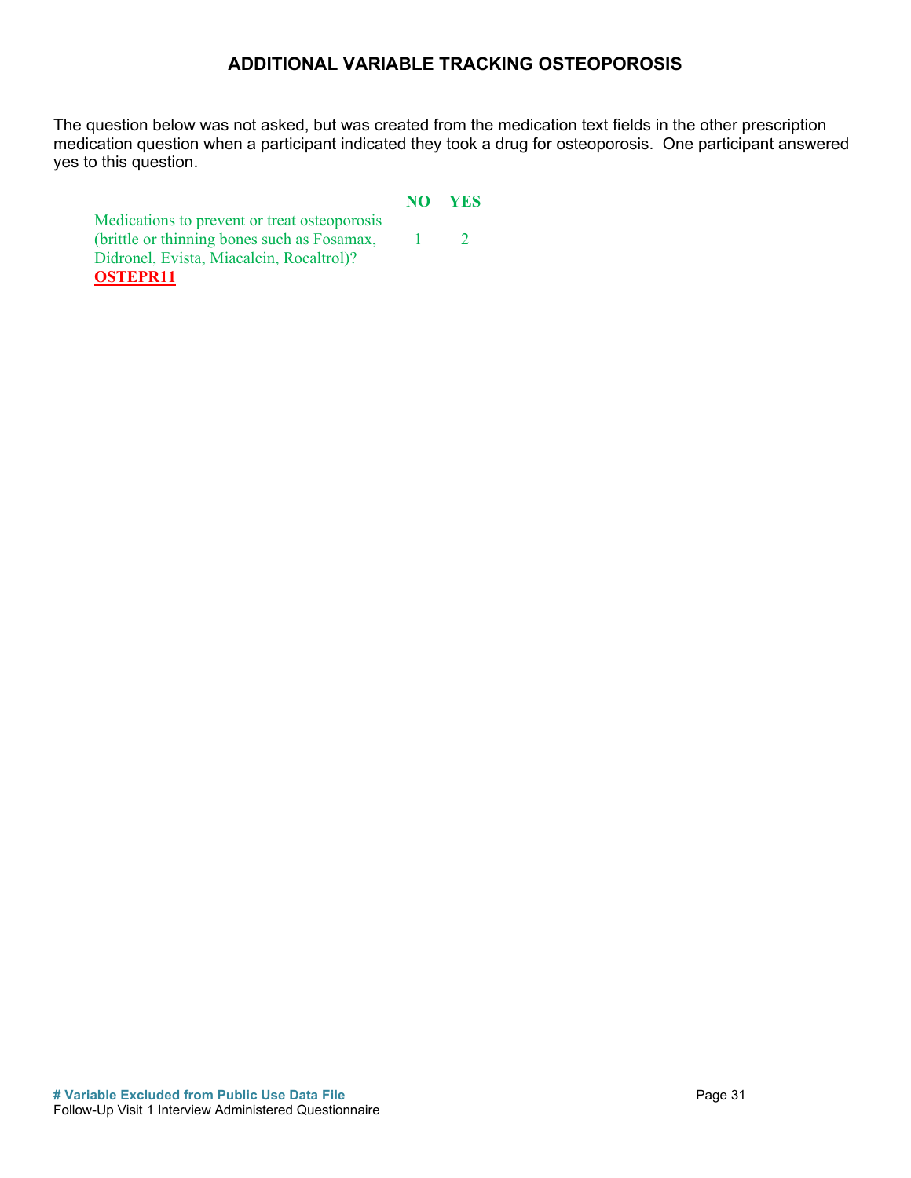## ADDITIONAL VARIABLE TRACKING OSTEOPOROSIS

The question below was not asked, but was created from the medication text fields in the other prescription medication question when a participant indicated they took a drug for osteoporosis. One participant answered yes to this question.

| | NO | YES |
|---|---|---|
| Medications to prevent or treat osteoporosis (brittle or thinning bones such as Fosamax, Didronel, Evista, Miacalcin, Rocaltrol)? **OSTEPR11** | 1 | 2 |

**# Variable Excluded from Public Use Data File**

Follow-Up Visit 1 Interview Administered Questionnaire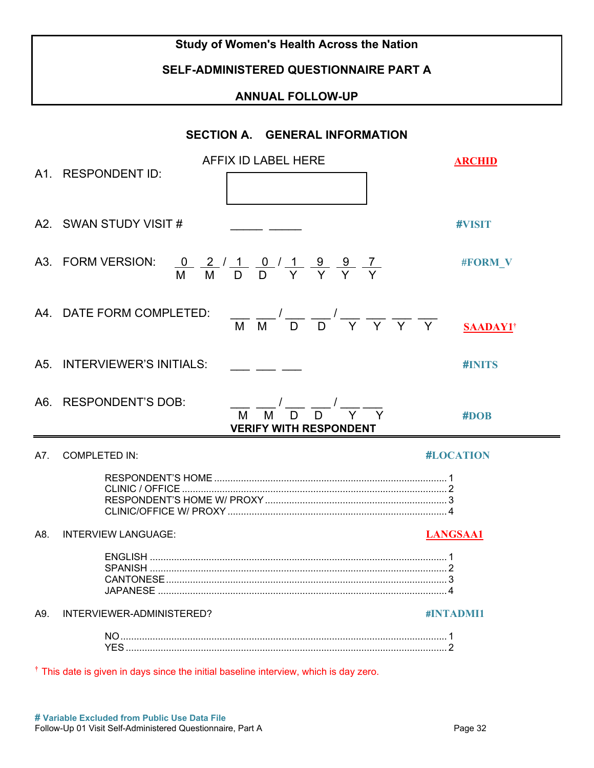**Study of Women's Health Across the Nation**

**SELF-ADMINISTERED QUESTIONNAIRE PART A**

**ANNUAL FOLLOW-UP**

## SECTION A. GENERAL INFORMATION

A1. RESPONDENT ID: AFFIX ID LABEL HERE **ARCHID**

A2. SWAN STUDY VISIT # _____ _____ **#VISIT**

A3. FORM VERSION: 0 2 / 1 0 / 1 9 9 7 (M M / D D / Y Y Y Y) **#FORM_V**

A4. DATE FORM COMPLETED: ___ ___ / ___ ___ / ___ ___ ___ ___ (M M / D D / Y Y Y Y) **SAADAY1†**

A5. INTERVIEWER'S INITIALS: ___ ___ ___ **#INITS**

A6. RESPONDENT'S DOB: ___ ___ / ___ ___ / ___ ___ (M M / D D / Y Y) **#DOB**
**VERIFY WITH RESPONDENT**

---

A7. COMPLETED IN: **#LOCATION**

- RESPONDENT'S HOME .......... 1
- CLINIC / OFFICE .......... 2
- RESPONDENT'S HOME W/ PROXY .......... 3
- CLINIC/OFFICE W/ PROXY .......... 4

A8. INTERVIEW LANGUAGE: **LANGSAA1**

- ENGLISH .......... 1
- SPANISH .......... 2
- CANTONESE .......... 3
- JAPANESE .......... 4

A9. INTERVIEWER-ADMINISTERED? **#INTADMI1**

- NO .......... 1
- YES .......... 2

† This date is given in days since the initial baseline interview, which is day zero.

**# Variable Excluded from Public Use Data File**
Follow-Up 01 Visit Self-Administered Questionnaire, Part A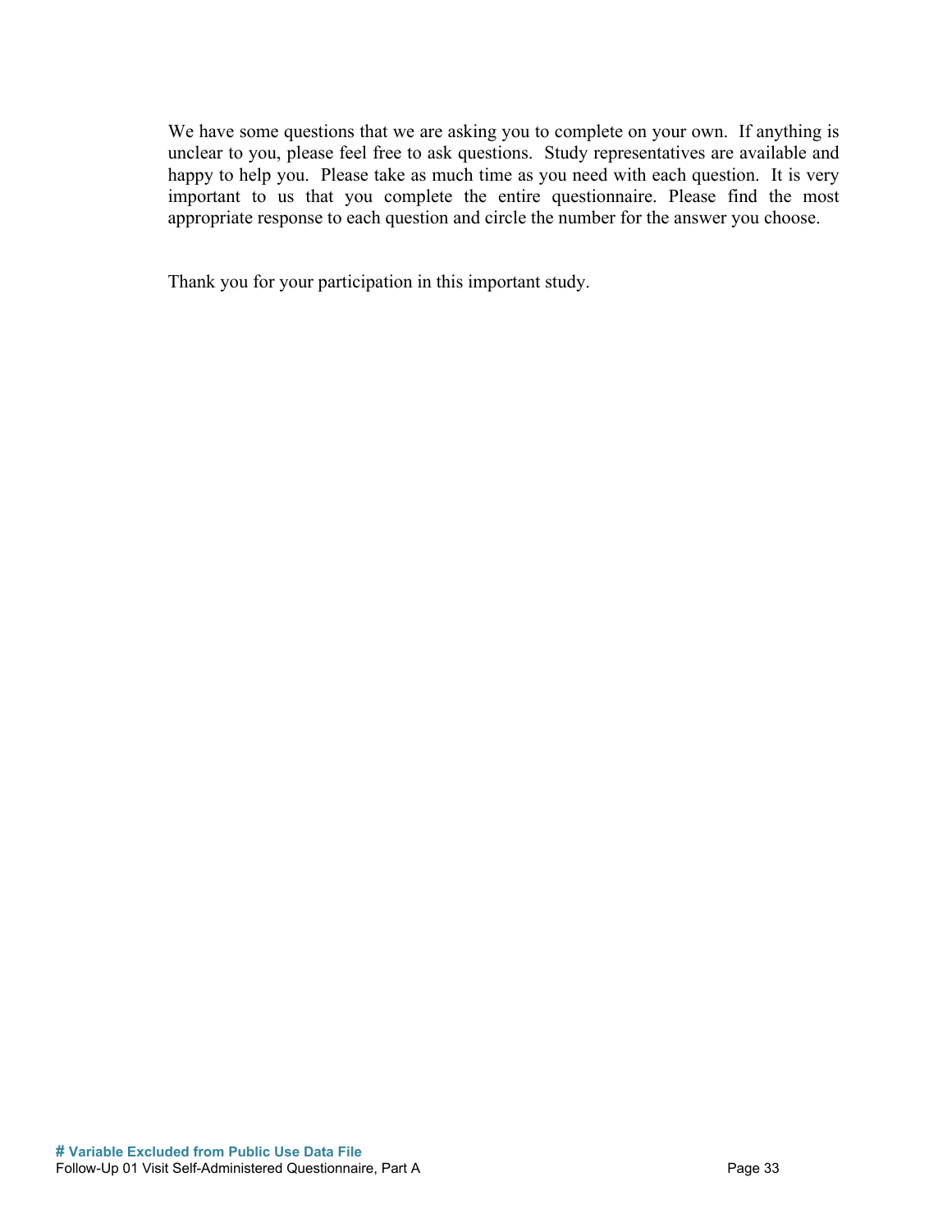We have some questions that we are asking you to complete on your own. If anything is unclear to you, please feel free to ask questions. Study representatives are available and happy to help you. Please take as much time as you need with each question. It is very important to us that you complete the entire questionnaire. Please find the most appropriate response to each question and circle the number for the answer you choose.

Thank you for your participation in this important study.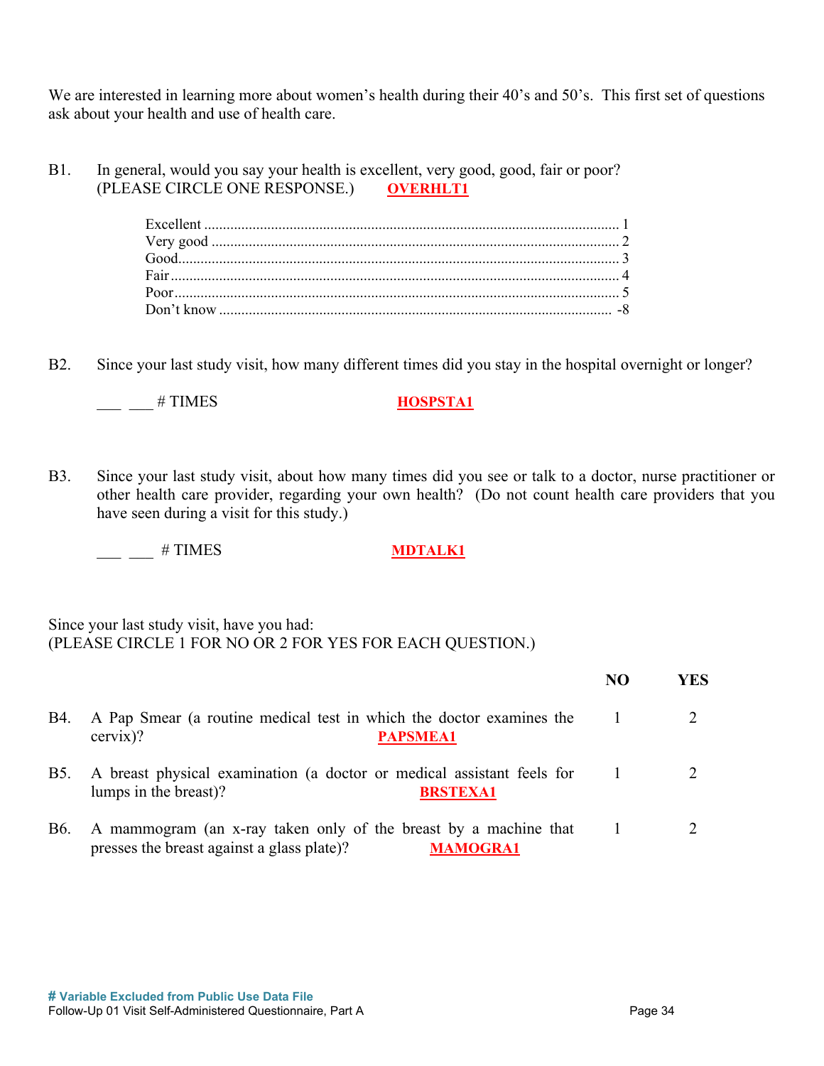We are interested in learning more about women's health during their 40's and 50's. This first set of questions ask about your health and use of health care.

B1. In general, would you say your health is excellent, very good, good, fair or poor? (PLEASE CIRCLE ONE RESPONSE.) **OVERHLT1**

| | |
|---|---|
| Excellent | 1 |
| Very good | 2 |
| Good | 3 |
| Fair | 4 |
| Poor | 5 |
| Don't know | -8 |

B2. Since your last study visit, how many different times did you stay in the hospital overnight or longer?

___ ___ # TIMES **HOSPSTA1**

B3. Since your last study visit, about how many times did you see or talk to a doctor, nurse practitioner or other health care provider, regarding your own health? (Do not count health care providers that you have seen during a visit for this study.)

___ ___ # TIMES **MDTALK1**

Since your last study visit, have you had:
(PLEASE CIRCLE 1 FOR NO OR 2 FOR YES FOR EACH QUESTION.)

| | | NO | YES |
|---|---|---|---|
| B4. | A Pap Smear (a routine medical test in which the doctor examines the cervix)? **PAPSMEA1** | 1 | 2 |
| B5. | A breast physical examination (a doctor or medical assistant feels for lumps in the breast)? **BRSTEXA1** | 1 | 2 |
| B6. | A mammogram (an x-ray taken only of the breast by a machine that presses the breast against a glass plate)? **MAMOGRA1** | 1 | 2 |

**# Variable Excluded from Public Use Data File**
Follow-Up 01 Visit Self-Administered Questionnaire, Part A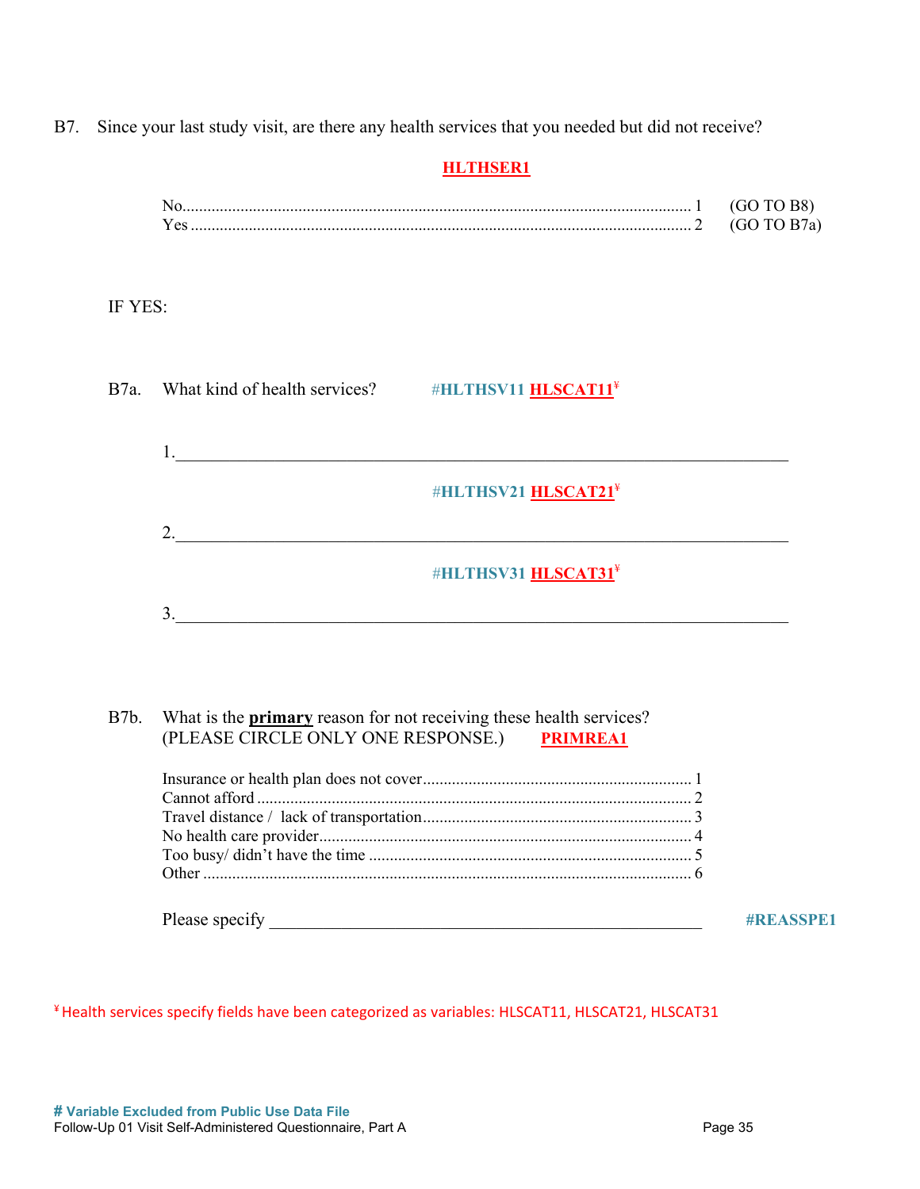B7. Since your last study visit, are there any health services that you needed but did not receive?

**HLTHSER1**

No........................................................................................................................ 1 (GO TO B8)
Yes ...................................................................................................................... 2 (GO TO B7a)

IF YES:

B7a. What kind of health services? **#HLTHSV11** **HLSCAT11**¥

1.______________________________________________________________________

**#HLTHSV21** **HLSCAT21**¥

2.______________________________________________________________________

**#HLTHSV31** **HLSCAT31**¥

3.______________________________________________________________________

B7b. What is the **primary** reason for not receiving these health services? (PLEASE CIRCLE ONLY ONE RESPONSE.) **PRIMREA1**

Insurance or health plan does not cover................................................................ 1
Cannot afford ........................................................................................................ 2
Travel distance / lack of transportation................................................................ 3
No health care provider......................................................................................... 4
Too busy/ didn't have the time ............................................................................. 5
Other ..................................................................................................................... 6

Please specify ___________________________________________________ **#REASSPE1**

¥ Health services specify fields have been categorized as variables: HLSCAT11, HLSCAT21, HLSCAT31

**# Variable Excluded from Public Use Data File**
Follow-Up 01 Visit Self-Administered Questionnaire, Part A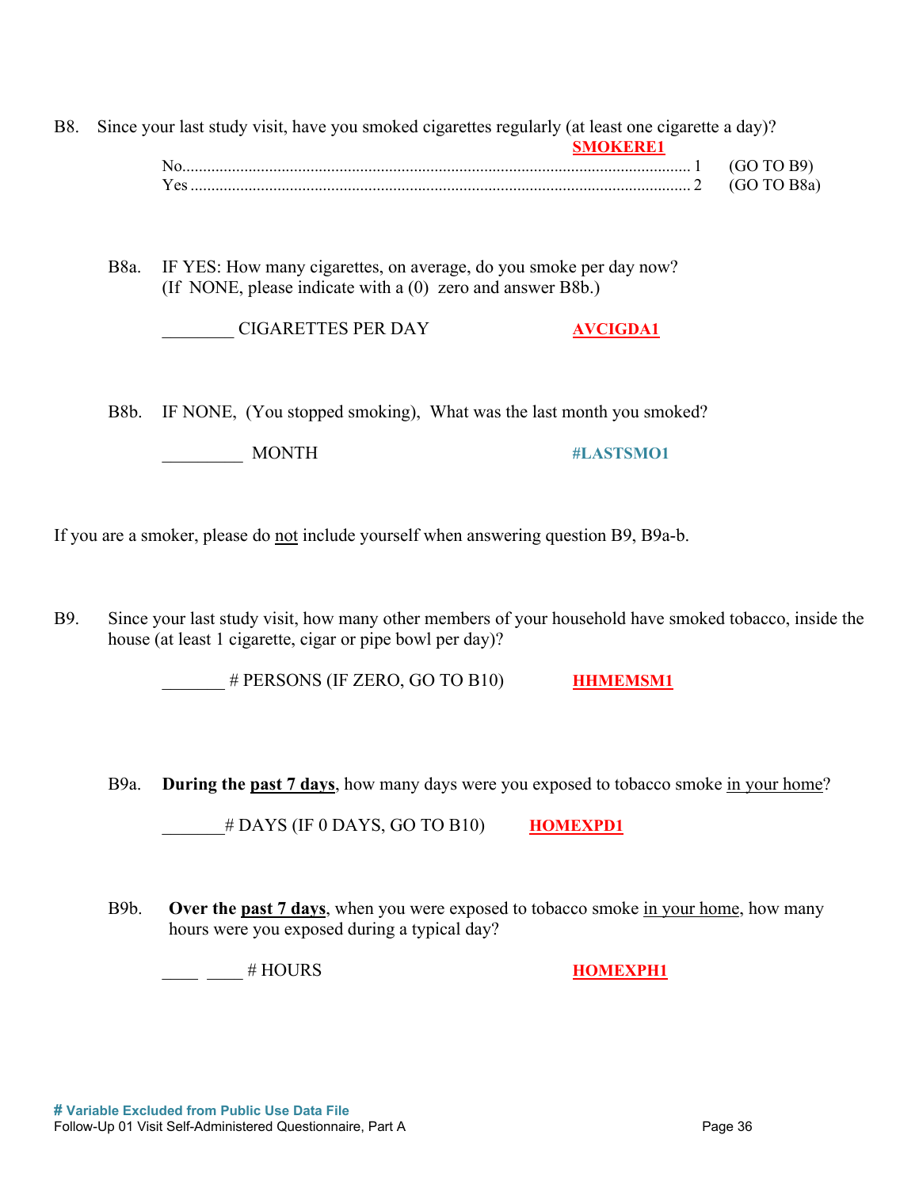B8. Since your last study visit, have you smoked cigarettes regularly (at least one cigarette a day)?

**SMOKERE1**

| | | |
|---|---|---|
| No........................................................................................................................ | 1 | (GO TO B9) |
| Yes ...................................................................................................................... | 2 | (GO TO B8a) |

B8a. IF YES: How many cigarettes, on average, do you smoke per day now? (If NONE, please indicate with a (0) zero and answer B8b.)

________ CIGARETTES PER DAY **AVCIGDA1**

B8b. IF NONE, (You stopped smoking), What was the last month you smoked?

_________ MONTH **#LASTSMO1**

If you are a smoker, please do not include yourself when answering question B9, B9a-b.

B9. Since your last study visit, how many other members of your household have smoked tobacco, inside the house (at least 1 cigarette, cigar or pipe bowl per day)?

_______ # PERSONS (IF ZERO, GO TO B10) **HHMEMSM1**

B9a. **During the past 7 days**, how many days were you exposed to tobacco smoke in your home?

_______# DAYS (IF 0 DAYS, GO TO B10) **HOMEXPD1**

B9b. **Over the past 7 days**, when you were exposed to tobacco smoke in your home, how many hours were you exposed during a typical day?

____ ____ # HOURS **HOMEXPH1**

**# Variable Excluded from Public Use Data File**

Follow-Up 01 Visit Self-Administered Questionnaire, Part A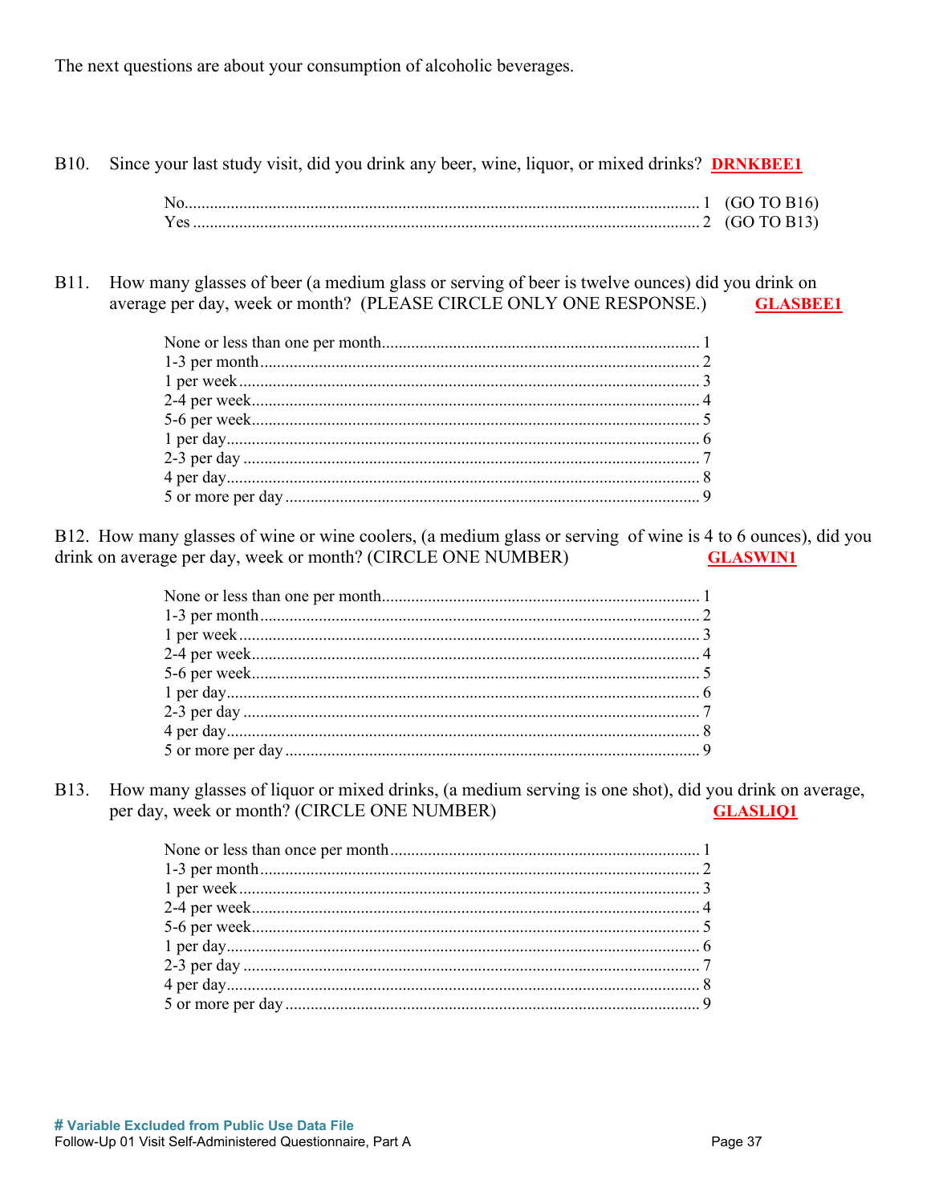The next questions are about your consumption of alcoholic beverages.

B10. Since your last study visit, did you drink any beer, wine, liquor, or mixed drinks? **DRNKBEE1**

| | | |
|---|---|---|
| No | 1 | (GO TO B16) |
| Yes | 2 | (GO TO B13) |

B11. How many glasses of beer (a medium glass or serving of beer is twelve ounces) did you drink on average per day, week or month? (PLEASE CIRCLE ONLY ONE RESPONSE.) **GLASBEE1**

| | |
|---|---|
| None or less than one per month | 1 |
| 1-3 per month | 2 |
| 1 per week | 3 |
| 2-4 per week | 4 |
| 5-6 per week | 5 |
| 1 per day | 6 |
| 2-3 per day | 7 |
| 4 per day | 8 |
| 5 or more per day | 9 |

B12. How many glasses of wine or wine coolers, (a medium glass or serving of wine is 4 to 6 ounces), did you drink on average per day, week or month? (CIRCLE ONE NUMBER) **GLASWIN1**

| | |
|---|---|
| None or less than one per month | 1 |
| 1-3 per month | 2 |
| 1 per week | 3 |
| 2-4 per week | 4 |
| 5-6 per week | 5 |
| 1 per day | 6 |
| 2-3 per day | 7 |
| 4 per day | 8 |
| 5 or more per day | 9 |

B13. How many glasses of liquor or mixed drinks, (a medium serving is one shot), did you drink on average, per day, week or month? (CIRCLE ONE NUMBER) **GLASLIQ1**

| | |
|---|---|
| None or less than once per month | 1 |
| 1-3 per month | 2 |
| 1 per week | 3 |
| 2-4 per week | 4 |
| 5-6 per week | 5 |
| 1 per day | 6 |
| 2-3 per day | 7 |
| 4 per day | 8 |
| 5 or more per day | 9 |

**# Variable Excluded from Public Use Data File**

Follow-Up 01 Visit Self-Administered Questionnaire, Part A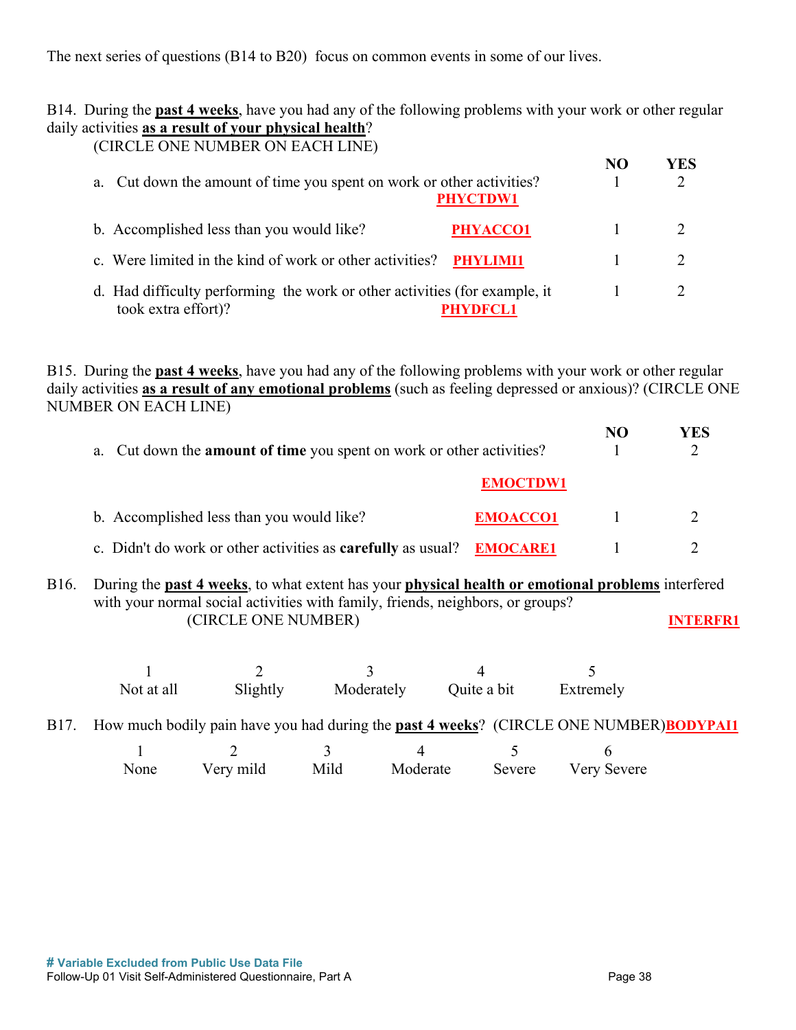The next series of questions (B14 to B20) focus on common events in some of our lives.

B14. During the **past 4 weeks**, have you had any of the following problems with your work or other regular daily activities **as a result of your physical health**?
(CIRCLE ONE NUMBER ON EACH LINE)

| | | NO | YES |
|---|---|---|---|
| a. Cut down the amount of time you spent on work or other activities? | PHYCTDW1 | 1 | 2 |
| b. Accomplished less than you would like? | PHYACCO1 | 1 | 2 |
| c. Were limited in the kind of work or other activities? | PHYLIMI1 | 1 | 2 |
| d. Had difficulty performing the work or other activities (for example, it took extra effort)? | PHYDFCL1 | 1 | 2 |

B15. During the **past 4 weeks**, have you had any of the following problems with your work or other regular daily activities **as a result of any emotional problems** (such as feeling depressed or anxious)? (CIRCLE ONE NUMBER ON EACH LINE)

| | | NO | YES |
|---|---|---|---|
| a. Cut down the **amount of time** you spent on work or other activities? | EMOCTDW1 | 1 | 2 |
| b. Accomplished less than you would like? | EMOACCO1 | 1 | 2 |
| c. Didn't do work or other activities as **carefully** as usual? | EMOCARE1 | 1 | 2 |

B16. During the **past 4 weeks**, to what extent has your **physical health or emotional problems** interfered with your normal social activities with family, friends, neighbors, or groups?
(CIRCLE ONE NUMBER) **INTERFR1**

| 1 | 2 | 3 | 4 | 5 |
|---|---|---|---|---|
| Not at all | Slightly | Moderately | Quite a bit | Extremely |

B17. How much bodily pain have you had during the **past 4 weeks**? (CIRCLE ONE NUMBER) **BODYPAI1**

| 1 | 2 | 3 | 4 | 5 | 6 |
|---|---|---|---|---|---|
| None | Very mild | Mild | Moderate | Severe | Very Severe |

**# Variable Excluded from Public Use Data File**
Follow-Up 01 Visit Self-Administered Questionnaire, Part A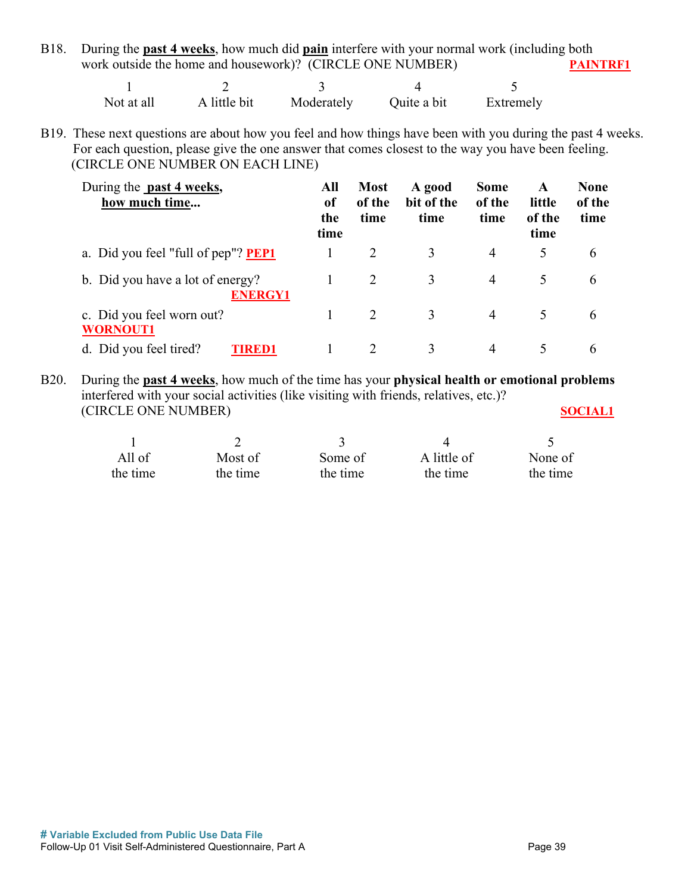B18. During the **past 4 weeks**, how much did **pain** interfere with your normal work (including both work outside the home and housework)? (CIRCLE ONE NUMBER) **PAINTRF1**

| 1 | 2 | 3 | 4 | 5 |
|---|---|---|---|---|
| Not at all | A little bit | Moderately | Quite a bit | Extremely |

B19. These next questions are about how you feel and how things have been with you during the past 4 weeks. For each question, please give the one answer that comes closest to the way you have been feeling. (CIRCLE ONE NUMBER ON EACH LINE)

| During the **past 4 weeks, how much time...** | **All of the time** | **Most of the time** | **A good bit of the time** | **Some of the time** | **A little of the time** | **None of the time** |
|---|---|---|---|---|---|---|
| a. Did you feel "full of pep"? **PEP1** | 1 | 2 | 3 | 4 | 5 | 6 |
| b. Did you have a lot of energy? **ENERGY1** | 1 | 2 | 3 | 4 | 5 | 6 |
| c. Did you feel worn out? **WORNOUT1** | 1 | 2 | 3 | 4 | 5 | 6 |
| d. Did you feel tired? **TIRED1** | 1 | 2 | 3 | 4 | 5 | 6 |

B20. During the **past 4 weeks**, how much of the time has your **physical health or emotional problems** interfered with your social activities (like visiting with friends, relatives, etc.)? (CIRCLE ONE NUMBER) **SOCIAL1**

| 1 | 2 | 3 | 4 | 5 |
|---|---|---|---|---|
| All of the time | Most of the time | Some of the time | A little of the time | None of the time |

**# Variable Excluded from Public Use Data File**

Follow-Up 01 Visit Self-Administered Questionnaire, Part A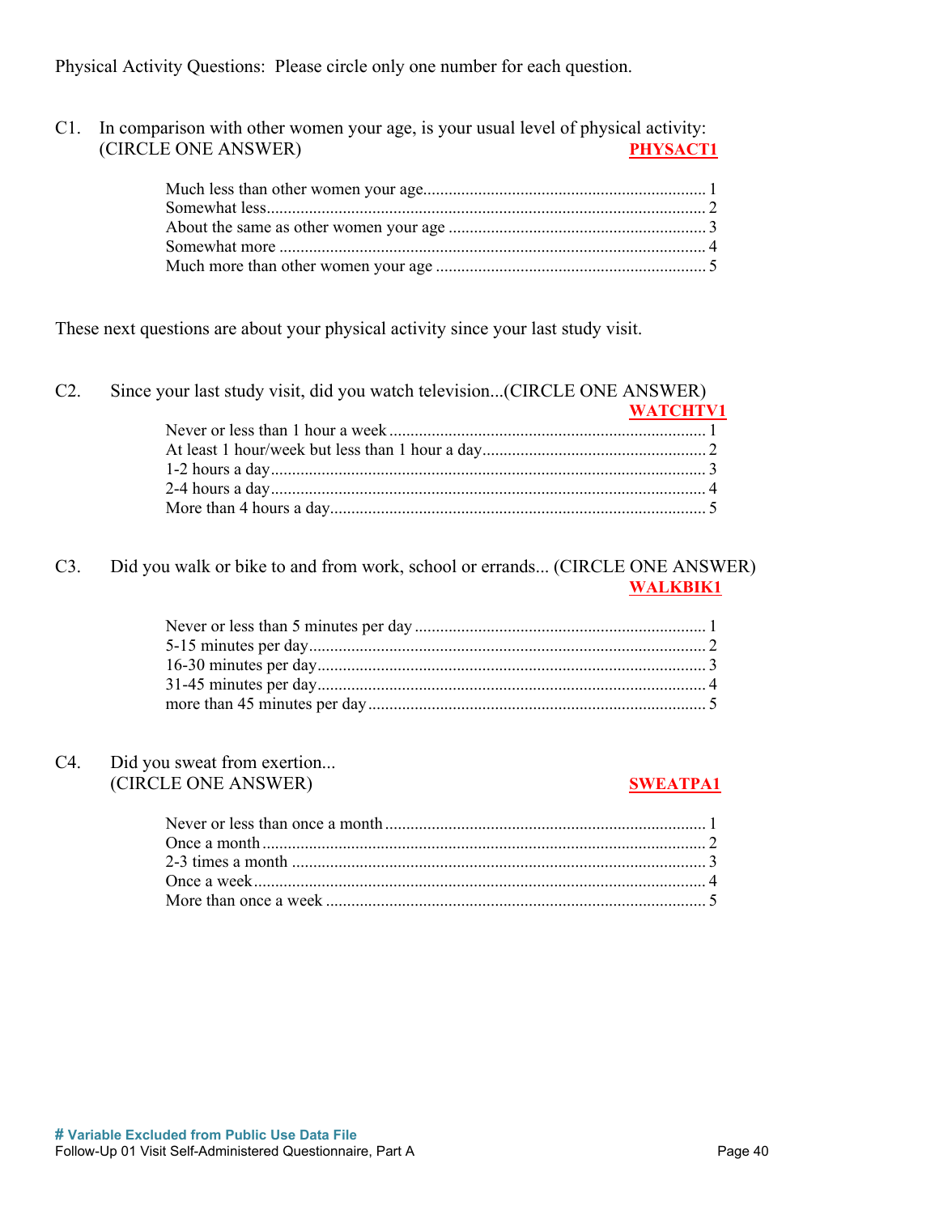Physical Activity Questions: Please circle only one number for each question.

C1. In comparison with other women your age, is your usual level of physical activity: (CIRCLE ONE ANSWER) **PHYSACT1**

- Much less than other women your age.................................................................. 1
- Somewhat less...................................................................................................... 2
- About the same as other women your age ............................................................ 3
- Somewhat more ................................................................................................... 4
- Much more than other women your age ............................................................... 5

These next questions are about your physical activity since your last study visit.

C2. Since your last study visit, did you watch television...(CIRCLE ONE ANSWER) **WATCHTV1**

- Never or less than 1 hour a week ......................................................................... 1
- At least 1 hour/week but less than 1 hour a day.................................................... 2
- 1-2 hours a day..................................................................................................... 3
- 2-4 hours a day..................................................................................................... 4
- More than 4 hours a day....................................................................................... 5

C3. Did you walk or bike to and from work, school or errands... (CIRCLE ONE ANSWER) **WALKBIK1**

- Never or less than 5 minutes per day .................................................................... 1
- 5-15 minutes per day............................................................................................ 2
- 16-30 minutes per day.......................................................................................... 3
- 31-45 minutes per day.......................................................................................... 4
- more than 45 minutes per day .............................................................................. 5

C4. Did you sweat from exertion... (CIRCLE ONE ANSWER) **SWEATPA1**

- Never or less than once a month ........................................................................... 1
- Once a month ....................................................................................................... 2
- 2-3 times a month ................................................................................................ 3
- Once a week......................................................................................................... 4
- More than once a week ........................................................................................ 5

**# Variable Excluded from Public Use Data File**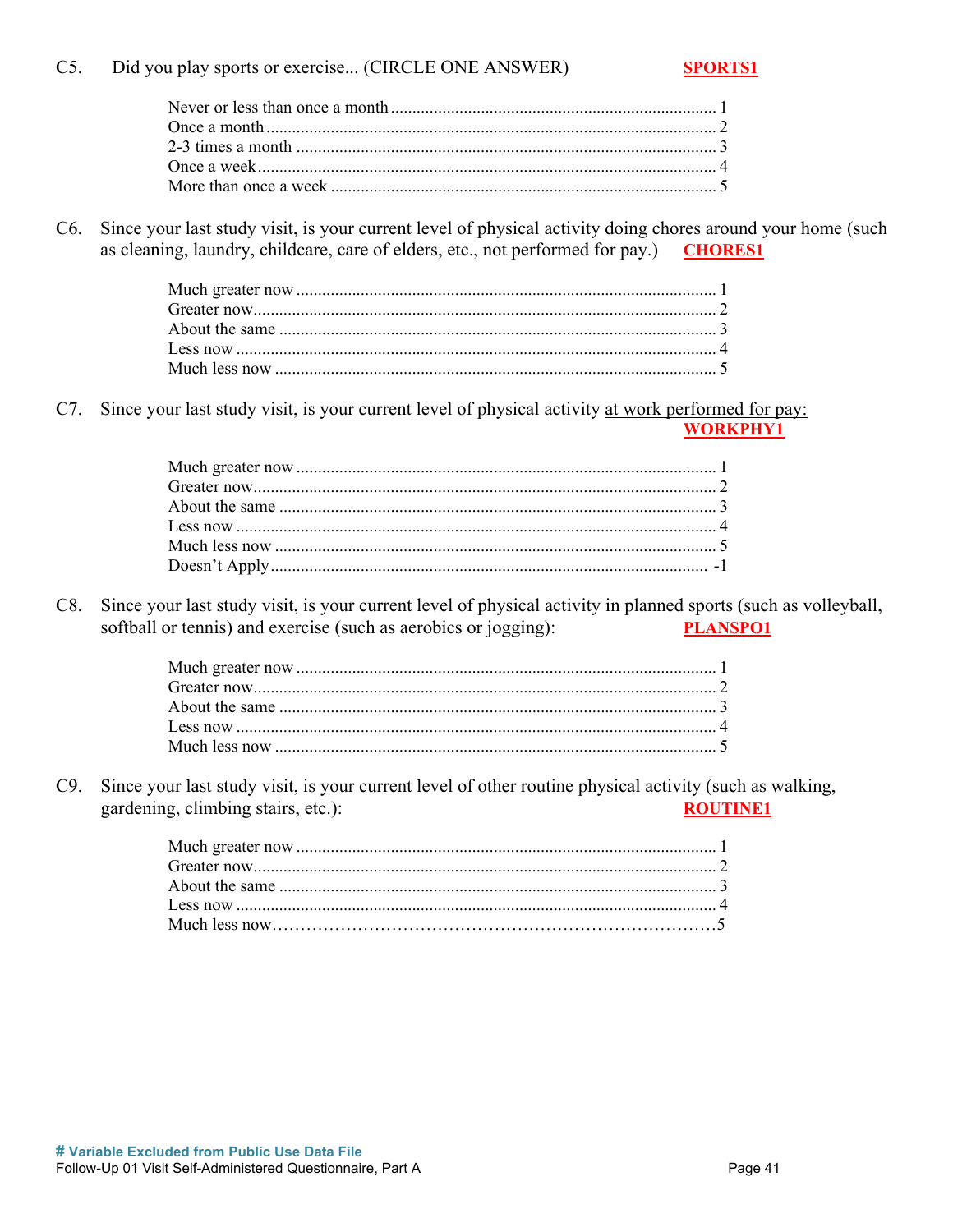C5. Did you play sports or exercise... (CIRCLE ONE ANSWER) **SPORTS1**

| | |
|---|---|
| Never or less than once a month | 1 |
| Once a month | 2 |
| 2-3 times a month | 3 |
| Once a week | 4 |
| More than once a week | 5 |

C6. Since your last study visit, is your current level of physical activity doing chores around your home (such as cleaning, laundry, childcare, care of elders, etc., not performed for pay.) **CHORES1**

| | |
|---|---|
| Much greater now | 1 |
| Greater now | 2 |
| About the same | 3 |
| Less now | 4 |
| Much less now | 5 |

C7. Since your last study visit, is your current level of physical activity at work performed for pay: **WORKPHY1**

| | |
|---|---|
| Much greater now | 1 |
| Greater now | 2 |
| About the same | 3 |
| Less now | 4 |
| Much less now | 5 |
| Doesn't Apply | -1 |

C8. Since your last study visit, is your current level of physical activity in planned sports (such as volleyball, softball or tennis) and exercise (such as aerobics or jogging): **PLANSPO1**

| | |
|---|---|
| Much greater now | 1 |
| Greater now | 2 |
| About the same | 3 |
| Less now | 4 |
| Much less now | 5 |

C9. Since your last study visit, is your current level of other routine physical activity (such as walking, gardening, climbing stairs, etc.): **ROUTINE1**

| | |
|---|---|
| Much greater now | 1 |
| Greater now | 2 |
| About the same | 3 |
| Less now | 4 |
| Much less now | 5 |

**# Variable Excluded from Public Use Data File**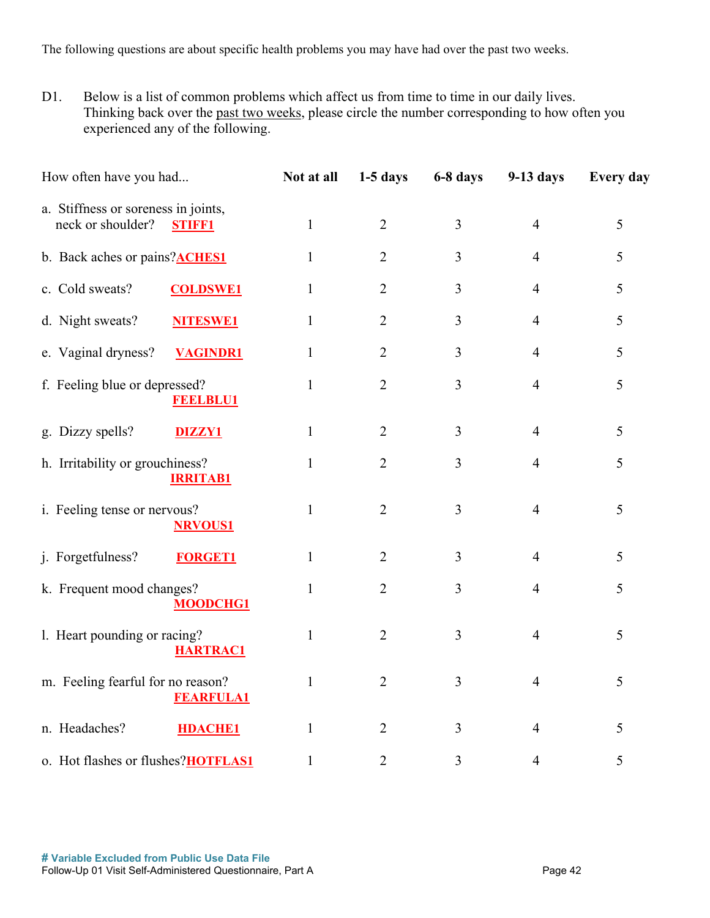The following questions are about specific health problems you may have had over the past two weeks.

D1. Below is a list of common problems which affect us from time to time in our daily lives. Thinking back over the past two weeks, please circle the number corresponding to how often you experienced any of the following.

| How often have you had... | Not at all | 1-5 days | 6-8 days | 9-13 days | Every day |
|---|---|---|---|---|---|
| a. Stiffness or soreness in joints, neck or shoulder? STIFF1 | 1 | 2 | 3 | 4 | 5 |
| b. Back aches or pains? ACHES1 | 1 | 2 | 3 | 4 | 5 |
| c. Cold sweats? COLDSWE1 | 1 | 2 | 3 | 4 | 5 |
| d. Night sweats? NITESWE1 | 1 | 2 | 3 | 4 | 5 |
| e. Vaginal dryness? VAGINDR1 | 1 | 2 | 3 | 4 | 5 |
| f. Feeling blue or depressed? FEELBLU1 | 1 | 2 | 3 | 4 | 5 |
| g. Dizzy spells? DIZZY1 | 1 | 2 | 3 | 4 | 5 |
| h. Irritability or grouchiness? IRRITAB1 | 1 | 2 | 3 | 4 | 5 |
| i. Feeling tense or nervous? NRVOUS1 | 1 | 2 | 3 | 4 | 5 |
| j. Forgetfulness? FORGET1 | 1 | 2 | 3 | 4 | 5 |
| k. Frequent mood changes? MOODCHG1 | 1 | 2 | 3 | 4 | 5 |
| l. Heart pounding or racing? HARTRAC1 | 1 | 2 | 3 | 4 | 5 |
| m. Feeling fearful for no reason? FEARFULA1 | 1 | 2 | 3 | 4 | 5 |
| n. Headaches? HDACHE1 | 1 | 2 | 3 | 4 | 5 |
| o. Hot flashes or flushes? HOTFLAS1 | 1 | 2 | 3 | 4 | 5 |

# Variable Excluded from Public Use Data File

Follow-Up 01 Visit Self-Administered Questionnaire, Part A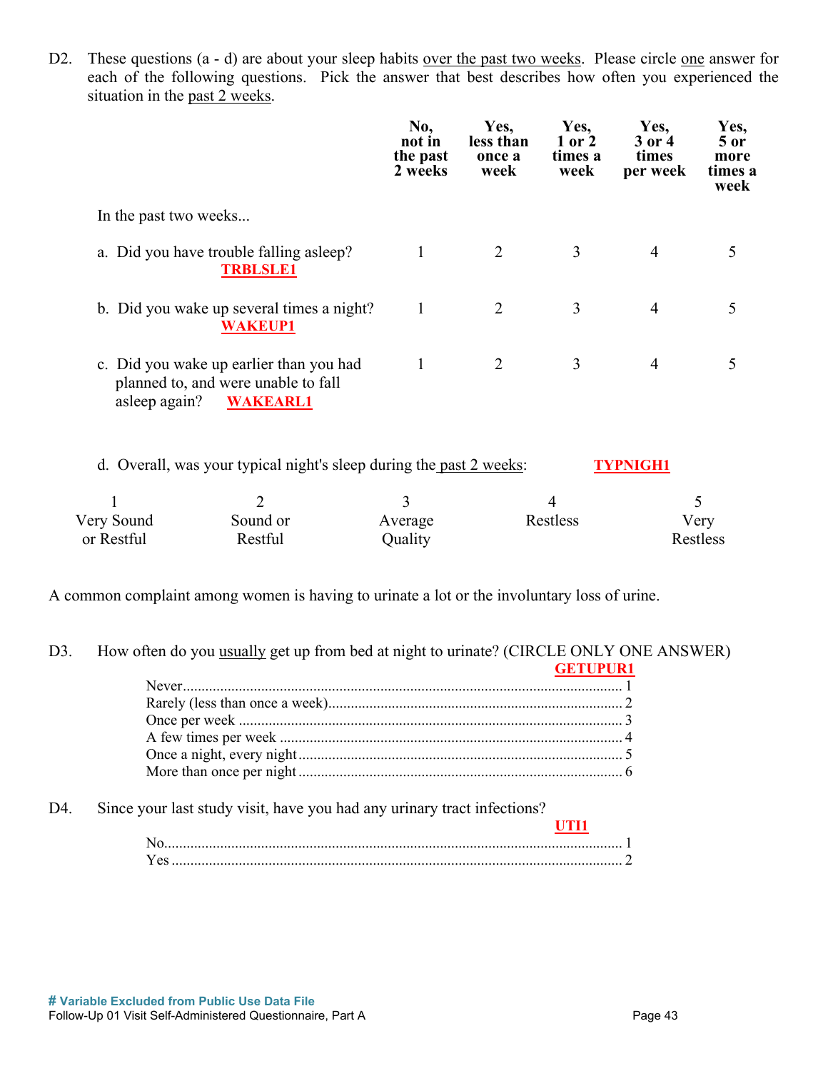D2. These questions (a - d) are about your sleep habits over the past two weeks. Please circle one answer for each of the following questions. Pick the answer that best describes how often you experienced the situation in the past 2 weeks.

| In the past two weeks... | **No, not in the past 2 weeks** | **Yes, less than once a week** | **Yes, 1 or 2 times a week** | **Yes, 3 or 4 times per week** | **Yes, 5 or more times a week** |
|---|---|---|---|---|---|
| a. Did you have trouble falling asleep? **TRBLSLE1** | 1 | 2 | 3 | 4 | 5 |
| b. Did you wake up several times a night? **WAKEUP1** | 1 | 2 | 3 | 4 | 5 |
| c. Did you wake up earlier than you had planned to, and were unable to fall asleep again? **WAKEARL1** | 1 | 2 | 3 | 4 | 5 |

d. Overall, was your typical night's sleep during the past 2 weeks: **TYPNIGH1**

| 1 | 2 | 3 | 4 | 5 |
|---|---|---|---|---|
| Very Sound or Restful | Sound or Restful | Average Quality | Restless | Very Restless |

A common complaint among women is having to urinate a lot or the involuntary loss of urine.

D3. How often do you usually get up from bed at night to urinate? (CIRCLE ONLY ONE ANSWER) **GETUPUR1**

- Never.......................................................................... 1
- Rarely (less than once a week).................................................. 2
- Once per week ................................................................. 3
- A few times per week ........................................................... 4
- Once a night, every night....................................................... 5
- More than once per night ....................................................... 6

D4. Since your last study visit, have you had any urinary tract infections? **UTI1**

- No............................................................................. 1
- Yes ........................................................................... 2

**# Variable Excluded from Public Use Data File**

Follow-Up 01 Visit Self-Administered Questionnaire, Part A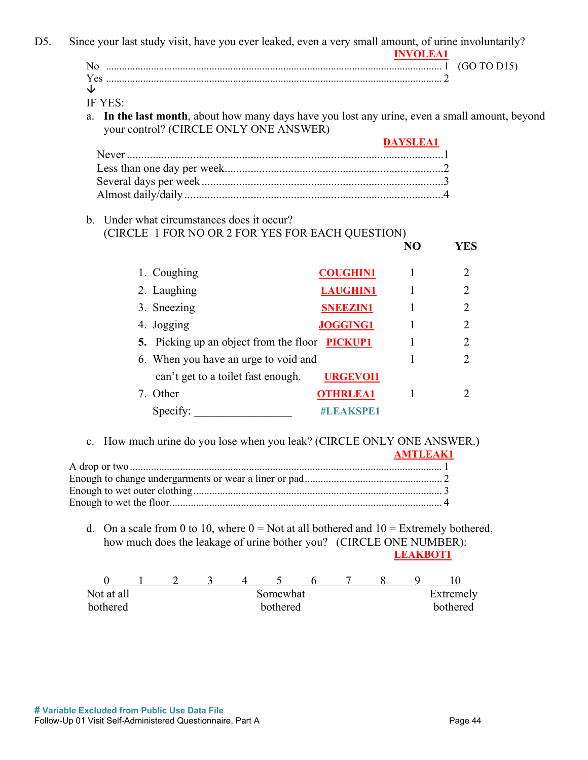D5. Since your last study visit, have you ever leaked, even a very small amount, of urine involuntarily?

**INVOLEA1**

No ............................................................................................................................ 1 (GO TO D15)
Yes ............................................................................................................................ 2

↓

IF YES:

a. **In the last month**, about how many days have you lost any urine, even a small amount, beyond your control? (CIRCLE ONLY ONE ANSWER)

**DAYSLEA1**

Never ............................................................................................................1
Less than one day per week.........................................................................2
Several days per week ..................................................................................3
Almost daily/daily .........................................................................................4

b. Under what circumstances does it occur?
(CIRCLE 1 FOR NO OR 2 FOR YES FOR EACH QUESTION)

| | | NO | YES |
|---|---|---|---|
| 1. Coughing | **COUGHIN1** | 1 | 2 |
| 2. Laughing | **LAUGHIN1** | 1 | 2 |
| 3. Sneezing | **SNEEZIN1** | 1 | 2 |
| 4. Jogging | **JOGGING1** | 1 | 2 |
| **5.** Picking up an object from the floor | **PICKUP1** | 1 | 2 |
| 6. When you have an urge to void and can't get to a toilet fast enough. | **URGEVOI1** | 1 | 2 |
| 7. Other | **OTHRLEA1** | 1 | 2 |
| Specify: _________________ | **#LEAKSPE1** | | |

c. How much urine do you lose when you leak? (CIRCLE ONLY ONE ANSWER.)

**AMTLEAK1**

A drop or two ................................................................................................................ 1
Enough to change undergarments or wear a liner or pad ............................................. 2
Enough to wet outer clothing ......................................................................................... 3
Enough to wet the floor.................................................................................................. 4

d. On a scale from 0 to 10, where 0 = Not at all bothered and 10 = Extremely bothered, how much does the leakage of urine bother you? (CIRCLE ONE NUMBER):

**LEAKBOT1**

| 0 | 1 | 2 | 3 | 4 | 5 | 6 | 7 | 8 | 9 | 10 |
|---|---|---|---|---|---|---|---|---|---|---|
| Not at all bothered | | | | | Somewhat bothered | | | | | Extremely bothered |

**# Variable Excluded from Public Use Data File**

Follow-Up 01 Visit Self-Administered Questionnaire, Part A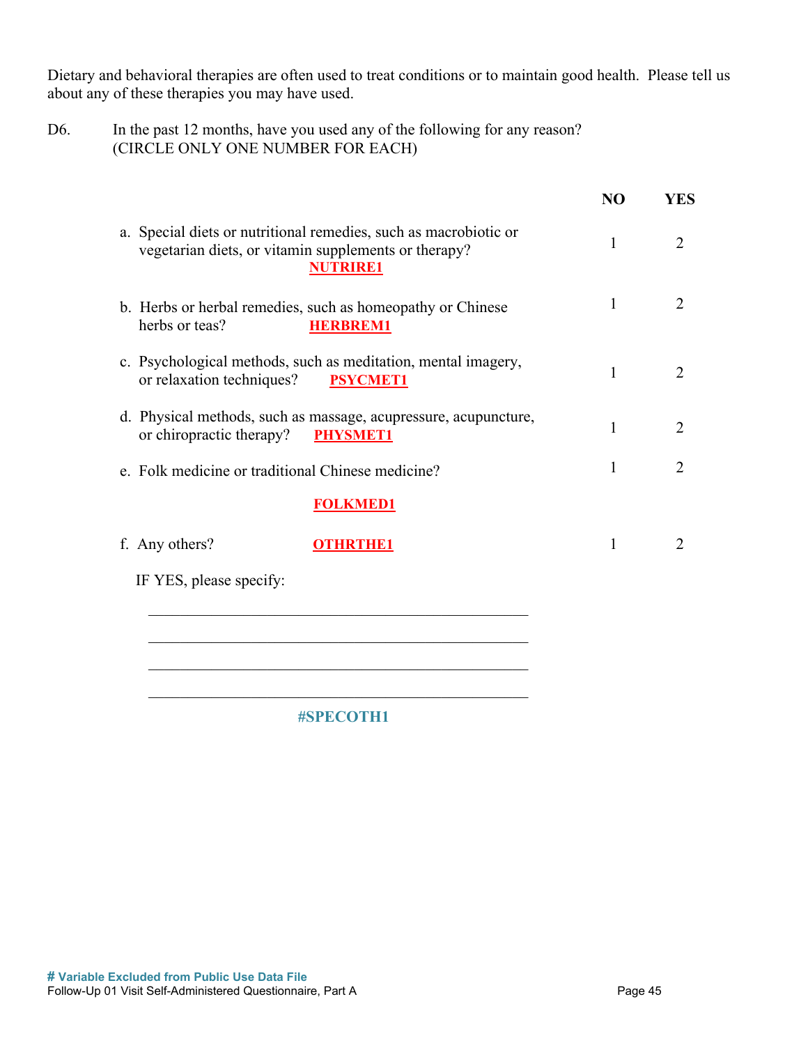Dietary and behavioral therapies are often used to treat conditions or to maintain good health. Please tell us about any of these therapies you may have used.

D6. In the past 12 months, have you used any of the following for any reason? (CIRCLE ONLY ONE NUMBER FOR EACH)

| | NO | YES |
|---|---|---|
| a. Special diets or nutritional remedies, such as macrobiotic or vegetarian diets, or vitamin supplements or therapy? **NUTRIRE1** | 1 | 2 |
| b. Herbs or herbal remedies, such as homeopathy or Chinese herbs or teas? **HERBREM1** | 1 | 2 |
| c. Psychological methods, such as meditation, mental imagery, or relaxation techniques? **PSYCMET1** | 1 | 2 |
| d. Physical methods, such as massage, acupressure, acupuncture, or chiropractic therapy? **PHYSMET1** | 1 | 2 |
| e. Folk medicine or traditional Chinese medicine? **FOLKMED1** | 1 | 2 |
| f. Any others? **OTHRTHE1** | 1 | 2 |

IF YES, please specify:

______________________________________________

______________________________________________

______________________________________________

______________________________________________

**#SPECOTH1**

**# Variable Excluded from Public Use Data File**

Follow-Up 01 Visit Self-Administered Questionnaire, Part A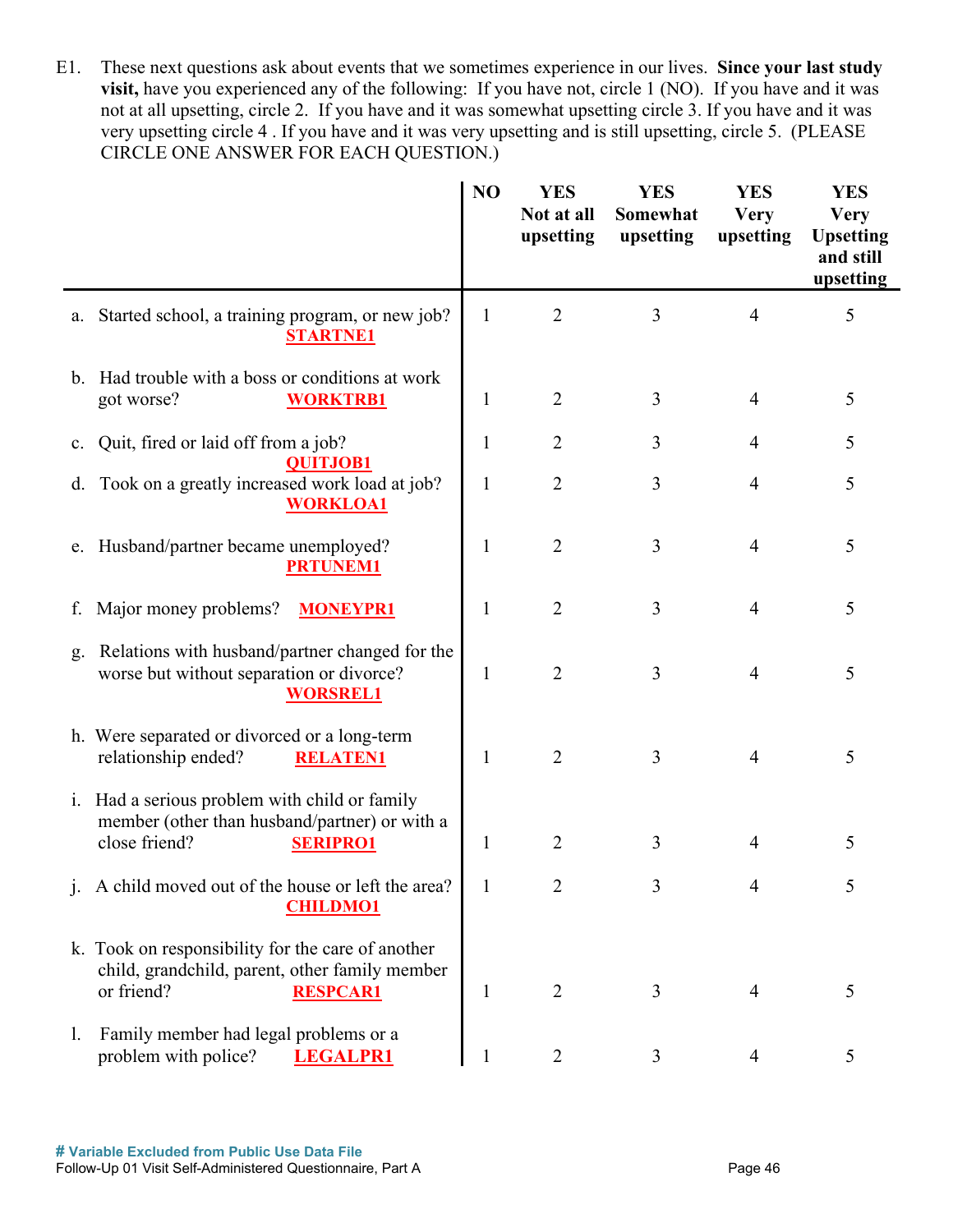E1. These next questions ask about events that we sometimes experience in our lives. **Since your last study visit,** have you experienced any of the following: If you have not, circle 1 (NO). If you have and it was not at all upsetting, circle 2. If you have and it was somewhat upsetting circle 3. If you have and it was very upsetting circle 4 . If you have and it was very upsetting and is still upsetting, circle 5. (PLEASE CIRCLE ONE ANSWER FOR EACH QUESTION.)

| | **NO** | **YES Not at all upsetting** | **YES Somewhat upsetting** | **YES Very upsetting** | **YES Very Upsetting and still upsetting** |
|---|---|---|---|---|---|
| a. Started school, a training program, or new job? **STARTNE1** | 1 | 2 | 3 | 4 | 5 |
| b. Had trouble with a boss or conditions at work got worse? **WORKTRB1** | 1 | 2 | 3 | 4 | 5 |
| c. Quit, fired or laid off from a job? **QUITJOB1** | 1 | 2 | 3 | 4 | 5 |
| d. Took on a greatly increased work load at job? **WORKLOA1** | 1 | 2 | 3 | 4 | 5 |
| e. Husband/partner became unemployed? **PRTUNEM1** | 1 | 2 | 3 | 4 | 5 |
| f. Major money problems? **MONEYPR1** | 1 | 2 | 3 | 4 | 5 |
| g. Relations with husband/partner changed for the worse but without separation or divorce? **WORSREL1** | 1 | 2 | 3 | 4 | 5 |
| h. Were separated or divorced or a long-term relationship ended? **RELATEN1** | 1 | 2 | 3 | 4 | 5 |
| i. Had a serious problem with child or family member (other than husband/partner) or with a close friend? **SERIPRO1** | 1 | 2 | 3 | 4 | 5 |
| j. A child moved out of the house or left the area? **CHILDMO1** | 1 | 2 | 3 | 4 | 5 |
| k. Took on responsibility for the care of another child, grandchild, parent, other family member or friend? **RESPCAR1** | 1 | 2 | 3 | 4 | 5 |
| l. Family member had legal problems or a problem with police? **LEGALPR1** | 1 | 2 | 3 | 4 | 5 |

**# Variable Excluded from Public Use Data File**

Follow-Up 01 Visit Self-Administered Questionnaire, Part A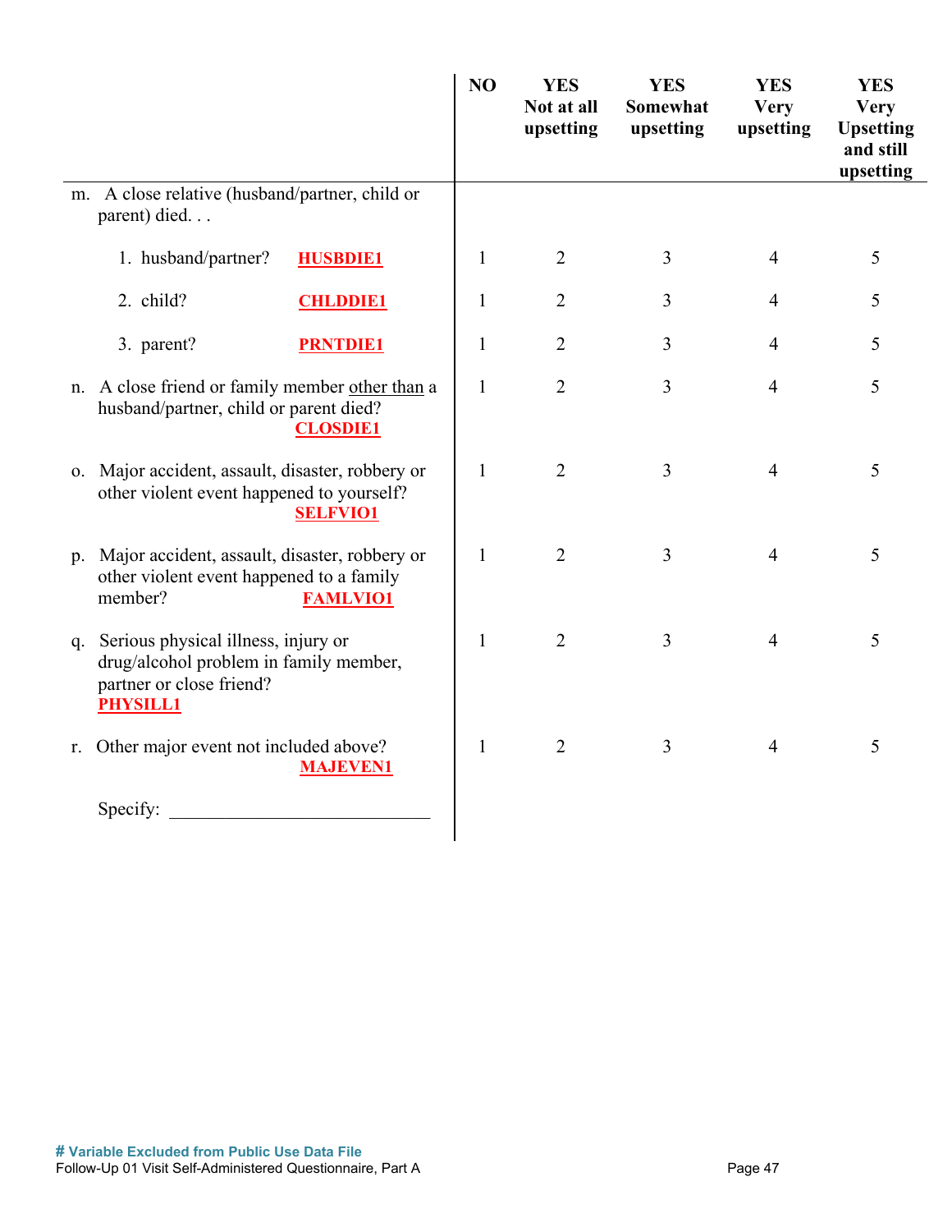| | NO | YES Not at all upsetting | YES Somewhat upsetting | YES Very upsetting | YES Very Upsetting and still upsetting |
|---|---|---|---|---|---|
| m. A close relative (husband/partner, child or parent) died. . . | | | | | |
| 1. husband/partner? **HUSBDIE1** | 1 | 2 | 3 | 4 | 5 |
| 2. child? **CHLDDIE1** | 1 | 2 | 3 | 4 | 5 |
| 3. parent? **PRNTDIE1** | 1 | 2 | 3 | 4 | 5 |
| n. A close friend or family member other than a husband/partner, child or parent died? **CLOSDIE1** | 1 | 2 | 3 | 4 | 5 |
| o. Major accident, assault, disaster, robbery or other violent event happened to yourself? **SELFVIO1** | 1 | 2 | 3 | 4 | 5 |
| p. Major accident, assault, disaster, robbery or other violent event happened to a family member? **FAMLVIO1** | 1 | 2 | 3 | 4 | 5 |
| q. Serious physical illness, injury or drug/alcohol problem in family member, partner or close friend? **PHYSILL1** | 1 | 2 | 3 | 4 | 5 |
| r. Other major event not included above? **MAJEVEN1** | 1 | 2 | 3 | 4 | 5 |
| Specify: ____________________________ | | | | | |

**# Variable Excluded from Public Use Data File**

Follow-Up 01 Visit Self-Administered Questionnaire, Part A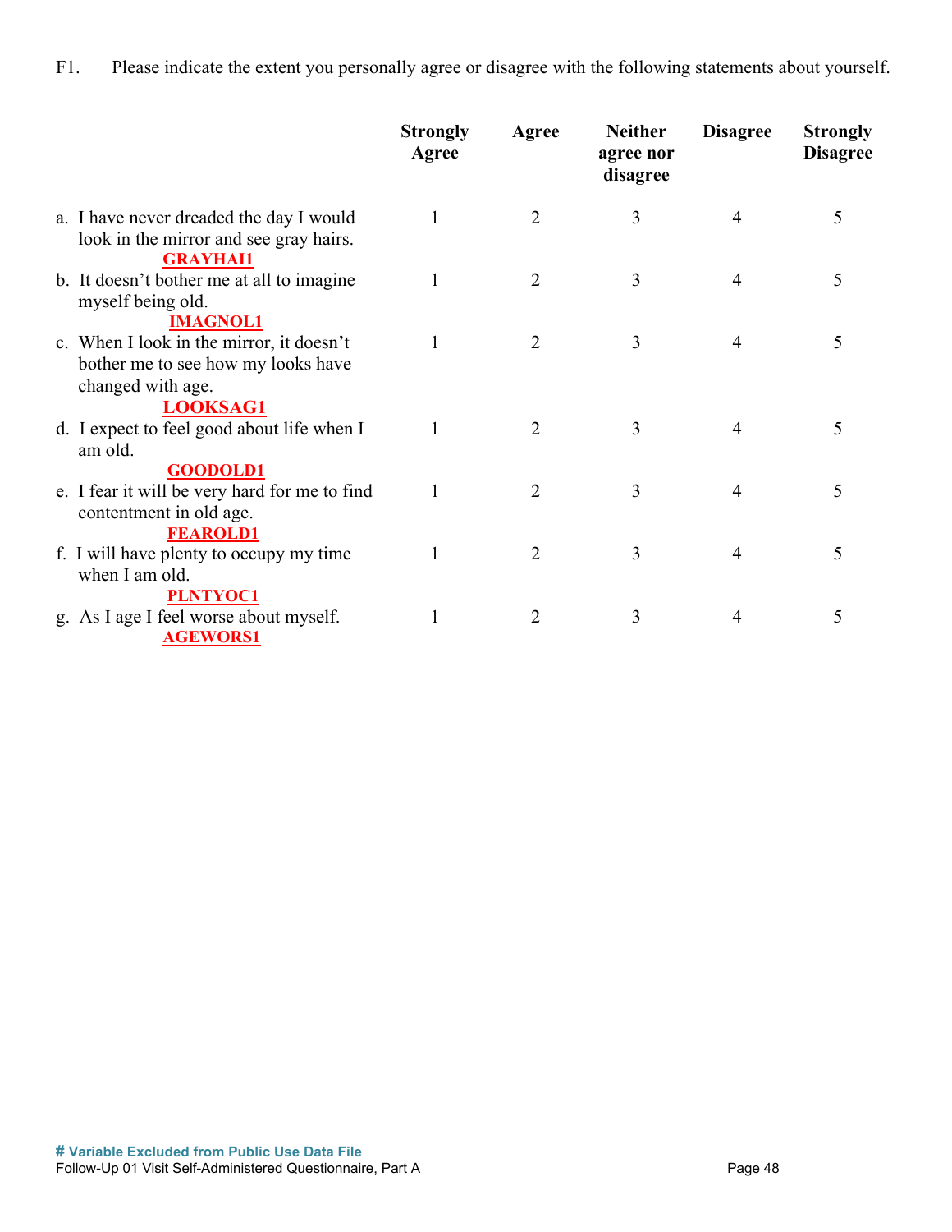F1. Please indicate the extent you personally agree or disagree with the following statements about yourself.

| | Strongly Agree | Agree | Neither agree nor disagree | Disagree | Strongly Disagree |
|---|---|---|---|---|---|
| a. I have never dreaded the day I would look in the mirror and see gray hairs. **GRAYHAI1** | 1 | 2 | 3 | 4 | 5 |
| b. It doesn't bother me at all to imagine myself being old. **IMAGNOL1** | 1 | 2 | 3 | 4 | 5 |
| c. When I look in the mirror, it doesn't bother me to see how my looks have changed with age. **LOOKSAG1** | 1 | 2 | 3 | 4 | 5 |
| d. I expect to feel good about life when I am old. **GOODOLD1** | 1 | 2 | 3 | 4 | 5 |
| e. I fear it will be very hard for me to find contentment in old age. **FEAROLD1** | 1 | 2 | 3 | 4 | 5 |
| f. I will have plenty to occupy my time when I am old. **PLNTYOC1** | 1 | 2 | 3 | 4 | 5 |
| g. As I age I feel worse about myself. **AGEWORS1** | 1 | 2 | 3 | 4 | 5 |

**# Variable Excluded from Public Use Data File**

Follow-Up 01 Visit Self-Administered Questionnaire, Part A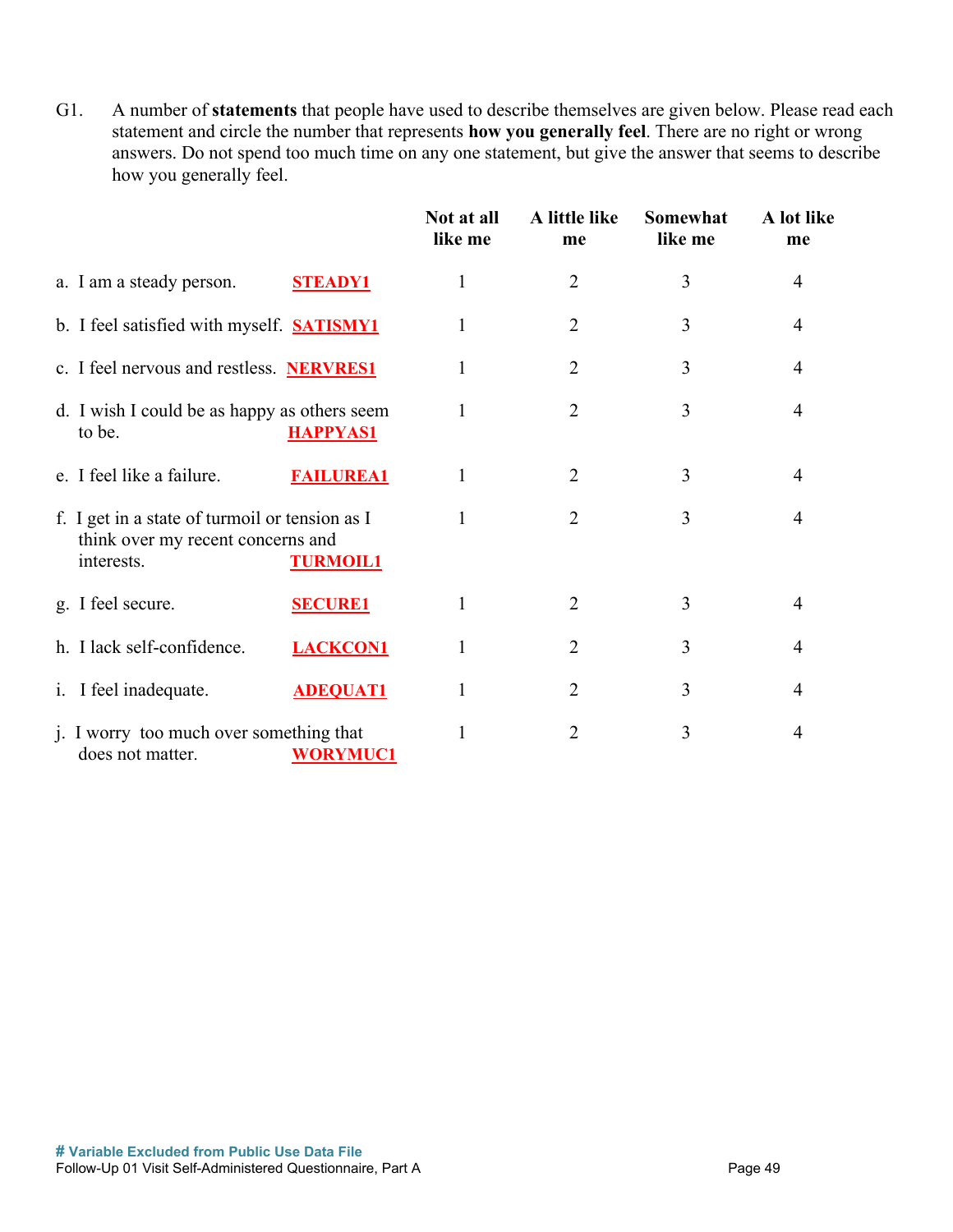G1. A number of **statements** that people have used to describe themselves are given below. Please read each statement and circle the number that represents **how you generally feel**. There are no right or wrong answers. Do not spend too much time on any one statement, but give the answer that seems to describe how you generally feel.

| | Not at all like me | A little like me | Somewhat like me | A lot like me |
|---|---|---|---|---|
| a. I am a steady person. STEADY1 | 1 | 2 | 3 | 4 |
| b. I feel satisfied with myself. SATISMY1 | 1 | 2 | 3 | 4 |
| c. I feel nervous and restless. NERVRES1 | 1 | 2 | 3 | 4 |
| d. I wish I could be as happy as others seem to be. HAPPYAS1 | 1 | 2 | 3 | 4 |
| e. I feel like a failure. FAILUREA1 | 1 | 2 | 3 | 4 |
| f. I get in a state of turmoil or tension as I think over my recent concerns and interests. TURMOIL1 | 1 | 2 | 3 | 4 |
| g. I feel secure. SECURE1 | 1 | 2 | 3 | 4 |
| h. I lack self-confidence. LACKCON1 | 1 | 2 | 3 | 4 |
| i. I feel inadequate. ADEQUAT1 | 1 | 2 | 3 | 4 |
| j. I worry too much over something that does not matter. WORYMUC1 | 1 | 2 | 3 | 4 |

# Variable Excluded from Public Use Data File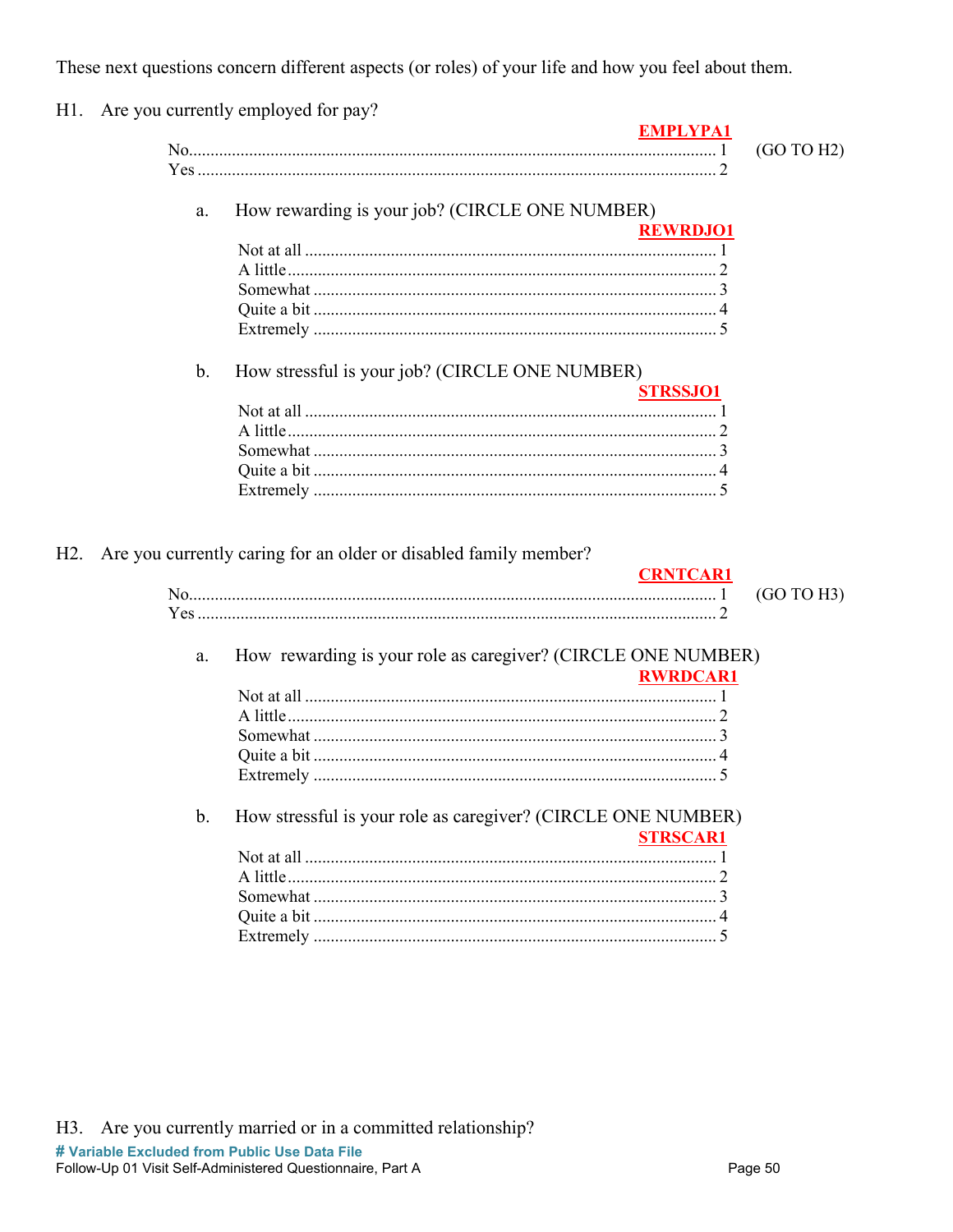These next questions concern different aspects (or roles) of your life and how you feel about them.

H1. Are you currently employed for pay?

**EMPLYPA1**

| | | |
|---|---|---|
| No | 1 | (GO TO H2) |
| Yes | 2 | |

a. How rewarding is your job? (CIRCLE ONE NUMBER)

**REWRDJO1**

| | |
|---|---|
| Not at all | 1 |
| A little | 2 |
| Somewhat | 3 |
| Quite a bit | 4 |
| Extremely | 5 |

b. How stressful is your job? (CIRCLE ONE NUMBER)

**STRSSJO1**

| | |
|---|---|
| Not at all | 1 |
| A little | 2 |
| Somewhat | 3 |
| Quite a bit | 4 |
| Extremely | 5 |

H2. Are you currently caring for an older or disabled family member?

**CRNTCAR1**

| | | |
|---|---|---|
| No | 1 | (GO TO H3) |
| Yes | 2 | |

a. How rewarding is your role as caregiver? (CIRCLE ONE NUMBER)

**RWRDCAR1**

| | |
|---|---|
| Not at all | 1 |
| A little | 2 |
| Somewhat | 3 |
| Quite a bit | 4 |
| Extremely | 5 |

b. How stressful is your role as caregiver? (CIRCLE ONE NUMBER)

**STRSCAR1**

| | |
|---|---|
| Not at all | 1 |
| A little | 2 |
| Somewhat | 3 |
| Quite a bit | 4 |
| Extremely | 5 |

H3. Are you currently married or in a committed relationship?

**# Variable Excluded from Public Use Data File**

Follow-Up 01 Visit Self-Administered Questionnaire, Part A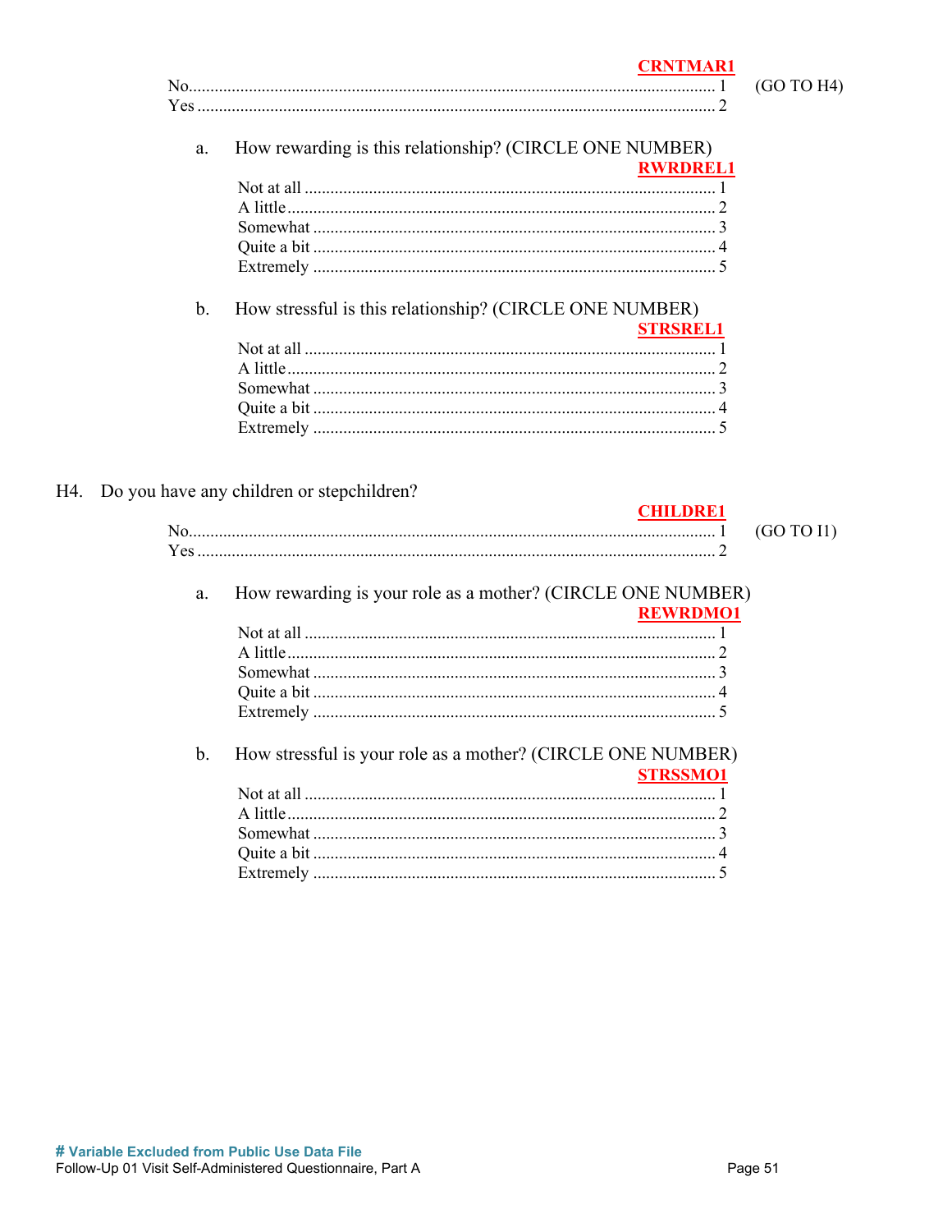**CRNTMAR1**

No.......................................................... 1 (GO TO H4)
Yes ........................................................ 2

a. How rewarding is this relationship? (CIRCLE ONE NUMBER)

**RWRDREL1**

Not at all ................................................ 1
A little.................................................... 2
Somewhat ................................................ 3
Quite a bit ............................................... 4
Extremely ................................................ 5

b. How stressful is this relationship? (CIRCLE ONE NUMBER)

**STRSREL1**

Not at all ................................................ 1
A little.................................................... 2
Somewhat ................................................ 3
Quite a bit ............................................... 4
Extremely ................................................ 5

H4. Do you have any children or stepchildren?

**CHILDRE1**

No.......................................................... 1 (GO TO I1)
Yes ........................................................ 2

a. How rewarding is your role as a mother? (CIRCLE ONE NUMBER)

**REWRDMO1**

Not at all ................................................ 1
A little.................................................... 2
Somewhat ................................................ 3
Quite a bit ............................................... 4
Extremely ................................................ 5

b. How stressful is your role as a mother? (CIRCLE ONE NUMBER)

**STRSSMO1**

Not at all ................................................ 1
A little.................................................... 2
Somewhat ................................................ 3
Quite a bit ............................................... 4
Extremely ................................................ 5

**# Variable Excluded from Public Use Data File**
Follow-Up 01 Visit Self-Administered Questionnaire, Part A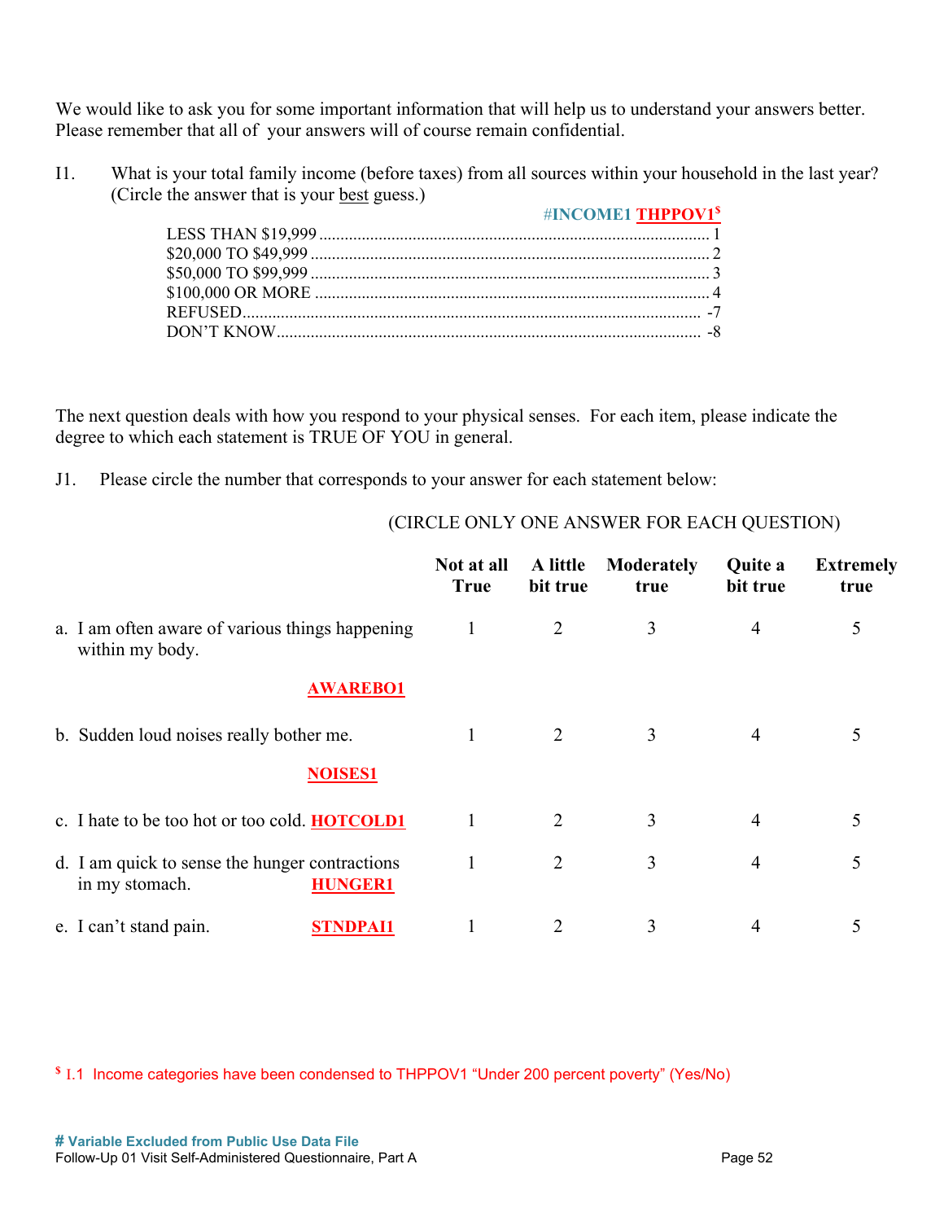We would like to ask you for some important information that will help us to understand your answers better. Please remember that all of your answers will of course remain confidential.

I1. What is your total family income (before taxes) from all sources within your household in the last year? (Circle the answer that is your best guess.)

#INCOME1 THPPOV1[$]

| | |
|---|---|
| LESS THAN $19,999 | 1 |
| $20,000 TO $49,999 | 2 |
| $50,000 TO $99,999 | 3 |
| $100,000 OR MORE | 4 |
| REFUSED | -7 |
| DON'T KNOW | -8 |

The next question deals with how you respond to your physical senses. For each item, please indicate the degree to which each statement is TRUE OF YOU in general.

J1. Please circle the number that corresponds to your answer for each statement below:

(CIRCLE ONLY ONE ANSWER FOR EACH QUESTION)

| | Not at all True | A little bit true | Moderately true | Quite a bit true | Extremely true |
|---|---|---|---|---|---|
| a. I am often aware of various things happening within my body. AWAREBO1 | 1 | 2 | 3 | 4 | 5 |
| b. Sudden loud noises really bother me. NOISES1 | 1 | 2 | 3 | 4 | 5 |
| c. I hate to be too hot or too cold. HOTCOLD1 | 1 | 2 | 3 | 4 | 5 |
| d. I am quick to sense the hunger contractions in my stomach. HUNGER1 | 1 | 2 | 3 | 4 | 5 |
| e. I can't stand pain. STNDPAI1 | 1 | 2 | 3 | 4 | 5 |

[$] I.1 Income categories have been condensed to THPPOV1 "Under 200 percent poverty" (Yes/No)

# Variable Excluded from Public Use Data File

Follow-Up 01 Visit Self-Administered Questionnaire, Part A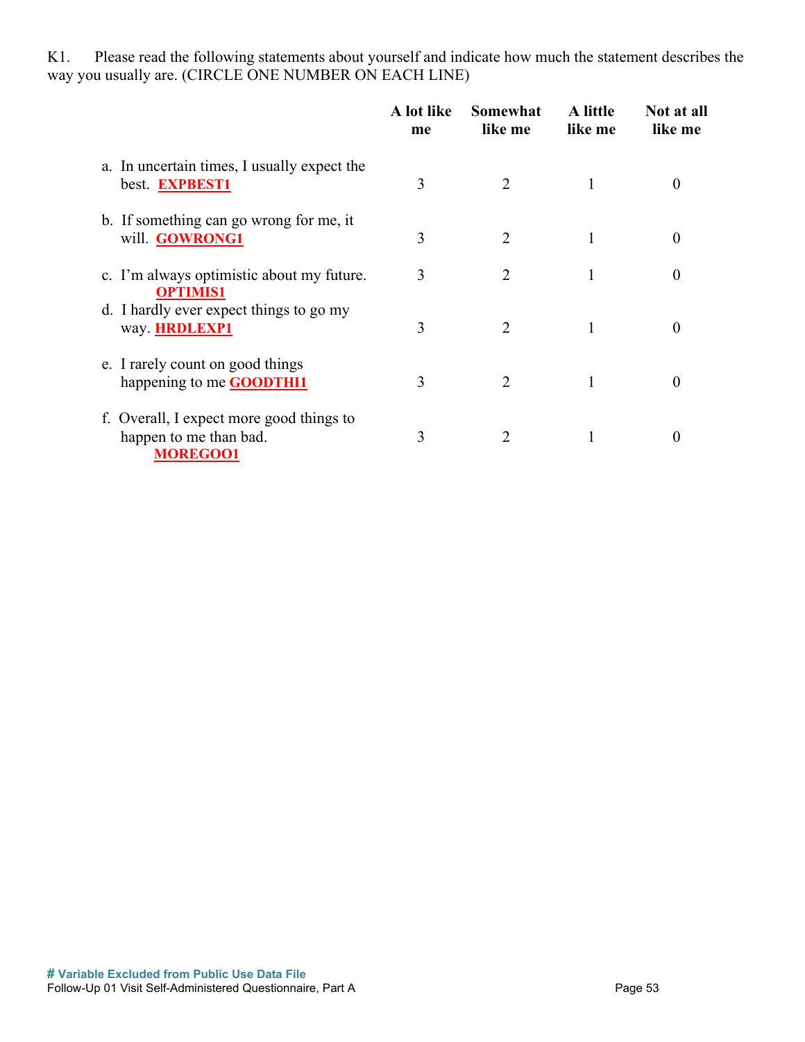K1. Please read the following statements about yourself and indicate how much the statement describes the way you usually are. (CIRCLE ONE NUMBER ON EACH LINE)

| | A lot like me | Somewhat like me | A little like me | Not at all like me |
|---|---|---|---|---|
| a. In uncertain times, I usually expect the best. **EXPBEST1** | 3 | 2 | 1 | 0 |
| b. If something can go wrong for me, it will. **GOWRONG1** | 3 | 2 | 1 | 0 |
| c. I'm always optimistic about my future. **OPTIMIS1** | 3 | 2 | 1 | 0 |
| d. I hardly ever expect things to go my way. **HRDLEXP1** | 3 | 2 | 1 | 0 |
| e. I rarely count on good things happening to me **GOODTHI1** | 3 | 2 | 1 | 0 |
| f. Overall, I expect more good things to happen to me than bad. **MOREGOO1** | 3 | 2 | 1 | 0 |

**# Variable Excluded from Public Use Data File**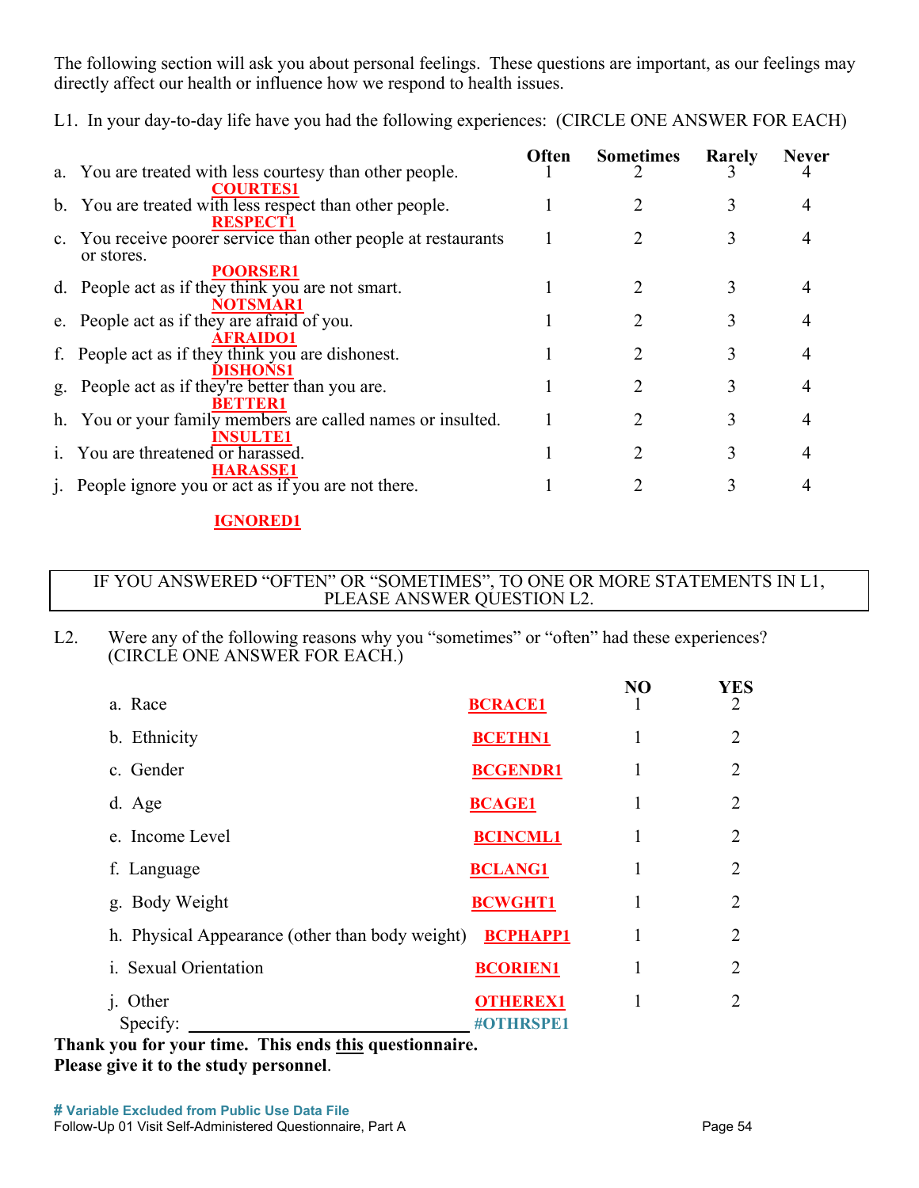The following section will ask you about personal feelings. These questions are important, as our feelings may directly affect our health or influence how we respond to health issues.

L1. In your day-to-day life have you had the following experiences: (CIRCLE ONE ANSWER FOR EACH)

| | Often | Sometimes | Rarely | Never |
|---|---|---|---|---|
| a. You are treated with less courtesy than other people. **COURTES1** | 1 | 2 | 3 | 4 |
| b. You are treated with less respect than other people. **RESPECT1** | 1 | 2 | 3 | 4 |
| c. You receive poorer service than other people at restaurants or stores. **POORSER1** | 1 | 2 | 3 | 4 |
| d. People act as if they think you are not smart. **NOTSMAR1** | 1 | 2 | 3 | 4 |
| e. People act as if they are afraid of you. **AFRAIDO1** | 1 | 2 | 3 | 4 |
| f. People act as if they think you are dishonest. **DISHONS1** | 1 | 2 | 3 | 4 |
| g. People act as if they're better than you are. **BETTER1** | 1 | 2 | 3 | 4 |
| h. You or your family members are called names or insulted. **INSULTE1** | 1 | 2 | 3 | 4 |
| i. You are threatened or harassed. **HARASSE1** | 1 | 2 | 3 | 4 |
| j. People ignore you or act as if you are not there. **IGNORED1** | 1 | 2 | 3 | 4 |

IF YOU ANSWERED "OFTEN" OR "SOMETIMES", TO ONE OR MORE STATEMENTS IN L1, PLEASE ANSWER QUESTION L2.

L2. Were any of the following reasons why you "sometimes" or "often" had these experiences? (CIRCLE ONE ANSWER FOR EACH.)

| | | NO | YES |
|---|---|---|---|
| a. Race | **BCRACE1** | 1 | 2 |
| b. Ethnicity | **BCETHN1** | 1 | 2 |
| c. Gender | **BCGENDR1** | 1 | 2 |
| d. Age | **BCAGE1** | 1 | 2 |
| e. Income Level | **BCINCML1** | 1 | 2 |
| f. Language | **BCLANG1** | 1 | 2 |
| g. Body Weight | **BCWGHT1** | 1 | 2 |
| h. Physical Appearance (other than body weight) | **BCPHAPP1** | 1 | 2 |
| i. Sexual Orientation | **BCORIEN1** | 1 | 2 |
| j. Other | **OTHEREX1** | 1 | 2 |
| Specify: ______________________________ | **#OTHRSPE1** | | |

**Thank you for your time. This ends this questionnaire.**
**Please give it to the study personnel**.

**# Variable Excluded from Public Use Data File**
Follow-Up 01 Visit Self-Administered Questionnaire, Part A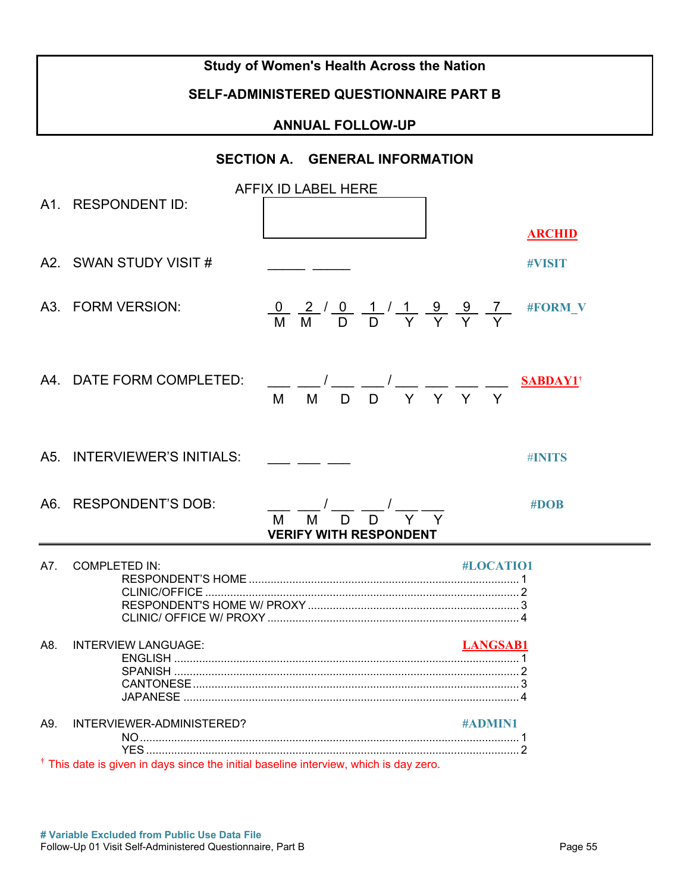**Study of Women's Health Across the Nation**

**SELF-ADMINISTERED QUESTIONNAIRE PART B**

**ANNUAL FOLLOW-UP**

## SECTION A. GENERAL INFORMATION

A1. RESPONDENT ID: AFFIX ID LABEL HERE — **ARCHID**

A2. SWAN STUDY VISIT # _____ _____ — **#VISIT**

A3. FORM VERSION: 0 2 / 0 1 / 1 9 9 7 (M M D D Y Y Y Y) — **#FORM_V**

A4. DATE FORM COMPLETED: ___ ___ / ___ ___ / ___ ___ ___ ___ (M M D D Y Y Y Y) — **SABDAY1†**

A5. INTERVIEWER'S INITIALS: ___ ___ ___ — **#INITS**

A6. RESPONDENT'S DOB: ___ ___ / ___ ___ / ___ ___ (M M D D Y Y) — **#DOB**
**VERIFY WITH RESPONDENT**

---

A7. COMPLETED IN: **#LOCATIO1**
- RESPONDENT'S HOME ........ 1
- CLINIC/OFFICE ........ 2
- RESPONDENT'S HOME W/ PROXY ........ 3
- CLINIC/ OFFICE W/ PROXY ........ 4

A8. INTERVIEW LANGUAGE: **LANGSAB1**
- ENGLISH ........ 1
- SPANISH ........ 2
- CANTONESE ........ 3
- JAPANESE ........ 4

A9. INTERVIEWER-ADMINISTERED? **#ADMIN1**
- NO ........ 1
- YES ........ 2

† This date is given in days since the initial baseline interview, which is day zero.

**# Variable Excluded from Public Use Data File**
Follow-Up 01 Visit Self-Administered Questionnaire, Part B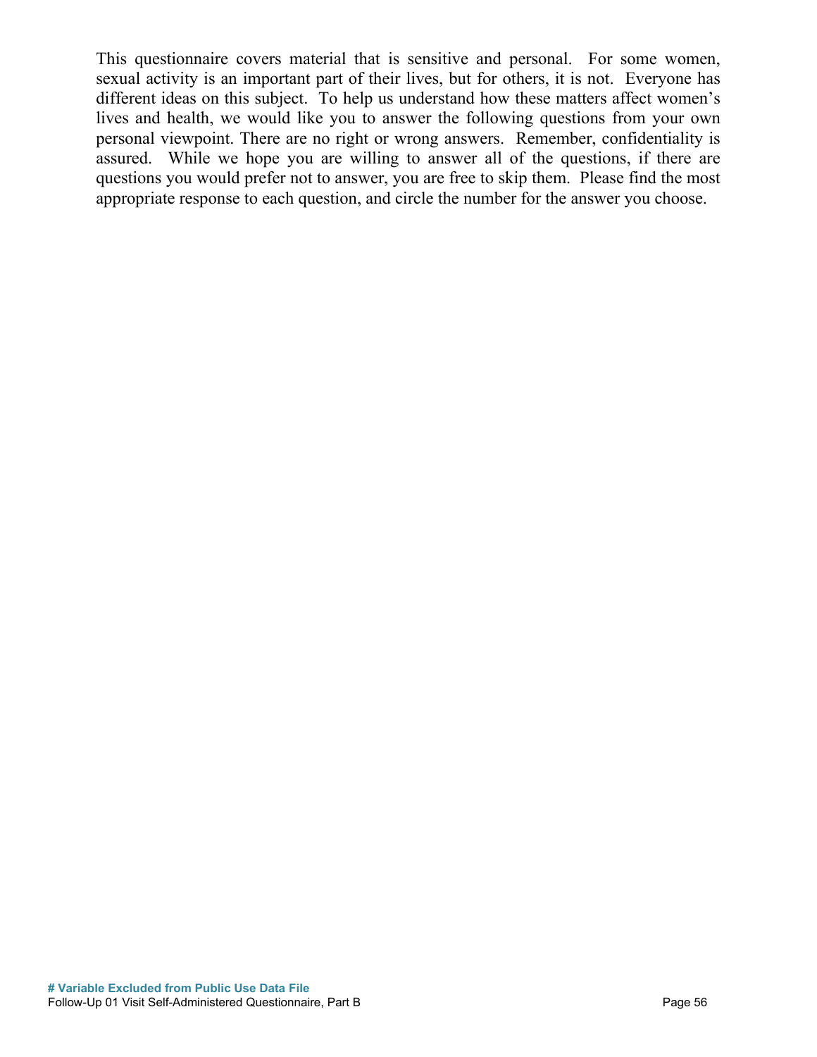This questionnaire covers material that is sensitive and personal. For some women, sexual activity is an important part of their lives, but for others, it is not. Everyone has different ideas on this subject. To help us understand how these matters affect women's lives and health, we would like you to answer the following questions from your own personal viewpoint. There are no right or wrong answers. Remember, confidentiality is assured. While we hope you are willing to answer all of the questions, if there are questions you would prefer not to answer, you are free to skip them. Please find the most appropriate response to each question, and circle the number for the answer you choose.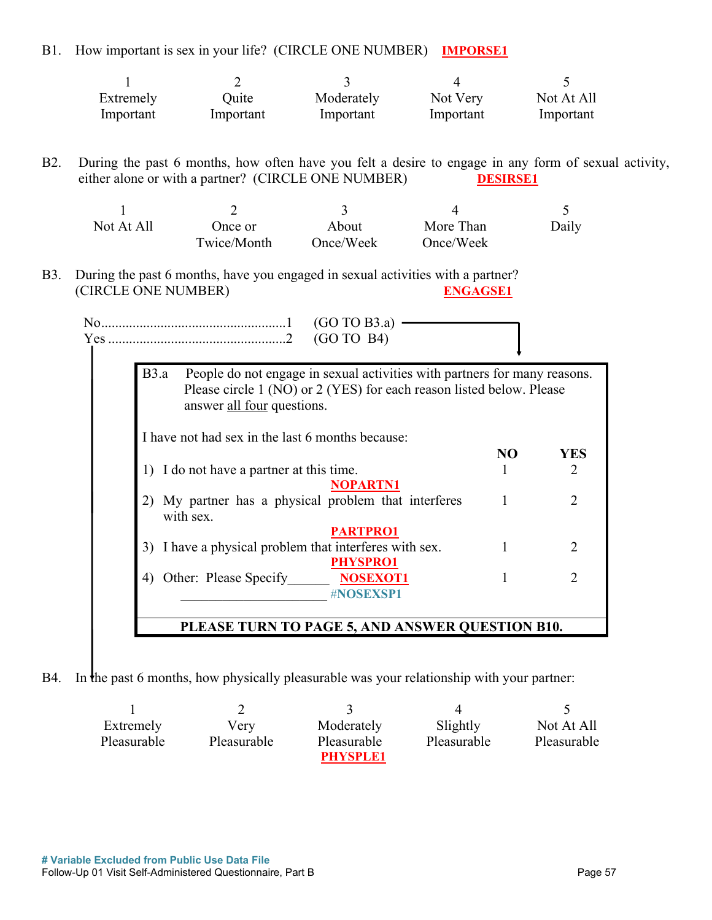B1. How important is sex in your life? (CIRCLE ONE NUMBER) **IMPORSE1**

| 1 | 2 | 3 | 4 | 5 |
|---|---|---|---|---|
| Extremely Important | Quite Important | Moderately Important | Not Very Important | Not At All Important |

B2. During the past 6 months, how often have you felt a desire to engage in any form of sexual activity, either alone or with a partner? (CIRCLE ONE NUMBER) **DESIRSE1**

| 1 | 2 | 3 | 4 | 5 |
|---|---|---|---|---|
| Not At All | Once or Twice/Month | About Once/Week | More Than Once/Week | Daily |

B3. During the past 6 months, have you engaged in sexual activities with a partner? (CIRCLE ONE NUMBER) **ENGAGSE1**

No.....................................................1 (GO TO B3.a)
Yes ...................................................2 (GO TO B4)

B3.a People do not engage in sexual activities with partners for many reasons. Please circle 1 (NO) or 2 (YES) for each reason listed below. Please answer all four questions.

I have not had sex in the last 6 months because:

| | NO | YES |
|---|---|---|
| 1) I do not have a partner at this time. **NOPARTN1** | 1 | 2 |
| 2) My partner has a physical problem that interferes with sex. **PARTPRO1** | 1 | 2 |
| 3) I have a physical problem that interferes with sex. **PHYSPRO1** | 1 | 2 |
| 4) Other: Please Specify______ **NOSEXOT1** ______________________ **#NOSEXSP1** | 1 | 2 |

**PLEASE TURN TO PAGE 5, AND ANSWER QUESTION B10.**

B4. In the past 6 months, how physically pleasurable was your relationship with your partner:

| 1 | 2 | 3 | 4 | 5 |
|---|---|---|---|---|
| Extremely Pleasurable | Very Pleasurable | Moderately Pleasurable | Slightly Pleasurable | Not At All Pleasurable |

**PHYSPLE1**

**# Variable Excluded from Public Use Data File**

Follow-Up 01 Visit Self-Administered Questionnaire, Part B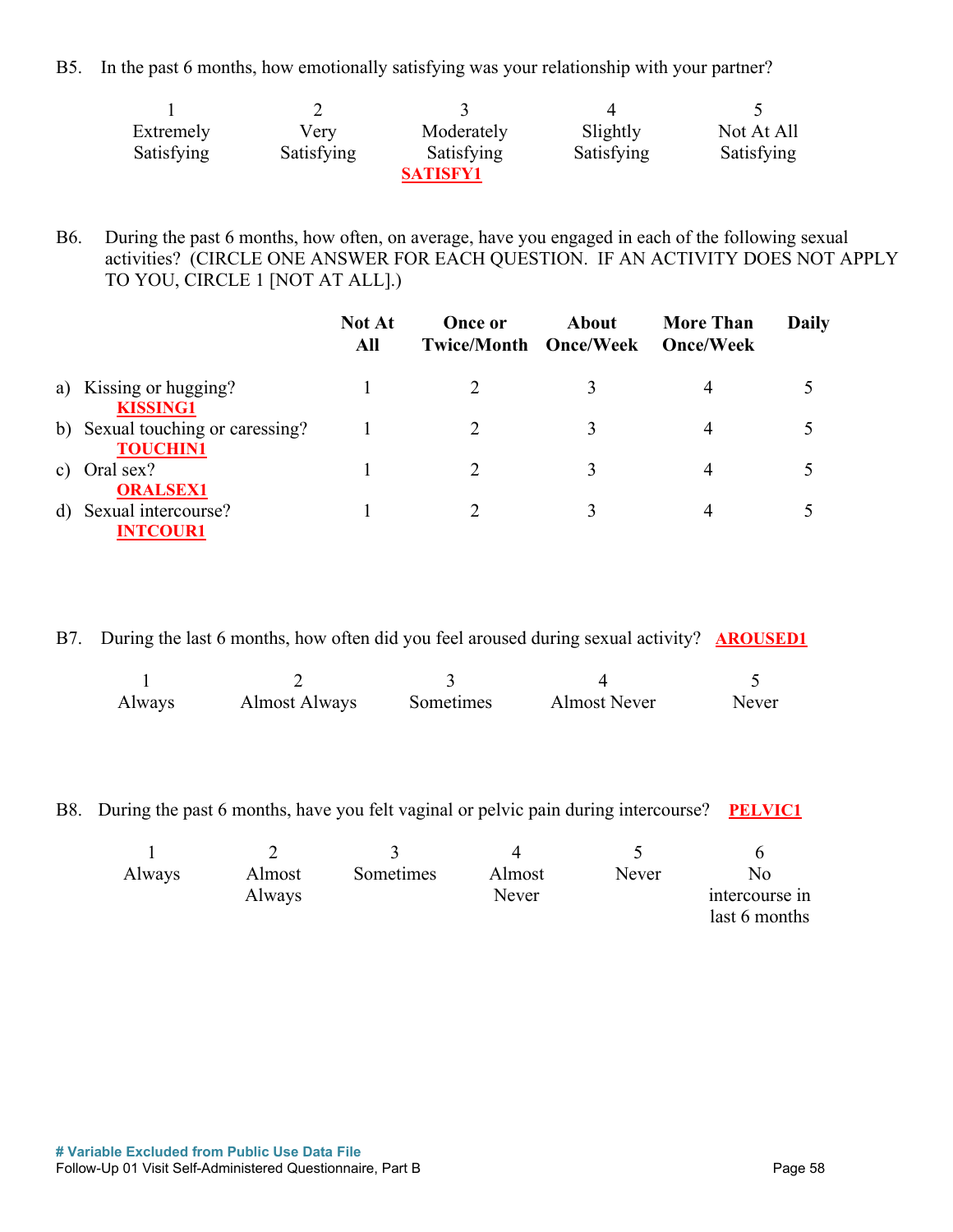B5. In the past 6 months, how emotionally satisfying was your relationship with your partner?

| 1 | 2 | 3 | 4 | 5 |
|---|---|---|---|---|
| Extremely Satisfying | Very Satisfying | Moderately Satisfying | Slightly Satisfying | Not At All Satisfying |

**SATISFY1**

B6. During the past 6 months, how often, on average, have you engaged in each of the following sexual activities? (CIRCLE ONE ANSWER FOR EACH QUESTION. IF AN ACTIVITY DOES NOT APPLY TO YOU, CIRCLE 1 [NOT AT ALL].)

| | **Not At All** | **Once or Twice/Month** | **About Once/Week** | **More Than Once/Week** | **Daily** |
|---|---|---|---|---|---|
| a) Kissing or hugging? **KISSING1** | 1 | 2 | 3 | 4 | 5 |
| b) Sexual touching or caressing? **TOUCHIN1** | 1 | 2 | 3 | 4 | 5 |
| c) Oral sex? **ORALSEX1** | 1 | 2 | 3 | 4 | 5 |
| d) Sexual intercourse? **INTCOUR1** | 1 | 2 | 3 | 4 | 5 |

B7. During the last 6 months, how often did you feel aroused during sexual activity? **AROUSED1**

| 1 | 2 | 3 | 4 | 5 |
|---|---|---|---|---|
| Always | Almost Always | Sometimes | Almost Never | Never |

B8. During the past 6 months, have you felt vaginal or pelvic pain during intercourse? **PELVIC1**

| 1 | 2 | 3 | 4 | 5 | 6 |
|---|---|---|---|---|---|
| Always | Almost Always | Sometimes | Almost Never | Never | No intercourse in last 6 months |

**# Variable Excluded from Public Use Data File**

Follow-Up 01 Visit Self-Administered Questionnaire, Part B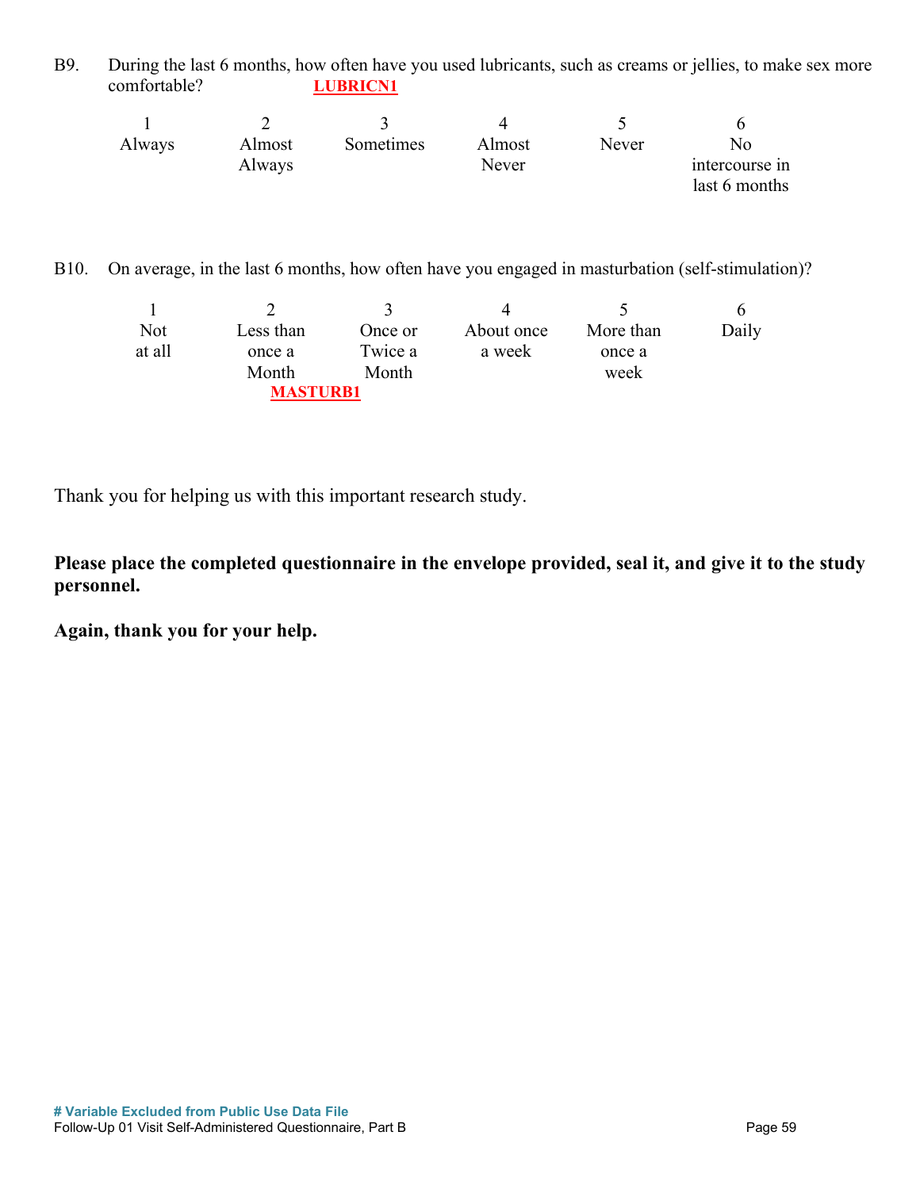B9. During the last 6 months, how often have you used lubricants, such as creams or jellies, to make sex more comfortable? **LUBRICN1**

| 1 | 2 | 3 | 4 | 5 | 6 |
|---|---|---|---|---|---|
| Always | Almost Always | Sometimes | Almost Never | Never | No intercourse in last 6 months |

B10. On average, in the last 6 months, how often have you engaged in masturbation (self-stimulation)?

| 1 | 2 | 3 | 4 | 5 | 6 |
|---|---|---|---|---|---|
| Not at all | Less than once a Month | Once or Twice a Month | About once a week | More than once a week | Daily |

**MASTURB1**

Thank you for helping us with this important research study.

**Please place the completed questionnaire in the envelope provided, seal it, and give it to the study personnel.**

**Again, thank you for your help.**

**# Variable Excluded from Public Use Data File**

Follow-Up 01 Visit Self-Administered Questionnaire, Part B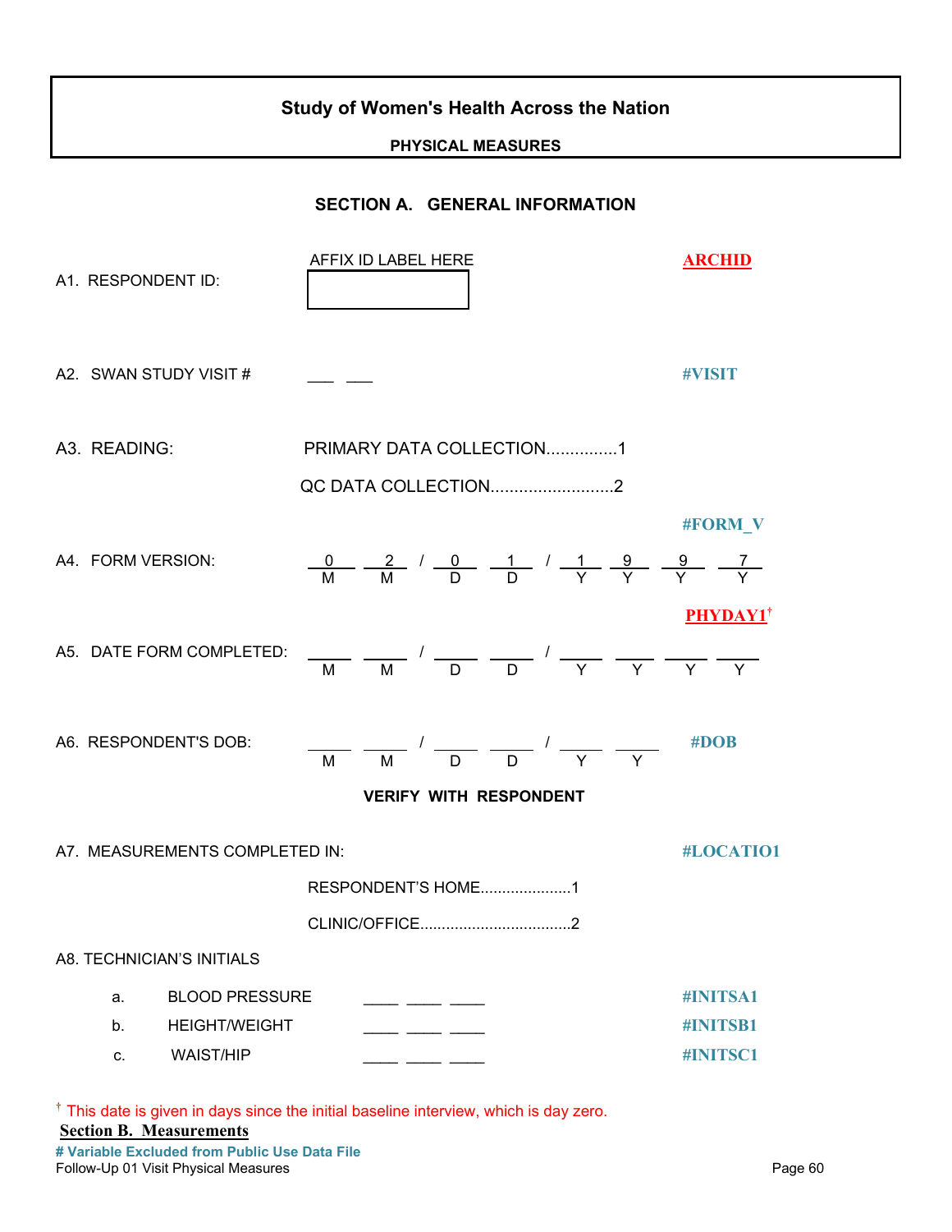# Study of Women's Health Across the Nation

**PHYSICAL MEASURES**

## SECTION A. GENERAL INFORMATION

A1. RESPONDENT ID: AFFIX ID LABEL HERE **ARCHID**

A2. SWAN STUDY VISIT # ___ ___ **#VISIT**

A3. READING:

PRIMARY DATA COLLECTION...............1

QC DATA COLLECTION..........................2

**#FORM_V**

A4. FORM VERSION: 0 2 / 0 1 / 1 9 9 7 (M M / D D / Y Y Y Y)

**PHYDAY1†**

A5. DATE FORM COMPLETED: ___ ___ / ___ ___ / ___ ___ ___ ___ (M M / D D / Y Y Y Y)

A6. RESPONDENT'S DOB: ___ ___ / ___ ___ / ___ ___ (M M / D D / Y Y) **#DOB**

**VERIFY WITH RESPONDENT**

A7. MEASUREMENTS COMPLETED IN: **#LOCATIO1**

RESPONDENT'S HOME.....................1

CLINIC/OFFICE..................................2

A8. TECHNICIAN'S INITIALS

| | | | |
|---|---|---|---|
| a. | BLOOD PRESSURE | ____ ____ ____ | **#INITSA1** |
| b. | HEIGHT/WEIGHT | ____ ____ ____ | **#INITSB1** |
| c. | WAIST/HIP | ____ ____ ____ | **#INITSC1** |

† This date is given in days since the initial baseline interview, which is day zero.

**Section B. Measurements**

**# Variable Excluded from Public Use Data File**

Follow-Up 01 Visit Physical Measures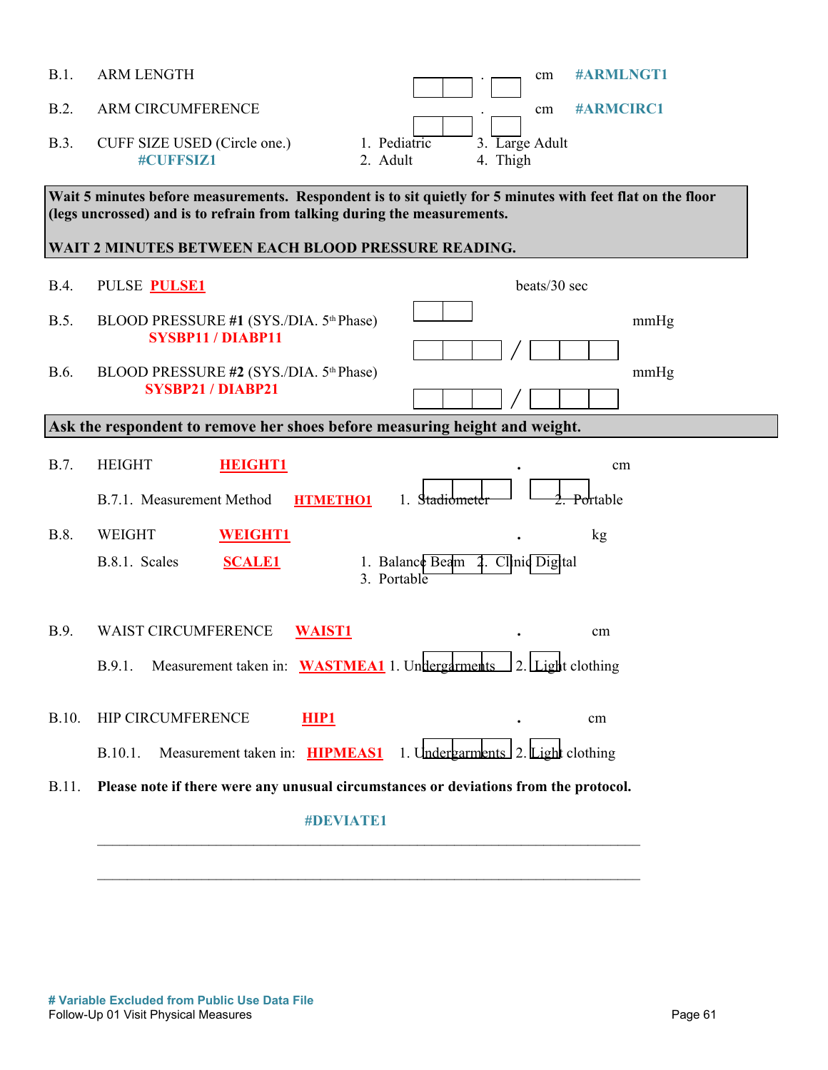B.1. ARM LENGTH ☐☐ . ☐ cm **#ARMLNGT1**

B.2. ARM CIRCUMFERENCE ☐☐ . ☐ cm **#ARMCIRC1**

B.3. CUFF SIZE USED (Circle one.) **#CUFFSIZ1**

1. Pediatric
2. Adult
3. Large Adult
4. Thigh

| **Wait 5 minutes before measurements. Respondent is to sit quietly for 5 minutes with feet flat on the floor (legs uncrossed) and is to refrain from talking during the measurements.** <br><br> **WAIT 2 MINUTES BETWEEN EACH BLOOD PRESSURE READING.** |
|---|

B.4. PULSE **PULSE1** ☐☐ beats/30 sec

B.5. BLOOD PRESSURE **#1** (SYS./DIA. 5th Phase) **SYSBP11 / DIABP11** ☐☐☐ / ☐☐☐ mmHg

B.6. BLOOD PRESSURE **#2** (SYS./DIA. 5th Phase) **SYSBP21 / DIABP21** ☐☐☐ / ☐☐☐ mmHg

| **Ask the respondent to remove her shoes before measuring height and weight.** |
|---|

B.7. HEIGHT **HEIGHT1** ☐☐☐ . ☐☐ cm

B.7.1. Measurement Method **HTMETHO1** 1. Stadiometer 2. Portable

B.8. WEIGHT **WEIGHT1** ☐☐☐ . ☐ kg

B.8.1. Scales **SCALE1** 1. Balance Beam 2. Clinic Digital 3. Portable

B.9. WAIST CIRCUMFERENCE **WAIST1** ☐☐☐ . ☐ cm

B.9.1. Measurement taken in: **WASTMEA1** 1. Undergarments 2. Light clothing

B.10. HIP CIRCUMFERENCE **HIP1** ☐☐☐ . ☐ cm

B.10.1. Measurement taken in: **HIPMEAS1** 1. Undergarments 2. Light clothing

B.11. **Please note if there were any unusual circumstances or deviations from the protocol.**

**#DEVIATE1**

\_\_\_\_\_\_\_\_\_\_\_\_\_\_\_\_\_\_\_\_\_\_\_\_\_\_\_\_\_\_\_\_\_\_\_\_\_\_\_\_\_\_\_\_\_\_\_\_\_\_\_\_\_\_\_\_\_\_\_\_\_\_\_\_

\_\_\_\_\_\_\_\_\_\_\_\_\_\_\_\_\_\_\_\_\_\_\_\_\_\_\_\_\_\_\_\_\_\_\_\_\_\_\_\_\_\_\_\_\_\_\_\_\_\_\_\_\_\_\_\_\_\_\_\_\_\_\_\_

**# Variable Excluded from Public Use Data File**

Follow-Up 01 Visit Physical Measures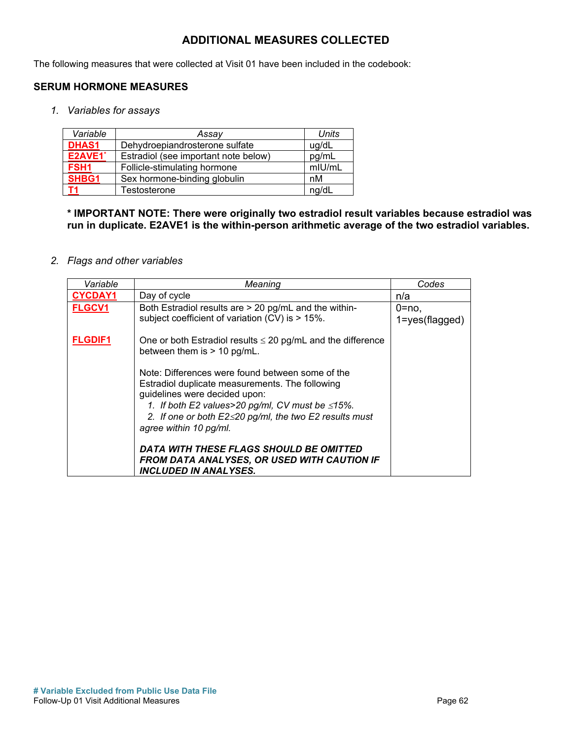# ADDITIONAL MEASURES COLLECTED

The following measures that were collected at Visit 01 have been included in the codebook:

## SERUM HORMONE MEASURES

1. *Variables for assays*

| *Variable* | *Assay* | *Units* |
|---|---|---|
| **DHAS1** | Dehydroepiandrosterone sulfate | ug/dL |
| **E2AVE1*** | Estradiol (see important note below) | pg/mL |
| **FSH1** | Follicle-stimulating hormone | mIU/mL |
| **SHBG1** | Sex hormone-binding globulin | nM |
| **T1** | Testosterone | ng/dL |

**\* IMPORTANT NOTE: There were originally two estradiol result variables because estradiol was run in duplicate. E2AVE1 is the within-person arithmetic average of the two estradiol variables.**

2. *Flags and other variables*

| *Variable* | *Meaning* | *Codes* |
|---|---|---|
| **CYCDAY1** | Day of cycle | n/a |
| **FLGCV1** | Both Estradiol results are > 20 pg/mL and the within-subject coefficient of variation (CV) is > 15%. | 0=no, 1=yes(flagged) |
| **FLGDIF1** | One or both Estradiol results ≤ 20 pg/mL and the difference between them is > 10 pg/mL.<br><br>Note: Differences were found between some of the Estradiol duplicate measurements. The following guidelines were decided upon:<br>1. *If both E2 values>20 pg/ml, CV must be ≤15%.*<br>2. *If one or both E2≤20 pg/ml, the two E2 results must agree within 10 pg/ml.*<br><br>***DATA WITH THESE FLAGS SHOULD BE OMITTED FROM DATA ANALYSES, OR USED WITH CAUTION IF INCLUDED IN ANALYSES.*** | |

**# Variable Excluded from Public Use Data File**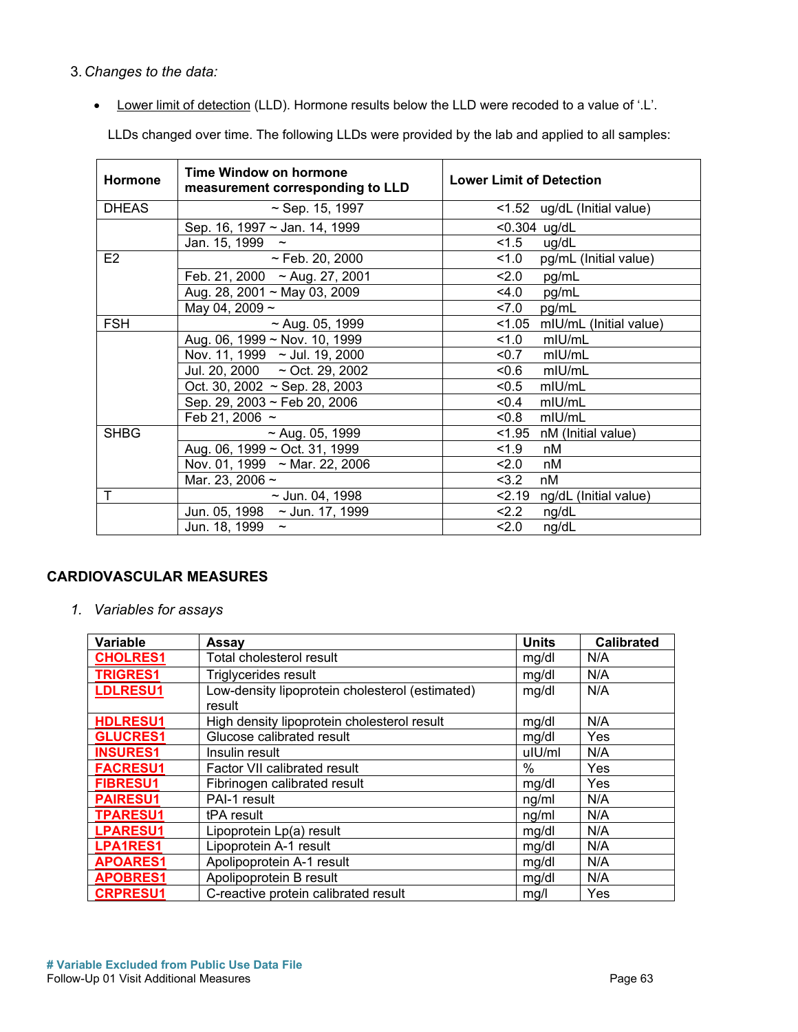3. *Changes to the data:*

- Lower limit of detection (LLD). Hormone results below the LLD were recoded to a value of '.L'.

  LLDs changed over time. The following LLDs were provided by the lab and applied to all samples:

| Hormone | Time Window on hormone measurement corresponding to LLD | Lower Limit of Detection |
|---|---|---|
| DHEAS | ~ Sep. 15, 1997 | <1.52 ug/dL (Initial value) |
| | Sep. 16, 1997 ~ Jan. 14, 1999 | <0.304 ug/dL |
| | Jan. 15, 1999 ~ | <1.5 ug/dL |
| E2 | ~ Feb. 20, 2000 | <1.0 pg/mL (Initial value) |
| | Feb. 21, 2000 ~ Aug. 27, 2001 | <2.0 pg/mL |
| | Aug. 28, 2001 ~ May 03, 2009 | <4.0 pg/mL |
| | May 04, 2009 ~ | <7.0 pg/mL |
| FSH | ~ Aug. 05, 1999 | <1.05 mIU/mL (Initial value) |
| | Aug. 06, 1999 ~ Nov. 10, 1999 | <1.0 mIU/mL |
| | Nov. 11, 1999 ~ Jul. 19, 2000 | <0.7 mIU/mL |
| | Jul. 20, 2000 ~ Oct. 29, 2002 | <0.6 mIU/mL |
| | Oct. 30, 2002 ~ Sep. 28, 2003 | <0.5 mIU/mL |
| | Sep. 29, 2003 ~ Feb 20, 2006 | <0.4 mIU/mL |
| | Feb 21, 2006 ~ | <0.8 mIU/mL |
| SHBG | ~ Aug. 05, 1999 | <1.95 nM (Initial value) |
| | Aug. 06, 1999 ~ Oct. 31, 1999 | <1.9 nM |
| | Nov. 01, 1999 ~ Mar. 22, 2006 | <2.0 nM |
| | Mar. 23, 2006 ~ | <3.2 nM |
| T | ~ Jun. 04, 1998 | <2.19 ng/dL (Initial value) |
| | Jun. 05, 1998 ~ Jun. 17, 1999 | <2.2 ng/dL |
| | Jun. 18, 1999 ~ | <2.0 ng/dL |

## CARDIOVASCULAR MEASURES

1. *Variables for assays*

| Variable | Assay | Units | Calibrated |
|---|---|---|---|
| CHOLRES1 | Total cholesterol result | mg/dl | N/A |
| TRIGRES1 | Triglycerides result | mg/dl | N/A |
| LDLRESU1 | Low-density lipoprotein cholesterol (estimated) result | mg/dl | N/A |
| HDLRESU1 | High density lipoprotein cholesterol result | mg/dl | N/A |
| GLUCRES1 | Glucose calibrated result | mg/dl | Yes |
| INSURES1 | Insulin result | uIU/ml | N/A |
| FACRESU1 | Factor VII calibrated result | % | Yes |
| FIBRESU1 | Fibrinogen calibrated result | mg/dl | Yes |
| PAIRESU1 | PAI-1 result | ng/ml | N/A |
| TPARESU1 | tPA result | ng/ml | N/A |
| LPARESU1 | Lipoprotein Lp(a) result | mg/dl | N/A |
| LPA1RES1 | Lipoprotein A-1 result | mg/dl | N/A |
| APOARES1 | Apolipoprotein A-1 result | mg/dl | N/A |
| APOBRES1 | Apolipoprotein B result | mg/dl | N/A |
| CRPRESU1 | C-reactive protein calibrated result | mg/l | Yes |

# Variable Excluded from Public Use Data File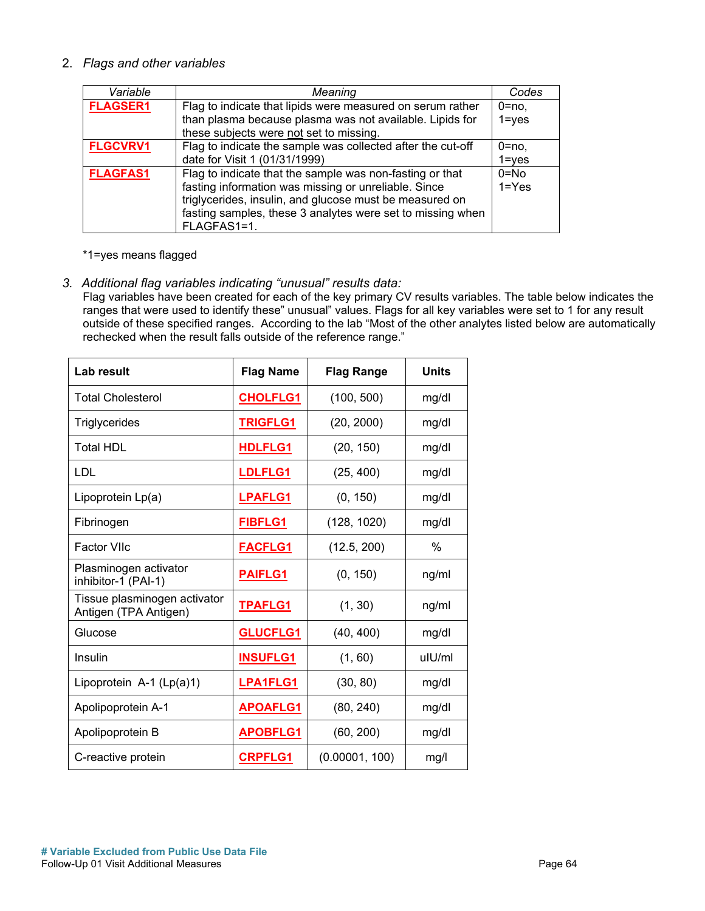2. *Flags and other variables*

| *Variable* | *Meaning* | *Codes* |
|---|---|---|
| FLAGSER1 | Flag to indicate that lipids were measured on serum rather than plasma because plasma was not available. Lipids for these subjects were not set to missing. | 0=no, 1=yes |
| FLGCVRV1 | Flag to indicate the sample was collected after the cut-off date for Visit 1 (01/31/1999) | 0=no, 1=yes |
| FLAGFAS1 | Flag to indicate that the sample was non-fasting or that fasting information was missing or unreliable. Since triglycerides, insulin, and glucose must be measured on fasting samples, these 3 analytes were set to missing when FLAGFAS1=1. | 0=No 1=Yes |

*1=yes means flagged

3. *Additional flag variables indicating "unusual" results data:*
   Flag variables have been created for each of the key primary CV results variables. The table below indicates the ranges that were used to identify these" unusual" values. Flags for all key variables were set to 1 for any result outside of these specified ranges. According to the lab "Most of the other analytes listed below are automatically rechecked when the result falls outside of the reference range."

| **Lab result** | **Flag Name** | **Flag Range** | **Units** |
|---|---|---|---|
| Total Cholesterol | CHOLFLG1 | (100, 500) | mg/dl |
| Triglycerides | TRIGFLG1 | (20, 2000) | mg/dl |
| Total HDL | HDLFLG1 | (20, 150) | mg/dl |
| LDL | LDLFLG1 | (25, 400) | mg/dl |
| Lipoprotein Lp(a) | LPAFLG1 | (0, 150) | mg/dl |
| Fibrinogen | FIBFLG1 | (128, 1020) | mg/dl |
| Factor VIIc | FACFLG1 | (12.5, 200) | % |
| Plasminogen activator inhibitor-1 (PAI-1) | PAIFLG1 | (0, 150) | ng/ml |
| Tissue plasminogen activator Antigen (TPA Antigen) | TPAFLG1 | (1, 30) | ng/ml |
| Glucose | GLUCFLG1 | (40, 400) | mg/dl |
| Insulin | INSUFLG1 | (1, 60) | uIU/ml |
| Lipoprotein A-1 (Lp(a)1) | LPA1FLG1 | (30, 80) | mg/dl |
| Apolipoprotein A-1 | APOAFLG1 | (80, 240) | mg/dl |
| Apolipoprotein B | APOBFLG1 | (60, 200) | mg/dl |
| C-reactive protein | CRPFLG1 | (0.00001, 100) | mg/l |

**# Variable Excluded from Public Use Data File**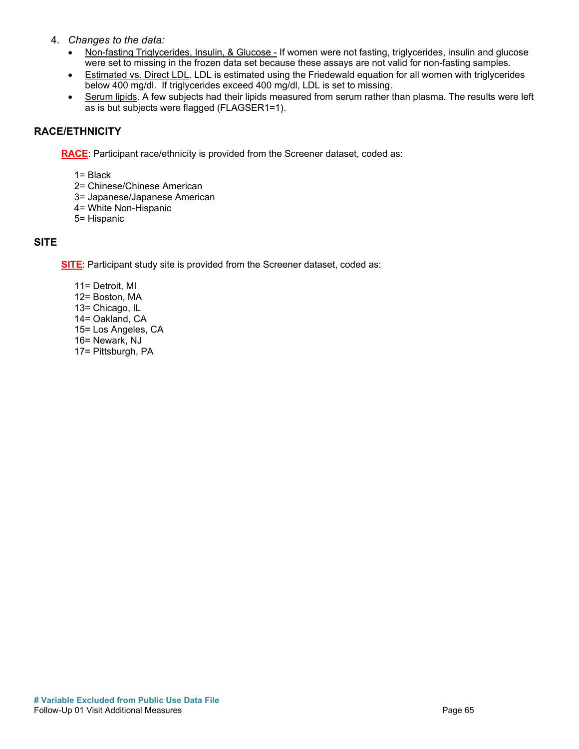4. *Changes to the data:*
   - Non-fasting Triglycerides, Insulin, & Glucose - If women were not fasting, triglycerides, insulin and glucose were set to missing in the frozen data set because these assays are not valid for non-fasting samples.
   - Estimated vs. Direct LDL. LDL is estimated using the Friedewald equation for all women with triglycerides below 400 mg/dl. If triglycerides exceed 400 mg/dl, LDL is set to missing.
   - Serum lipids. A few subjects had their lipids measured from serum rather than plasma. The results were left as is but subjects were flagged (FLAGSER1=1).

### RACE/ETHNICITY

**RACE**: Participant race/ethnicity is provided from the Screener dataset, coded as:

1= Black
2= Chinese/Chinese American
3= Japanese/Japanese American
4= White Non-Hispanic
5= Hispanic

### SITE

**SITE**: Participant study site is provided from the Screener dataset, coded as:

11= Detroit, MI
12= Boston, MA
13= Chicago, IL
14= Oakland, CA
15= Los Angeles, CA
16= Newark, NJ
17= Pittsburgh, PA

**# Variable Excluded from Public Use Data File**